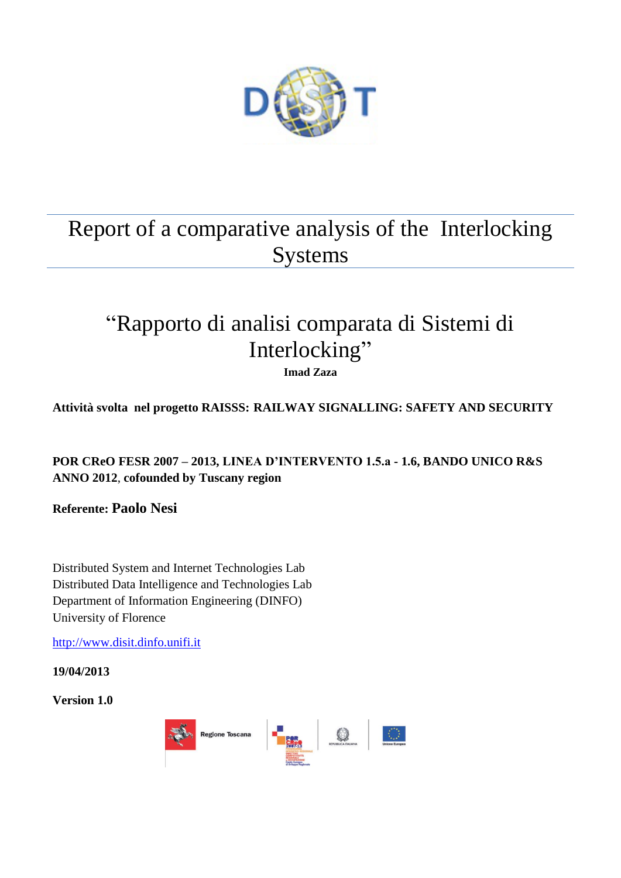# Report of a comparative analysis of the Interlocking Systems

## "Rapporto di analisi comparata di Sistemi di Interlocking"

**Imad Zaza**

**Attività svolta nel progetto RAISSS: RAILWAY SIGNALLING: SAFETY AND SECURITY**

**POR CReO FESR 2007 – 2013, LINEA D'INTERVENTO 1.5.a - 1.6, BANDO UNICO R&S ANNO 2012, cofounded by Tuscany region**

**Referente: Paolo Nesi**

Distributed System and Internet Technologies Lab
Distributed Data Intelligence and Technologies Lab
Department of Information Engineering (DINFO)
University of Florence

http://www.disit.dinfo.unifi.it

**19/04/2013**

**Version 1.0**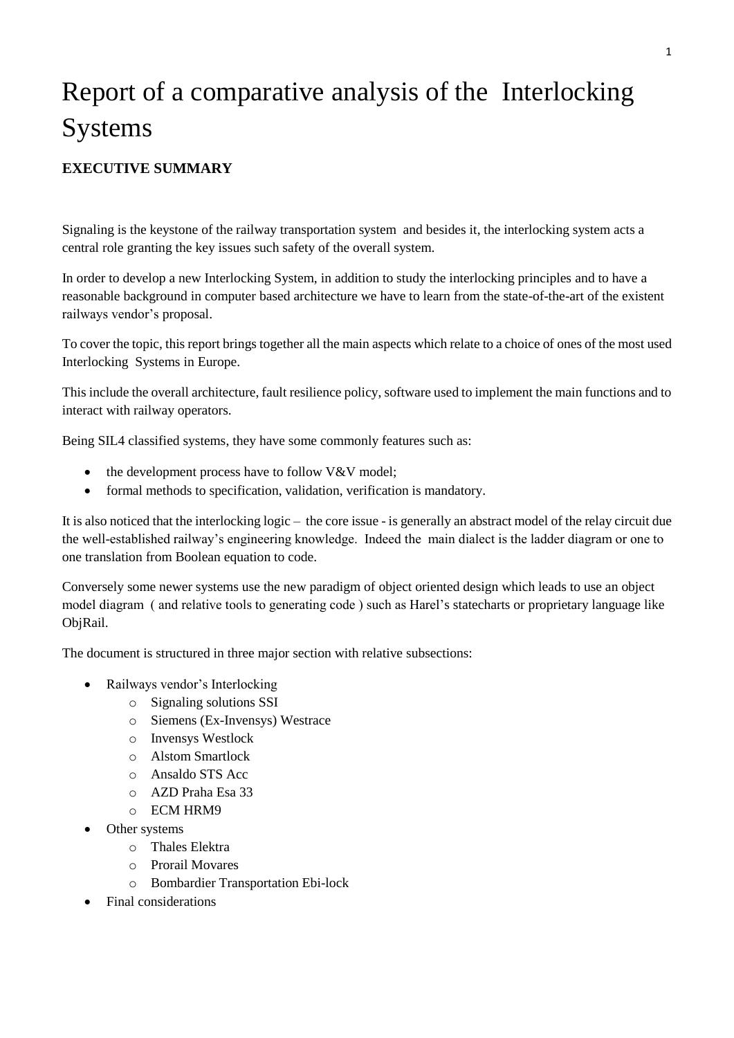# Report of a comparative analysis of the Interlocking Systems

## EXECUTIVE SUMMARY

Signaling is the keystone of the railway transportation system and besides it, the interlocking system acts a central role granting the key issues such safety of the overall system.

In order to develop a new Interlocking System, in addition to study the interlocking principles and to have a reasonable background in computer based architecture we have to learn from the state-of-the-art of the existent railways vendor's proposal.

To cover the topic, this report brings together all the main aspects which relate to a choice of ones of the most used Interlocking Systems in Europe.

This include the overall architecture, fault resilience policy, software used to implement the main functions and to interact with railway operators.

Being SIL4 classified systems, they have some commonly features such as:

- the development process have to follow V&V model;
- formal methods to specification, validation, verification is mandatory.

It is also noticed that the interlocking logic – the core issue - is generally an abstract model of the relay circuit due the well-established railway's engineering knowledge. Indeed the main dialect is the ladder diagram or one to one translation from Boolean equation to code.

Conversely some newer systems use the new paradigm of object oriented design which leads to use an object model diagram ( and relative tools to generating code ) such as Harel's statecharts or proprietary language like ObjRail.

The document is structured in three major section with relative subsections:

- Railways vendor's Interlocking
  - Signaling solutions SSI
  - Siemens (Ex-Invensys) Westrace
  - Invensys Westlock
  - Alstom Smartlock
  - Ansaldo STS Acc
  - AZD Praha Esa 33
  - ECM HRM9
- Other systems
  - Thales Elektra
  - Prorail Movares
  - Bombardier Transportation Ebi-lock
- Final considerations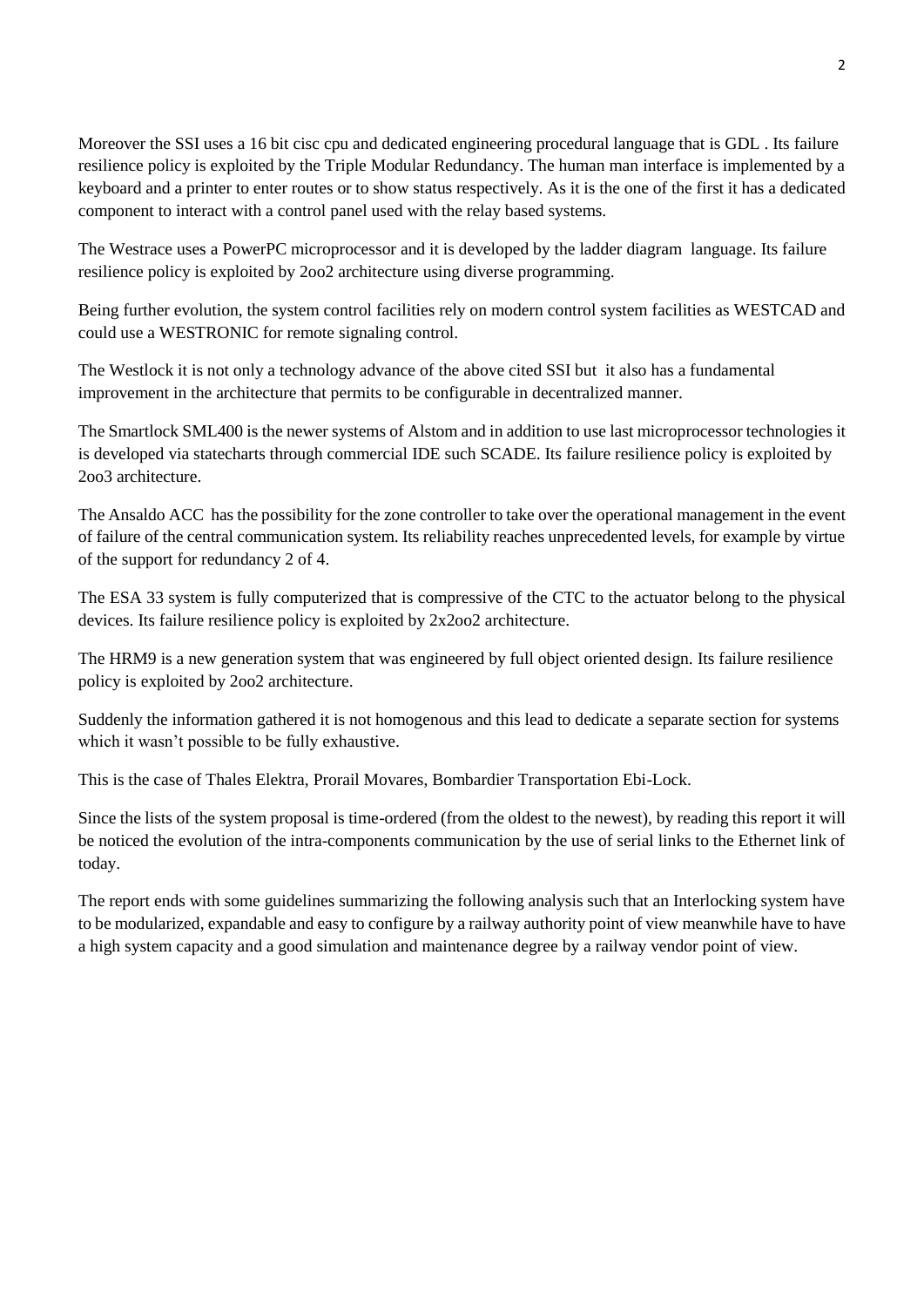Moreover the SSI uses a 16 bit cisc cpu and dedicated engineering procedural language that is GDL . Its failure resilience policy is exploited by the Triple Modular Redundancy. The human man interface is implemented by a keyboard and a printer to enter routes or to show status respectively. As it is the one of the first it has a dedicated component to interact with a control panel used with the relay based systems.

The Westrace uses a PowerPC microprocessor and it is developed by the ladder diagram language. Its failure resilience policy is exploited by 2oo2 architecture using diverse programming.

Being further evolution, the system control facilities rely on modern control system facilities as WESTCAD and could use a WESTRONIC for remote signaling control.

The Westlock it is not only a technology advance of the above cited SSI but it also has a fundamental improvement in the architecture that permits to be configurable in decentralized manner.

The Smartlock SML400 is the newer systems of Alstom and in addition to use last microprocessor technologies it is developed via statecharts through commercial IDE such SCADE. Its failure resilience policy is exploited by 2oo3 architecture.

The Ansaldo ACC has the possibility for the zone controller to take over the operational management in the event of failure of the central communication system. Its reliability reaches unprecedented levels, for example by virtue of the support for redundancy 2 of 4.

The ESA 33 system is fully computerized that is compressive of the CTC to the actuator belong to the physical devices. Its failure resilience policy is exploited by 2x2oo2 architecture.

The HRM9 is a new generation system that was engineered by full object oriented design. Its failure resilience policy is exploited by 2oo2 architecture.

Suddenly the information gathered it is not homogenous and this lead to dedicate a separate section for systems which it wasn't possible to be fully exhaustive.

This is the case of Thales Elektra, Prorail Movares, Bombardier Transportation Ebi-Lock.

Since the lists of the system proposal is time-ordered (from the oldest to the newest), by reading this report it will be noticed the evolution of the intra-components communication by the use of serial links to the Ethernet link of today.

The report ends with some guidelines summarizing the following analysis such that an Interlocking system have to be modularized, expandable and easy to configure by a railway authority point of view meanwhile have to have a high system capacity and a good simulation and maintenance degree by a railway vendor point of view.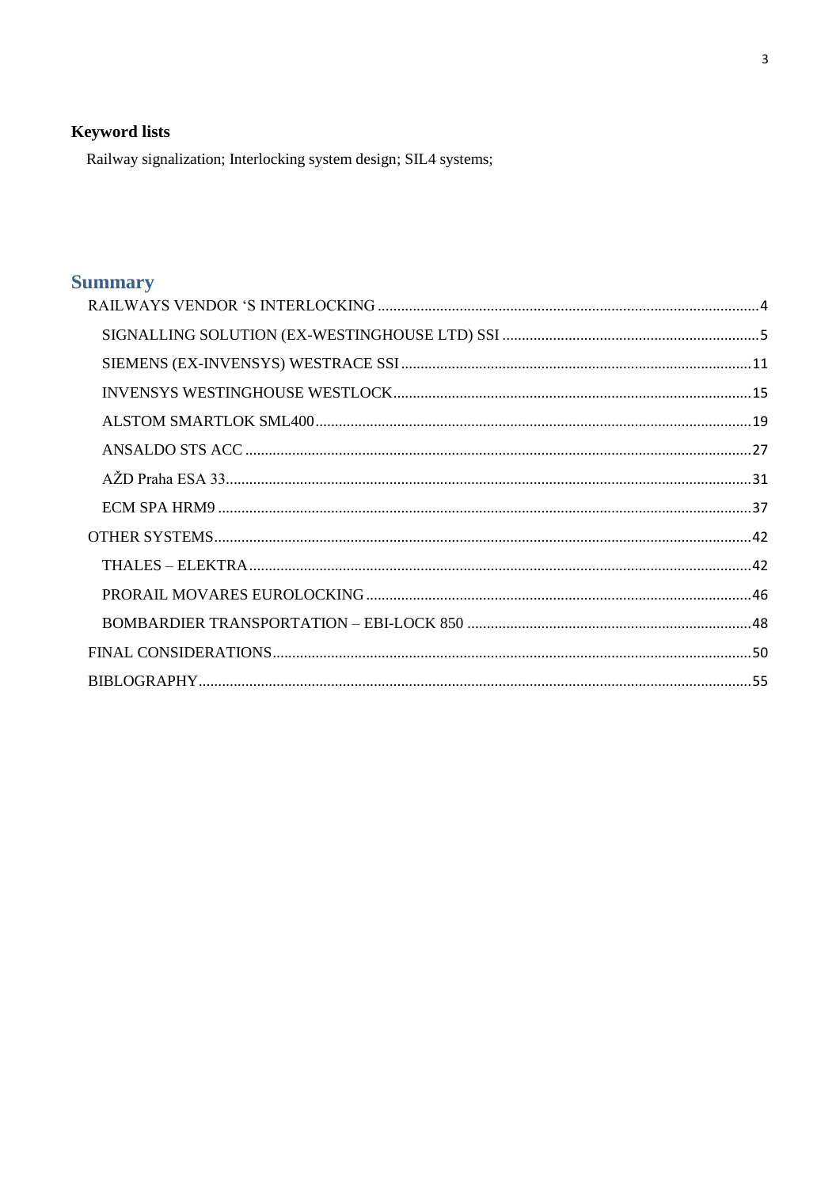### Keyword lists

Railway signalization; Interlocking system design; SIL4 systems;

## Summary

- RAILWAYS VENDOR 'S INTERLOCKING ..... 4
  - SIGNALLING SOLUTION (EX-WESTINGHOUSE LTD) SSI ..... 5
  - SIEMENS (EX-INVENSYS) WESTRACE SSI ..... 11
  - INVENSYS WESTINGHOUSE WESTLOCK ..... 15
  - ALSTOM SMARTLOK SML400 ..... 19
  - ANSALDO STS ACC ..... 27
  - AŽD Praha ESA 33 ..... 31
  - ECM SPA HRM9 ..... 37
- OTHER SYSTEMS ..... 42
  - THALES – ELEKTRA ..... 42
  - PRORAIL MOVARES EUROLOCKING ..... 46
  - BOMBARDIER TRANSPORTATION – EBI-LOCK 850 ..... 48
- FINAL CONSIDERATIONS ..... 50
- BIBLOGRAPHY ..... 55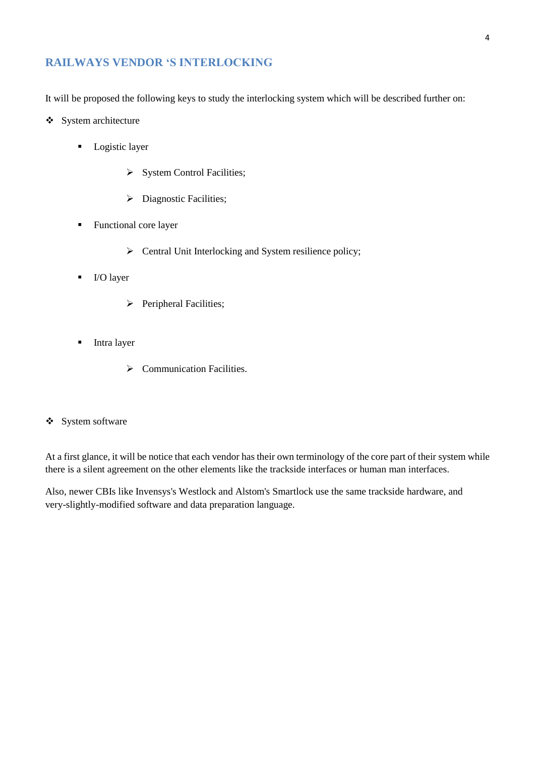## RAILWAYS VENDOR 'S INTERLOCKING

It will be proposed the following keys to study the interlocking system which will be described further on:

- System architecture
  - Logistic layer
    - System Control Facilities;
    - Diagnostic Facilities;
  - Functional core layer
    - Central Unit Interlocking and System resilience policy;
  - I/O layer
    - Peripheral Facilities;
  - Intra layer
    - Communication Facilities.
- System software

At a first glance, it will be notice that each vendor has their own terminology of the core part of their system while there is a silent agreement on the other elements like the trackside interfaces or human man interfaces.

Also, newer CBIs like Invensys's Westlock and Alstom's Smartlock use the same trackside hardware, and very-slightly-modified software and data preparation language.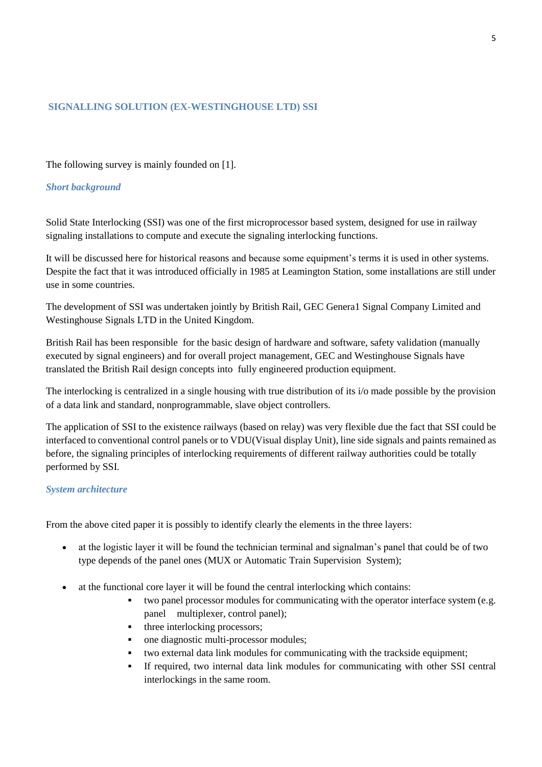## SIGNALLING SOLUTION (EX-WESTINGHOUSE LTD) SSI

The following survey is mainly founded on [1].

### *Short background*

Solid State Interlocking (SSI) was one of the first microprocessor based system, designed for use in railway signaling installations to compute and execute the signaling interlocking functions.

It will be discussed here for historical reasons and because some equipment's terms it is used in other systems. Despite the fact that it was introduced officially in 1985 at Leamington Station, some installations are still under use in some countries.

The development of SSI was undertaken jointly by British Rail, GEC Genera1 Signal Company Limited and Westinghouse Signals LTD in the United Kingdom.

British Rail has been responsible for the basic design of hardware and software, safety validation (manually executed by signal engineers) and for overall project management, GEC and Westinghouse Signals have translated the British Rail design concepts into fully engineered production equipment.

The interlocking is centralized in a single housing with true distribution of its i/o made possible by the provision of a data link and standard, nonprogrammable, slave object controllers.

The application of SSI to the existence railways (based on relay) was very flexible due the fact that SSI could be interfaced to conventional control panels or to VDU(Visual display Unit), line side signals and paints remained as before, the signaling principles of interlocking requirements of different railway authorities could be totally performed by SSI.

### *System architecture*

From the above cited paper it is possibly to identify clearly the elements in the three layers:

- at the logistic layer it will be found the technician terminal and signalman's panel that could be of two type depends of the panel ones (MUX or Automatic Train Supervision System);
- at the functional core layer it will be found the central interlocking which contains:
  - two panel processor modules for communicating with the operator interface system (e.g. panel multiplexer, control panel);
  - three interlocking processors;
  - one diagnostic multi-processor modules;
  - two external data link modules for communicating with the trackside equipment;
  - If required, two internal data link modules for communicating with other SSI central interlockings in the same room.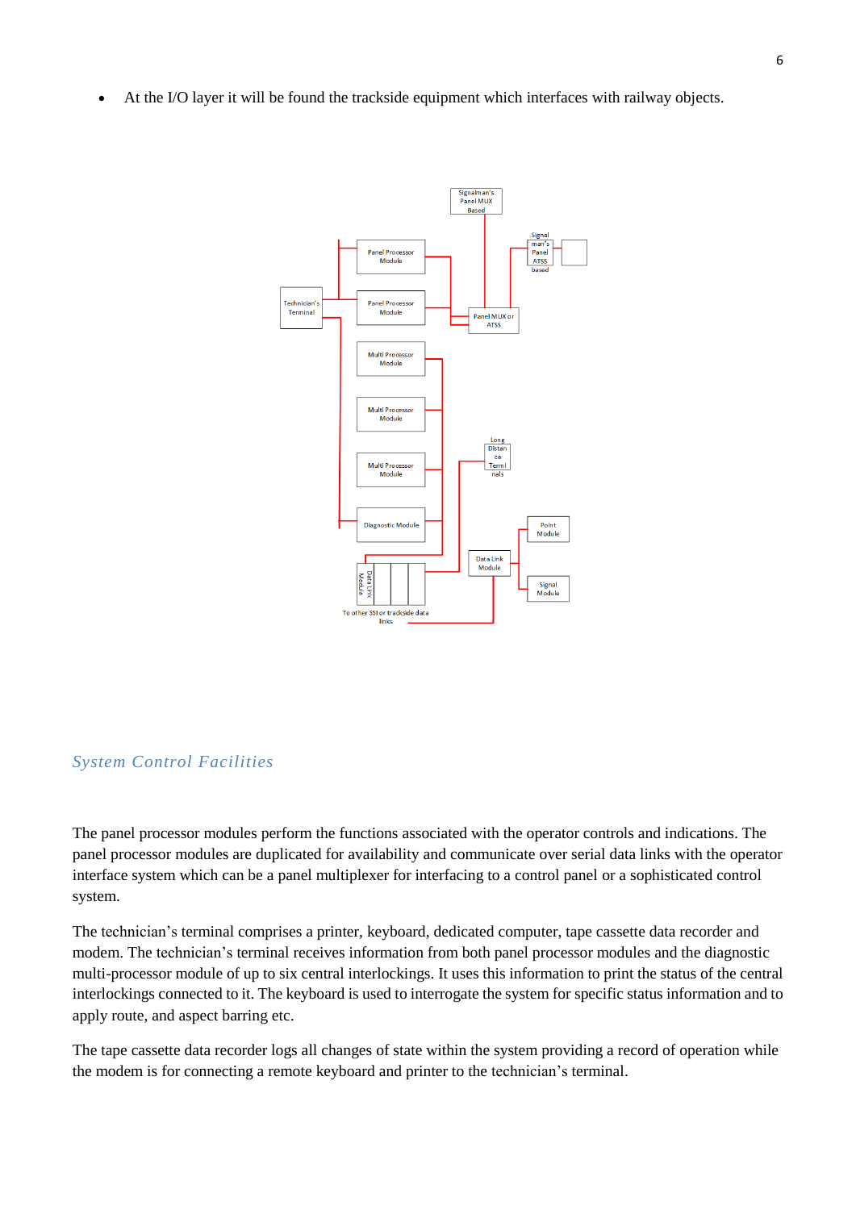- At the I/O layer it will be found the trackside equipment which interfaces with railway objects.

## *System Control Facilities*

The panel processor modules perform the functions associated with the operator controls and indications. The panel processor modules are duplicated for availability and communicate over serial data links with the operator interface system which can be a panel multiplexer for interfacing to a control panel or a sophisticated control system.

The technician's terminal comprises a printer, keyboard, dedicated computer, tape cassette data recorder and modem. The technician's terminal receives information from both panel processor modules and the diagnostic multi-processor module of up to six central interlockings. It uses this information to print the status of the central interlockings connected to it. The keyboard is used to interrogate the system for specific status information and to apply route, and aspect barring etc.

The tape cassette data recorder logs all changes of state within the system providing a record of operation while the modem is for connecting a remote keyboard and printer to the technician's terminal.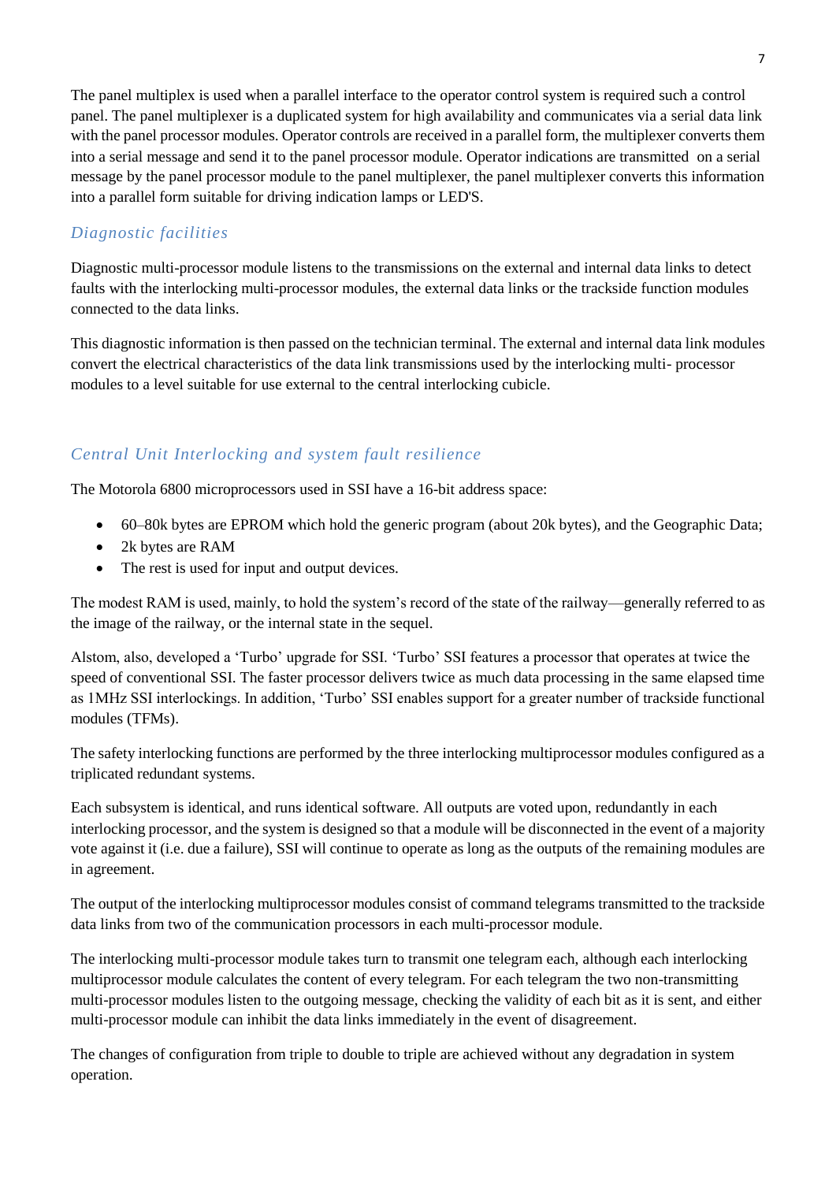The panel multiplex is used when a parallel interface to the operator control system is required such a control panel. The panel multiplexer is a duplicated system for high availability and communicates via a serial data link with the panel processor modules. Operator controls are received in a parallel form, the multiplexer converts them into a serial message and send it to the panel processor module. Operator indications are transmitted on a serial message by the panel processor module to the panel multiplexer, the panel multiplexer converts this information into a parallel form suitable for driving indication lamps or LED'S.

## *Diagnostic facilities*

Diagnostic multi-processor module listens to the transmissions on the external and internal data links to detect faults with the interlocking multi-processor modules, the external data links or the trackside function modules connected to the data links.

This diagnostic information is then passed on the technician terminal. The external and internal data link modules convert the electrical characteristics of the data link transmissions used by the interlocking multi- processor modules to a level suitable for use external to the central interlocking cubicle.

## *Central Unit Interlocking and system fault resilience*

The Motorola 6800 microprocessors used in SSI have a 16-bit address space:

- 60–80k bytes are EPROM which hold the generic program (about 20k bytes), and the Geographic Data;
- 2k bytes are RAM
- The rest is used for input and output devices.

The modest RAM is used, mainly, to hold the system's record of the state of the railway—generally referred to as the image of the railway, or the internal state in the sequel.

Alstom, also, developed a 'Turbo' upgrade for SSI. 'Turbo' SSI features a processor that operates at twice the speed of conventional SSI. The faster processor delivers twice as much data processing in the same elapsed time as 1MHz SSI interlockings. In addition, 'Turbo' SSI enables support for a greater number of trackside functional modules (TFMs).

The safety interlocking functions are performed by the three interlocking multiprocessor modules configured as a triplicated redundant systems.

Each subsystem is identical, and runs identical software. All outputs are voted upon, redundantly in each interlocking processor, and the system is designed so that a module will be disconnected in the event of a majority vote against it (i.e. due a failure), SSI will continue to operate as long as the outputs of the remaining modules are in agreement.

The output of the interlocking multiprocessor modules consist of command telegrams transmitted to the trackside data links from two of the communication processors in each multi-processor module.

The interlocking multi-processor module takes turn to transmit one telegram each, although each interlocking multiprocessor module calculates the content of every telegram. For each telegram the two non-transmitting multi-processor modules listen to the outgoing message, checking the validity of each bit as it is sent, and either multi-processor module can inhibit the data links immediately in the event of disagreement.

The changes of configuration from triple to double to triple are achieved without any degradation in system operation.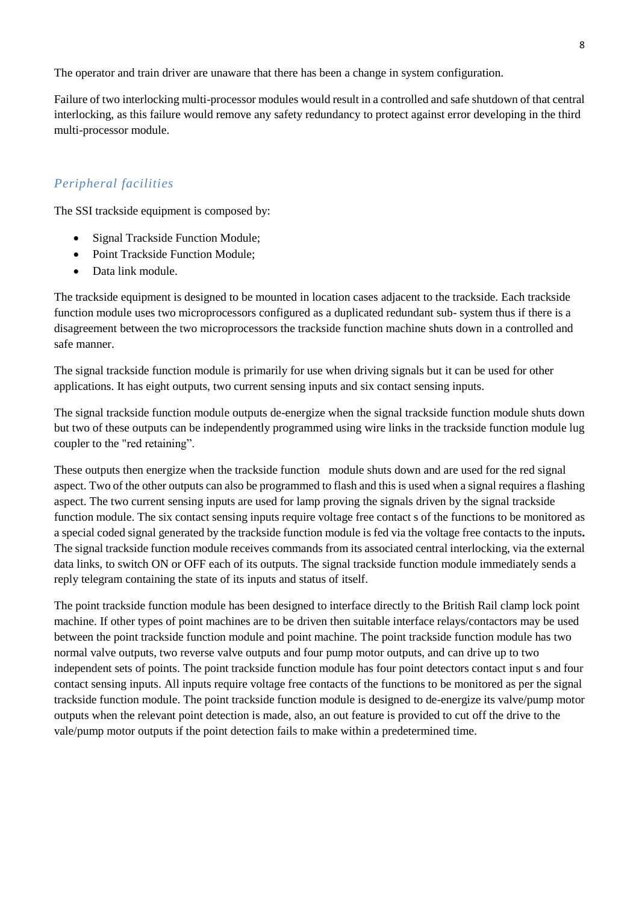The operator and train driver are unaware that there has been a change in system configuration.

Failure of two interlocking multi-processor modules would result in a controlled and safe shutdown of that central interlocking, as this failure would remove any safety redundancy to protect against error developing in the third multi-processor module.

## *Peripheral facilities*

The SSI trackside equipment is composed by:

- Signal Trackside Function Module;
- Point Trackside Function Module;
- Data link module.

The trackside equipment is designed to be mounted in location cases adjacent to the trackside. Each trackside function module uses two microprocessors configured as a duplicated redundant sub- system thus if there is a disagreement between the two microprocessors the trackside function machine shuts down in a controlled and safe manner.

The signal trackside function module is primarily for use when driving signals but it can be used for other applications. It has eight outputs, two current sensing inputs and six contact sensing inputs.

The signal trackside function module outputs de-energize when the signal trackside function module shuts down but two of these outputs can be independently programmed using wire links in the trackside function module lug coupler to the "red retaining".

These outputs then energize when the trackside function module shuts down and are used for the red signal aspect. Two of the other outputs can also be programmed to flash and this is used when a signal requires a flashing aspect. The two current sensing inputs are used for lamp proving the signals driven by the signal trackside function module. The six contact sensing inputs require voltage free contact s of the functions to be monitored as a special coded signal generated by the trackside function module is fed via the voltage free contacts to the inputs**.** The signal trackside function module receives commands from its associated central interlocking, via the external data links, to switch ON or OFF each of its outputs. The signal trackside function module immediately sends a reply telegram containing the state of its inputs and status of itself.

The point trackside function module has been designed to interface directly to the British Rail clamp lock point machine. If other types of point machines are to be driven then suitable interface relays/contactors may be used between the point trackside function module and point machine. The point trackside function module has two normal valve outputs, two reverse valve outputs and four pump motor outputs, and can drive up to two independent sets of points. The point trackside function module has four point detectors contact input s and four contact sensing inputs. All inputs require voltage free contacts of the functions to be monitored as per the signal trackside function module. The point trackside function module is designed to de-energize its valve/pump motor outputs when the relevant point detection is made, also, an out feature is provided to cut off the drive to the vale/pump motor outputs if the point detection fails to make within a predetermined time.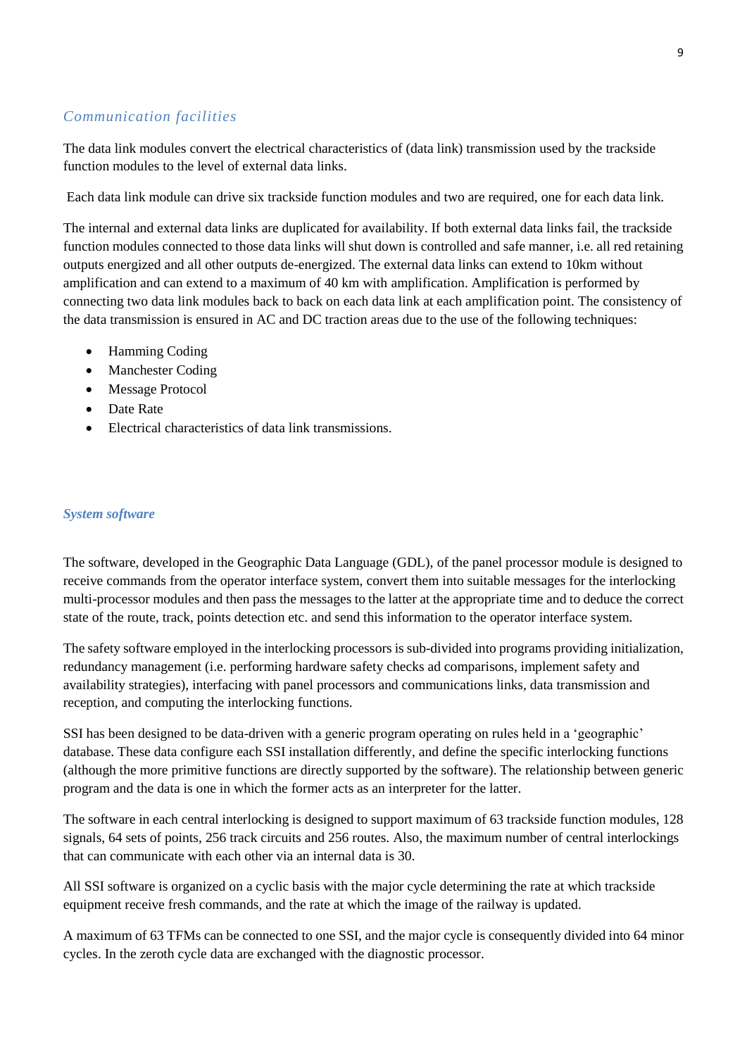### *Communication facilities*

The data link modules convert the electrical characteristics of (data link) transmission used by the trackside function modules to the level of external data links.

Each data link module can drive six trackside function modules and two are required, one for each data link.

The internal and external data links are duplicated for availability. If both external data links fail, the trackside function modules connected to those data links will shut down is controlled and safe manner, i.e. all red retaining outputs energized and all other outputs de-energized. The external data links can extend to 10km without amplification and can extend to a maximum of 40 km with amplification. Amplification is performed by connecting two data link modules back to back on each data link at each amplification point. The consistency of the data transmission is ensured in AC and DC traction areas due to the use of the following techniques:

- Hamming Coding
- Manchester Coding
- Message Protocol
- Date Rate
- Electrical characteristics of data link transmissions.

### ***System software***

The software, developed in the Geographic Data Language (GDL), of the panel processor module is designed to receive commands from the operator interface system, convert them into suitable messages for the interlocking multi-processor modules and then pass the messages to the latter at the appropriate time and to deduce the correct state of the route, track, points detection etc. and send this information to the operator interface system.

The safety software employed in the interlocking processors is sub-divided into programs providing initialization, redundancy management (i.e. performing hardware safety checks ad comparisons, implement safety and availability strategies), interfacing with panel processors and communications links, data transmission and reception, and computing the interlocking functions.

SSI has been designed to be data-driven with a generic program operating on rules held in a 'geographic' database. These data configure each SSI installation differently, and define the specific interlocking functions (although the more primitive functions are directly supported by the software). The relationship between generic program and the data is one in which the former acts as an interpreter for the latter.

The software in each central interlocking is designed to support maximum of 63 trackside function modules, 128 signals, 64 sets of points, 256 track circuits and 256 routes. Also, the maximum number of central interlockings that can communicate with each other via an internal data is 30.

All SSI software is organized on a cyclic basis with the major cycle determining the rate at which trackside equipment receive fresh commands, and the rate at which the image of the railway is updated.

A maximum of 63 TFMs can be connected to one SSI, and the major cycle is consequently divided into 64 minor cycles. In the zeroth cycle data are exchanged with the diagnostic processor.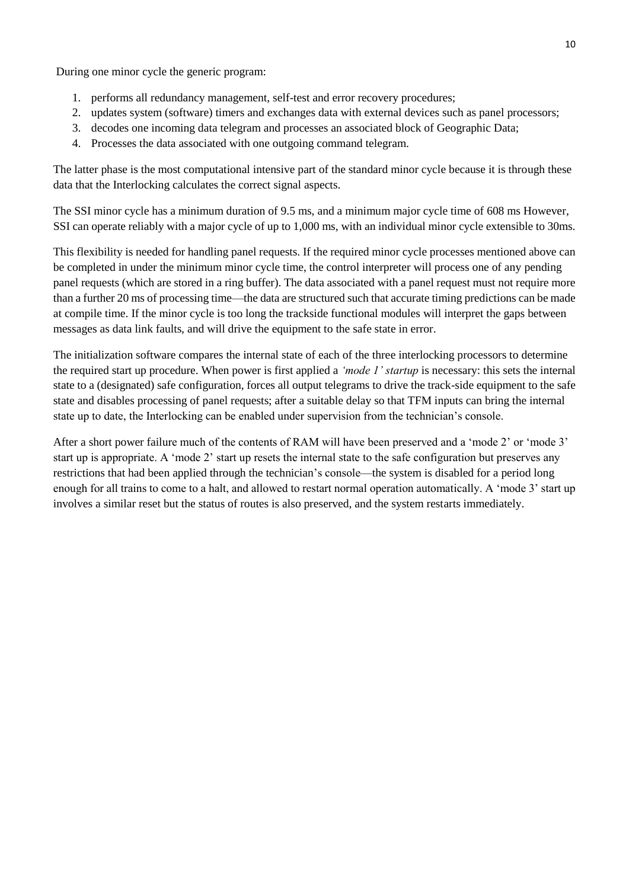During one minor cycle the generic program:

1. performs all redundancy management, self-test and error recovery procedures;
2. updates system (software) timers and exchanges data with external devices such as panel processors;
3. decodes one incoming data telegram and processes an associated block of Geographic Data;
4. Processes the data associated with one outgoing command telegram.

The latter phase is the most computational intensive part of the standard minor cycle because it is through these data that the Interlocking calculates the correct signal aspects.

The SSI minor cycle has a minimum duration of 9.5 ms, and a minimum major cycle time of 608 ms However, SSI can operate reliably with a major cycle of up to 1,000 ms, with an individual minor cycle extensible to 30ms.

This flexibility is needed for handling panel requests. If the required minor cycle processes mentioned above can be completed in under the minimum minor cycle time, the control interpreter will process one of any pending panel requests (which are stored in a ring buffer). The data associated with a panel request must not require more than a further 20 ms of processing time—the data are structured such that accurate timing predictions can be made at compile time. If the minor cycle is too long the trackside functional modules will interpret the gaps between messages as data link faults, and will drive the equipment to the safe state in error.

The initialization software compares the internal state of each of the three interlocking processors to determine the required start up procedure. When power is first applied a *'mode 1' startup* is necessary: this sets the internal state to a (designated) safe configuration, forces all output telegrams to drive the track-side equipment to the safe state and disables processing of panel requests; after a suitable delay so that TFM inputs can bring the internal state up to date, the Interlocking can be enabled under supervision from the technician's console.

After a short power failure much of the contents of RAM will have been preserved and a 'mode 2' or 'mode 3' start up is appropriate. A 'mode 2' start up resets the internal state to the safe configuration but preserves any restrictions that had been applied through the technician's console—the system is disabled for a period long enough for all trains to come to a halt, and allowed to restart normal operation automatically. A 'mode 3' start up involves a similar reset but the status of routes is also preserved, and the system restarts immediately.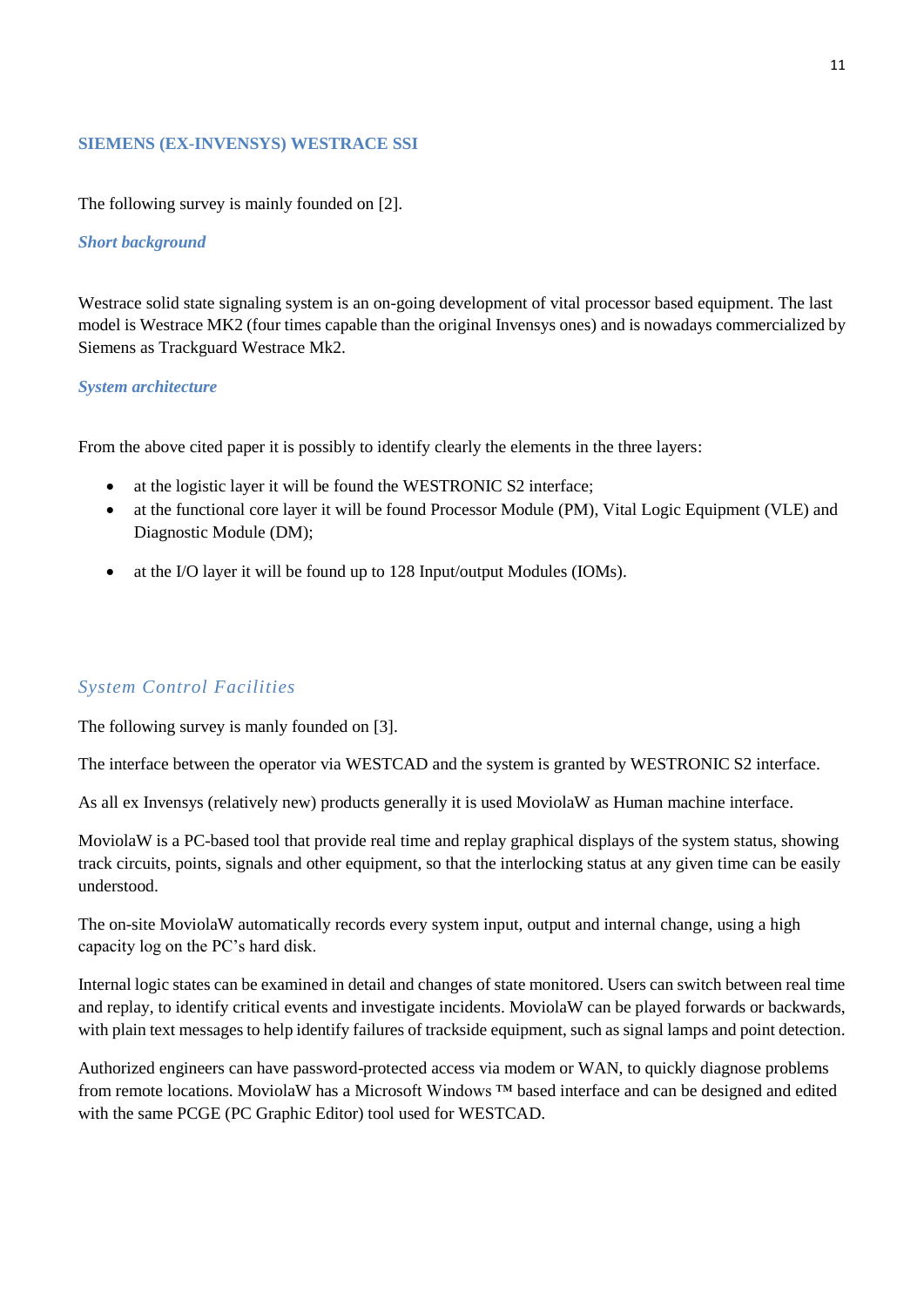## SIEMENS (EX-INVENSYS) WESTRACE SSI

The following survey is mainly founded on [2].

### *Short background*

Westrace solid state signaling system is an on-going development of vital processor based equipment. The last model is Westrace MK2 (four times capable than the original Invensys ones) and is nowadays commercialized by Siemens as Trackguard Westrace Mk2.

### *System architecture*

From the above cited paper it is possibly to identify clearly the elements in the three layers:

- at the logistic layer it will be found the WESTRONIC S2 interface;
- at the functional core layer it will be found Processor Module (PM), Vital Logic Equipment (VLE) and Diagnostic Module (DM);
- at the I/O layer it will be found up to 128 Input/output Modules (IOMs).

### *System Control Facilities*

The following survey is manly founded on [3].

The interface between the operator via WESTCAD and the system is granted by WESTRONIC S2 interface.

As all ex Invensys (relatively new) products generally it is used MoviolaW as Human machine interface.

MoviolaW is a PC-based tool that provide real time and replay graphical displays of the system status, showing track circuits, points, signals and other equipment, so that the interlocking status at any given time can be easily understood.

The on-site MoviolaW automatically records every system input, output and internal change, using a high capacity log on the PC's hard disk.

Internal logic states can be examined in detail and changes of state monitored. Users can switch between real time and replay, to identify critical events and investigate incidents. MoviolaW can be played forwards or backwards, with plain text messages to help identify failures of trackside equipment, such as signal lamps and point detection.

Authorized engineers can have password-protected access via modem or WAN, to quickly diagnose problems from remote locations. MoviolaW has a Microsoft Windows ™ based interface and can be designed and edited with the same PCGE (PC Graphic Editor) tool used for WESTCAD.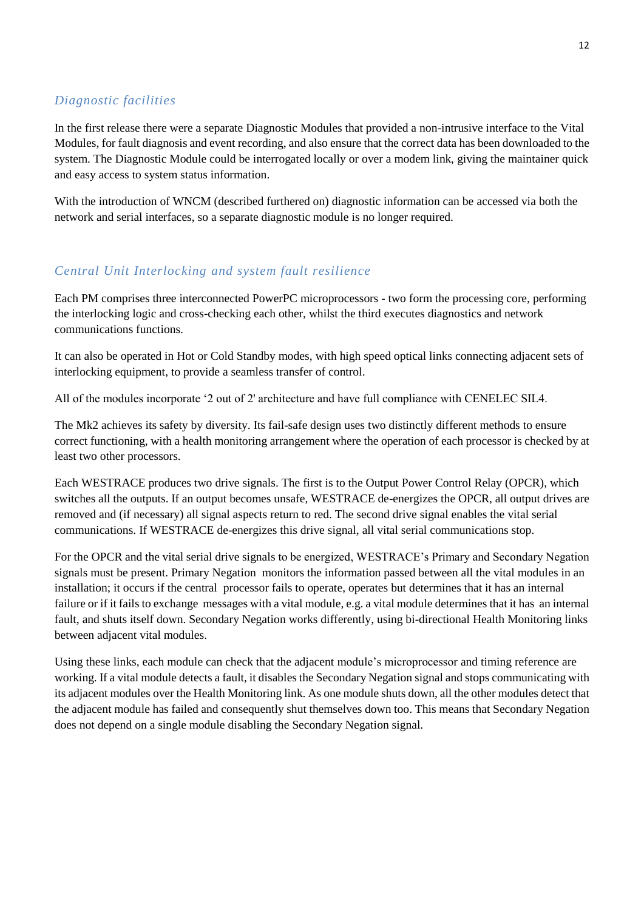## *Diagnostic facilities*

In the first release there were a separate Diagnostic Modules that provided a non-intrusive interface to the Vital Modules, for fault diagnosis and event recording, and also ensure that the correct data has been downloaded to the system. The Diagnostic Module could be interrogated locally or over a modem link, giving the maintainer quick and easy access to system status information.

With the introduction of WNCM (described furthered on) diagnostic information can be accessed via both the network and serial interfaces, so a separate diagnostic module is no longer required.

## *Central Unit Interlocking and system fault resilience*

Each PM comprises three interconnected PowerPC microprocessors - two form the processing core, performing the interlocking logic and cross-checking each other, whilst the third executes diagnostics and network communications functions.

It can also be operated in Hot or Cold Standby modes, with high speed optical links connecting adjacent sets of interlocking equipment, to provide a seamless transfer of control.

All of the modules incorporate '2 out of 2' architecture and have full compliance with CENELEC SIL4.

The Mk2 achieves its safety by diversity. Its fail-safe design uses two distinctly different methods to ensure correct functioning, with a health monitoring arrangement where the operation of each processor is checked by at least two other processors.

Each WESTRACE produces two drive signals. The first is to the Output Power Control Relay (OPCR), which switches all the outputs. If an output becomes unsafe, WESTRACE de-energizes the OPCR, all output drives are removed and (if necessary) all signal aspects return to red. The second drive signal enables the vital serial communications. If WESTRACE de-energizes this drive signal, all vital serial communications stop.

For the OPCR and the vital serial drive signals to be energized, WESTRACE's Primary and Secondary Negation signals must be present. Primary Negation monitors the information passed between all the vital modules in an installation; it occurs if the central processor fails to operate, operates but determines that it has an internal failure or if it fails to exchange messages with a vital module, e.g. a vital module determines that it has an internal fault, and shuts itself down. Secondary Negation works differently, using bi-directional Health Monitoring links between adjacent vital modules.

Using these links, each module can check that the adjacent module's microprocessor and timing reference are working. If a vital module detects a fault, it disables the Secondary Negation signal and stops communicating with its adjacent modules over the Health Monitoring link. As one module shuts down, all the other modules detect that the adjacent module has failed and consequently shut themselves down too. This means that Secondary Negation does not depend on a single module disabling the Secondary Negation signal.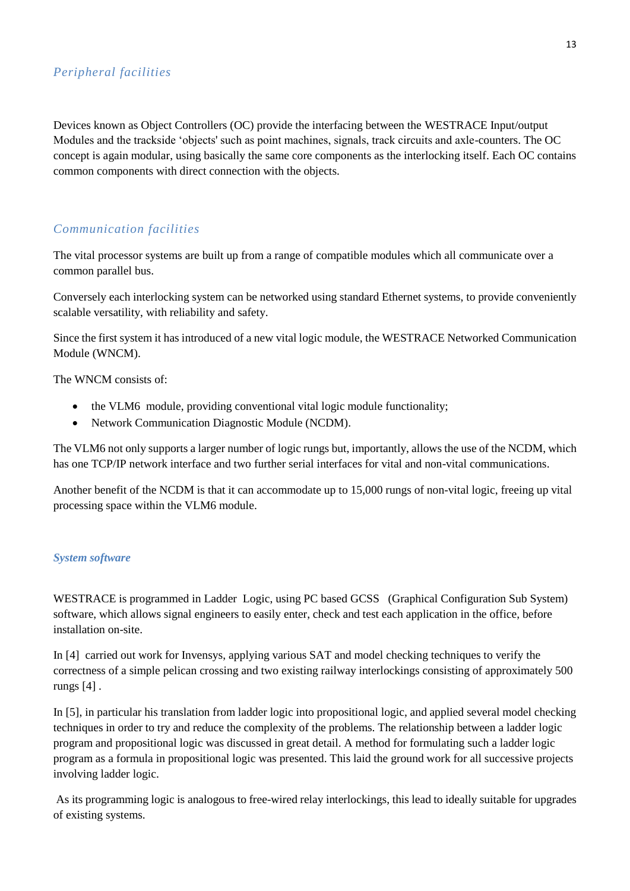### *Peripheral facilities*

Devices known as Object Controllers (OC) provide the interfacing between the WESTRACE Input/output Modules and the trackside 'objects' such as point machines, signals, track circuits and axle-counters. The OC concept is again modular, using basically the same core components as the interlocking itself. Each OC contains common components with direct connection with the objects.

### *Communication facilities*

The vital processor systems are built up from a range of compatible modules which all communicate over a common parallel bus.

Conversely each interlocking system can be networked using standard Ethernet systems, to provide conveniently scalable versatility, with reliability and safety.

Since the first system it has introduced of a new vital logic module, the WESTRACE Networked Communication Module (WNCM).

The WNCM consists of:

- the VLM6 module, providing conventional vital logic module functionality;
- Network Communication Diagnostic Module (NCDM).

The VLM6 not only supports a larger number of logic rungs but, importantly, allows the use of the NCDM, which has one TCP/IP network interface and two further serial interfaces for vital and non-vital communications.

Another benefit of the NCDM is that it can accommodate up to 15,000 rungs of non-vital logic, freeing up vital processing space within the VLM6 module.

### ***System software***

WESTRACE is programmed in Ladder Logic, using PC based GCSS (Graphical Configuration Sub System) software, which allows signal engineers to easily enter, check and test each application in the office, before installation on-site.

In [4] carried out work for Invensys, applying various SAT and model checking techniques to verify the correctness of a simple pelican crossing and two existing railway interlockings consisting of approximately 500 rungs [4] .

In [5], in particular his translation from ladder logic into propositional logic, and applied several model checking techniques in order to try and reduce the complexity of the problems. The relationship between a ladder logic program and propositional logic was discussed in great detail. A method for formulating such a ladder logic program as a formula in propositional logic was presented. This laid the ground work for all successive projects involving ladder logic.

As its programming logic is analogous to free-wired relay interlockings, this lead to ideally suitable for upgrades of existing systems.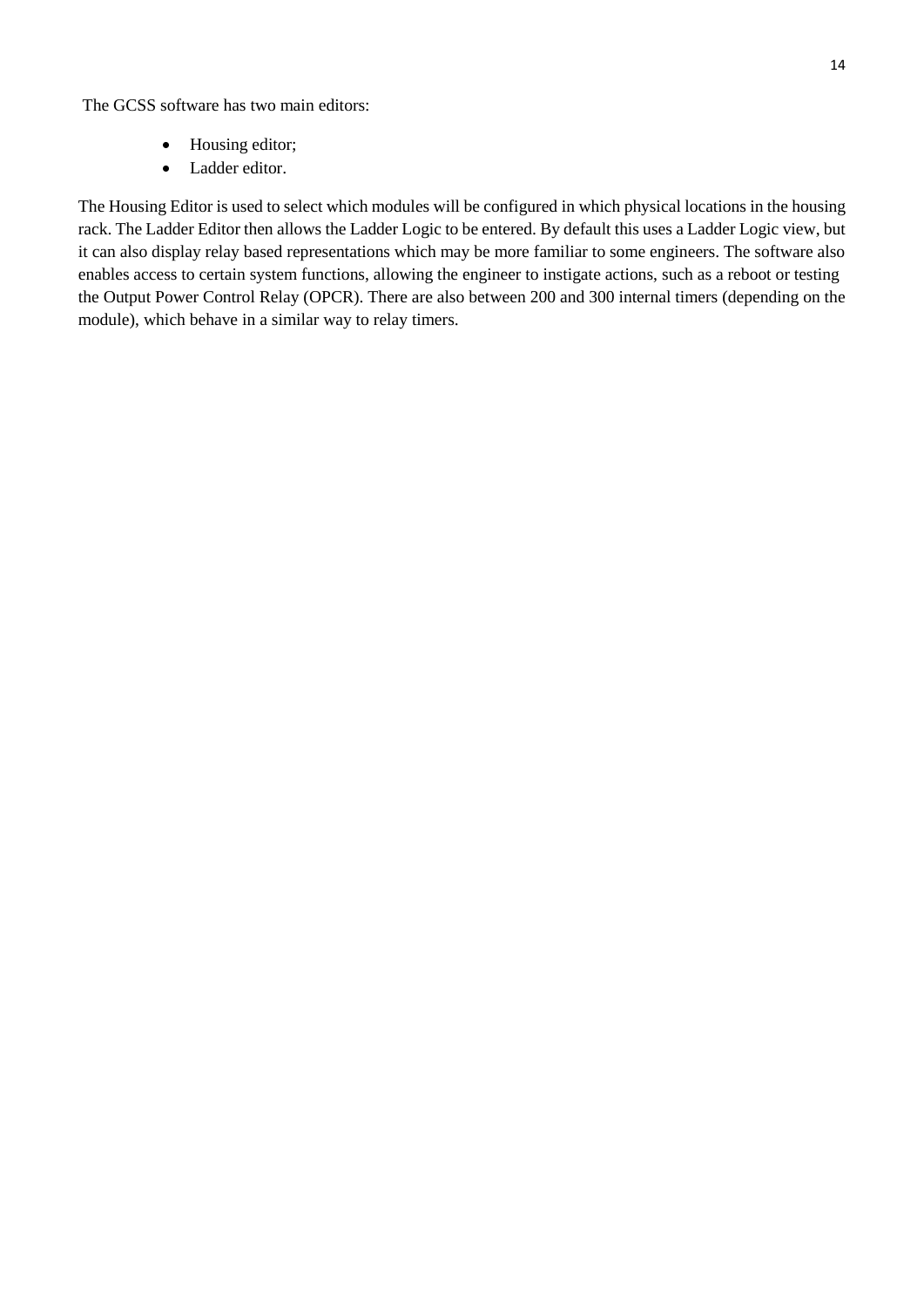The GCSS software has two main editors:

- Housing editor;
- Ladder editor.

The Housing Editor is used to select which modules will be configured in which physical locations in the housing rack. The Ladder Editor then allows the Ladder Logic to be entered. By default this uses a Ladder Logic view, but it can also display relay based representations which may be more familiar to some engineers. The software also enables access to certain system functions, allowing the engineer to instigate actions, such as a reboot or testing the Output Power Control Relay (OPCR). There are also between 200 and 300 internal timers (depending on the module), which behave in a similar way to relay timers.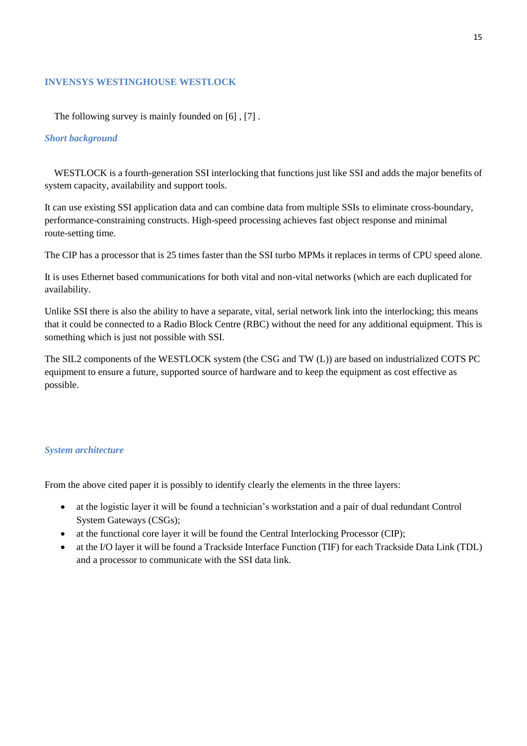## INVENSYS WESTINGHOUSE WESTLOCK

The following survey is mainly founded on [6] , [7] .

### *Short background*

WESTLOCK is a fourth-generation SSI interlocking that functions just like SSI and adds the major benefits of system capacity, availability and support tools.

It can use existing SSI application data and can combine data from multiple SSIs to eliminate cross-boundary, performance-constraining constructs. High-speed processing achieves fast object response and minimal route-setting time.

The CIP has a processor that is 25 times faster than the SSI turbo MPMs it replaces in terms of CPU speed alone.

It is uses Ethernet based communications for both vital and non-vital networks (which are each duplicated for availability.

Unlike SSI there is also the ability to have a separate, vital, serial network link into the interlocking; this means that it could be connected to a Radio Block Centre (RBC) without the need for any additional equipment. This is something which is just not possible with SSI.

The SIL2 components of the WESTLOCK system (the CSG and TW (L)) are based on industrialized COTS PC equipment to ensure a future, supported source of hardware and to keep the equipment as cost effective as possible.

### *System architecture*

From the above cited paper it is possibly to identify clearly the elements in the three layers:

- at the logistic layer it will be found a technician's workstation and a pair of dual redundant Control System Gateways (CSGs);
- at the functional core layer it will be found the Central Interlocking Processor (CIP);
- at the I/O layer it will be found a Trackside Interface Function (TIF) for each Trackside Data Link (TDL) and a processor to communicate with the SSI data link.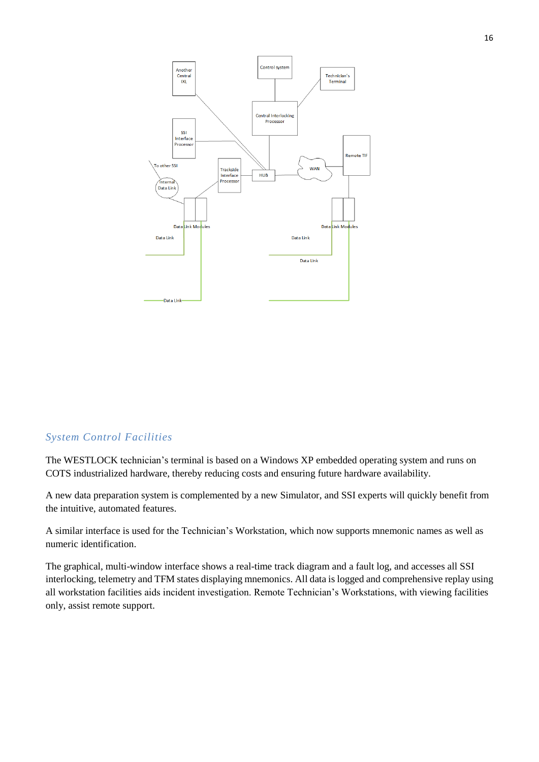## *System Control Facilities*

The WESTLOCK technician's terminal is based on a Windows XP embedded operating system and runs on COTS industrialized hardware, thereby reducing costs and ensuring future hardware availability.

A new data preparation system is complemented by a new Simulator, and SSI experts will quickly benefit from the intuitive, automated features.

A similar interface is used for the Technician's Workstation, which now supports mnemonic names as well as numeric identification.

The graphical, multi-window interface shows a real-time track diagram and a fault log, and accesses all SSI interlocking, telemetry and TFM states displaying mnemonics. All data is logged and comprehensive replay using all workstation facilities aids incident investigation. Remote Technician's Workstations, with viewing facilities only, assist remote support.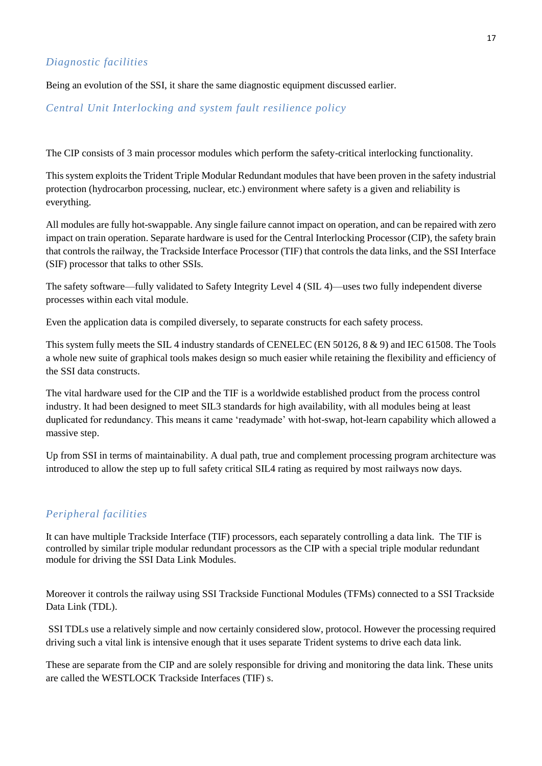### *Diagnostic facilities*

Being an evolution of the SSI, it share the same diagnostic equipment discussed earlier.

### *Central Unit Interlocking and system fault resilience policy*

The CIP consists of 3 main processor modules which perform the safety-critical interlocking functionality.

This system exploits the Trident Triple Modular Redundant modules that have been proven in the safety industrial protection (hydrocarbon processing, nuclear, etc.) environment where safety is a given and reliability is everything.

All modules are fully hot-swappable. Any single failure cannot impact on operation, and can be repaired with zero impact on train operation. Separate hardware is used for the Central Interlocking Processor (CIP), the safety brain that controls the railway, the Trackside Interface Processor (TIF) that controls the data links, and the SSI Interface (SIF) processor that talks to other SSIs.

The safety software—fully validated to Safety Integrity Level 4 (SIL 4)—uses two fully independent diverse processes within each vital module.

Even the application data is compiled diversely, to separate constructs for each safety process.

This system fully meets the SIL 4 industry standards of CENELEC (EN 50126, 8 & 9) and IEC 61508. The Tools a whole new suite of graphical tools makes design so much easier while retaining the flexibility and efficiency of the SSI data constructs.

The vital hardware used for the CIP and the TIF is a worldwide established product from the process control industry. It had been designed to meet SIL3 standards for high availability, with all modules being at least duplicated for redundancy. This means it came 'readymade' with hot-swap, hot-learn capability which allowed a massive step.

Up from SSI in terms of maintainability. A dual path, true and complement processing program architecture was introduced to allow the step up to full safety critical SIL4 rating as required by most railways now days.

### *Peripheral facilities*

It can have multiple Trackside Interface (TIF) processors, each separately controlling a data link. The TIF is controlled by similar triple modular redundant processors as the CIP with a special triple modular redundant module for driving the SSI Data Link Modules.

Moreover it controls the railway using SSI Trackside Functional Modules (TFMs) connected to a SSI Trackside Data Link (TDL).

SSI TDLs use a relatively simple and now certainly considered slow, protocol. However the processing required driving such a vital link is intensive enough that it uses separate Trident systems to drive each data link.

These are separate from the CIP and are solely responsible for driving and monitoring the data link. These units are called the WESTLOCK Trackside Interfaces (TIF) s.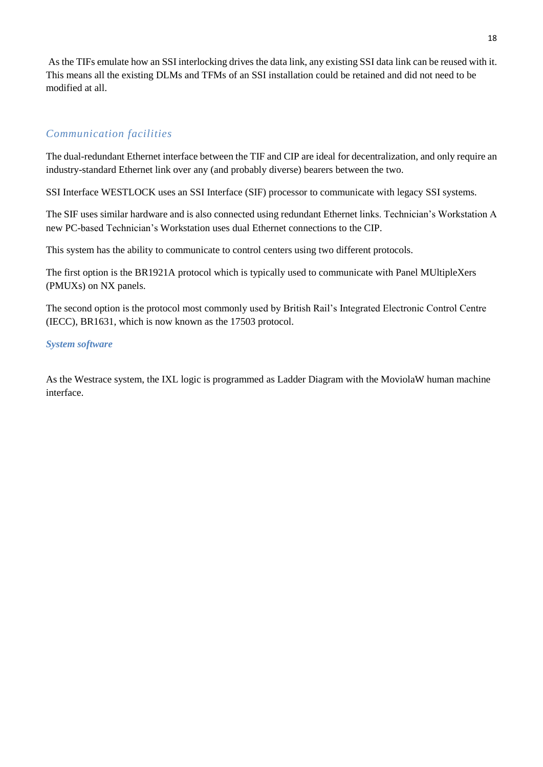As the TIFs emulate how an SSI interlocking drives the data link, any existing SSI data link can be reused with it. This means all the existing DLMs and TFMs of an SSI installation could be retained and did not need to be modified at all.

### *Communication facilities*

The dual-redundant Ethernet interface between the TIF and CIP are ideal for decentralization, and only require an industry-standard Ethernet link over any (and probably diverse) bearers between the two.

SSI Interface WESTLOCK uses an SSI Interface (SIF) processor to communicate with legacy SSI systems.

The SIF uses similar hardware and is also connected using redundant Ethernet links. Technician's Workstation A new PC-based Technician's Workstation uses dual Ethernet connections to the CIP.

This system has the ability to communicate to control centers using two different protocols.

The first option is the BR1921A protocol which is typically used to communicate with Panel MUltipleXers (PMUXs) on NX panels.

The second option is the protocol most commonly used by British Rail's Integrated Electronic Control Centre (IECC), BR1631, which is now known as the 17503 protocol.

#### ***System software***

As the Westrace system, the IXL logic is programmed as Ladder Diagram with the MoviolaW human machine interface.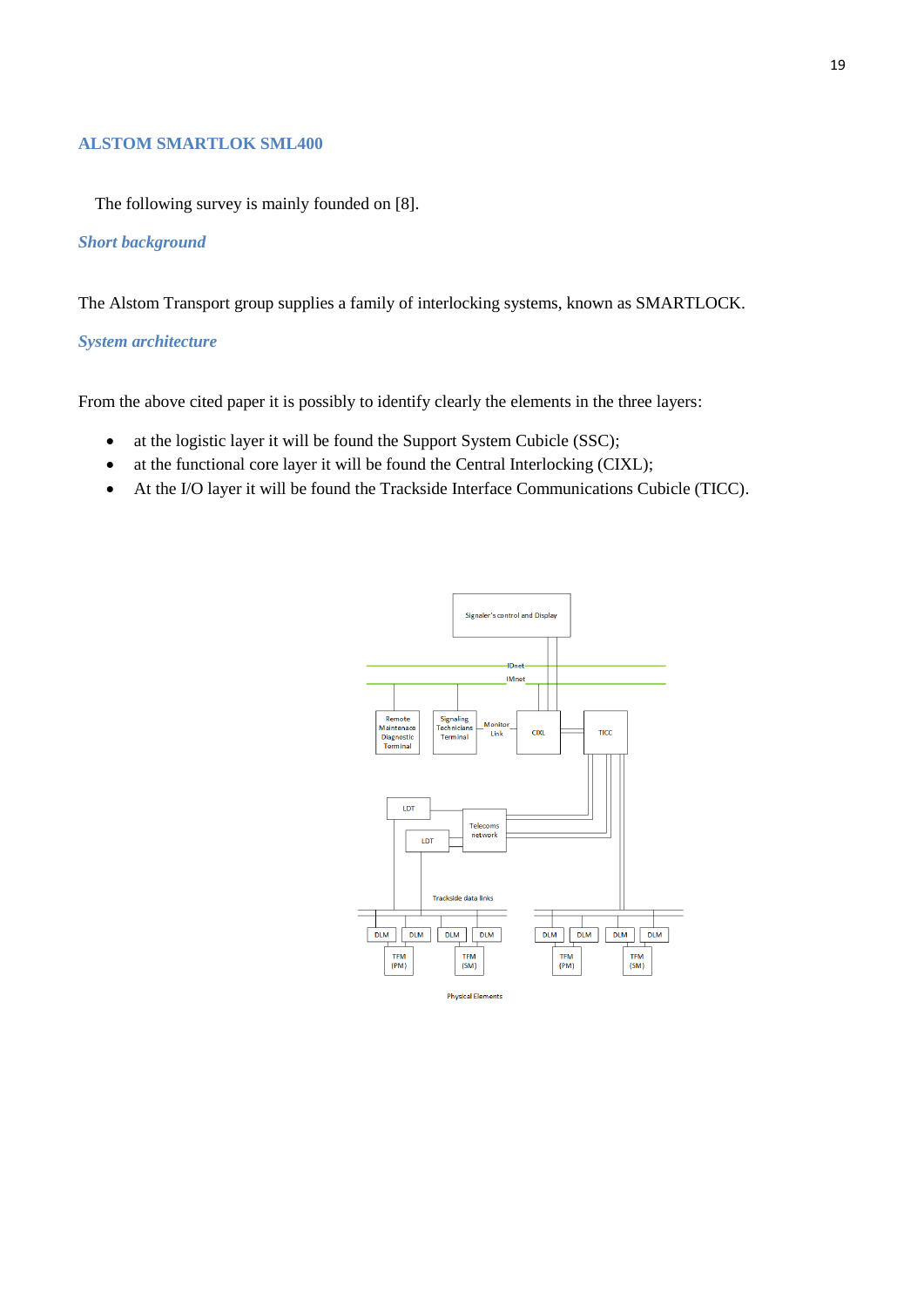## ALSTOM SMARTLOK SML400

The following survey is mainly founded on [8].

### *Short background*

The Alstom Transport group supplies a family of interlocking systems, known as SMARTLOCK.

### *System architecture*

From the above cited paper it is possibly to identify clearly the elements in the three layers:

- at the logistic layer it will be found the Support System Cubicle (SSC);
- at the functional core layer it will be found the Central Interlocking (CIXL);
- At the I/O layer it will be found the Trackside Interface Communications Cubicle (TICC).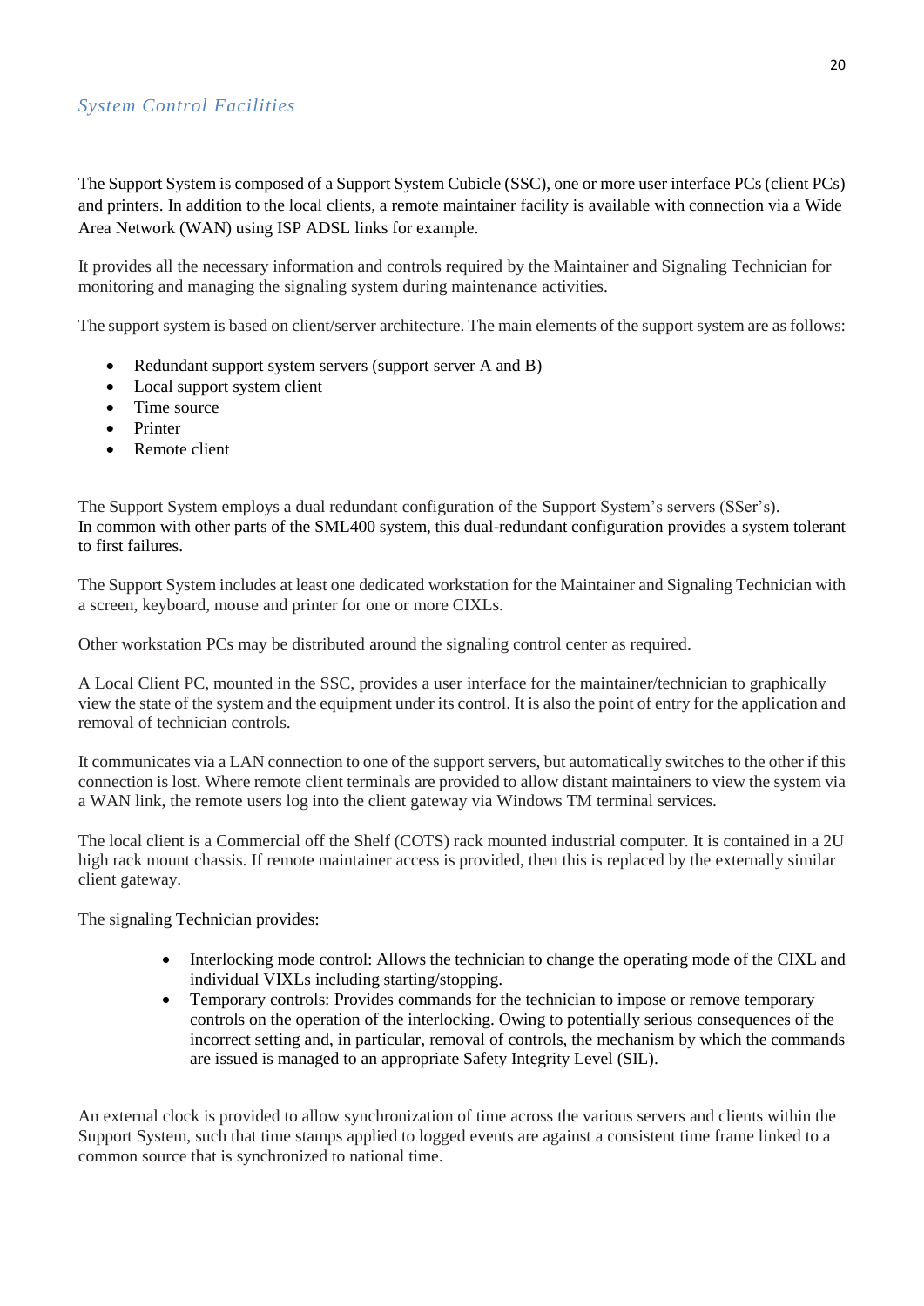### *System Control Facilities*

The Support System is composed of a Support System Cubicle (SSC), one or more user interface PCs (client PCs) and printers. In addition to the local clients, a remote maintainer facility is available with connection via a Wide Area Network (WAN) using ISP ADSL links for example.

It provides all the necessary information and controls required by the Maintainer and Signaling Technician for monitoring and managing the signaling system during maintenance activities.

The support system is based on client/server architecture. The main elements of the support system are as follows:

- Redundant support system servers (support server A and B)
- Local support system client
- Time source
- Printer
- Remote client

The Support System employs a dual redundant configuration of the Support System's servers (SSer's). In common with other parts of the SML400 system, this dual-redundant configuration provides a system tolerant to first failures.

The Support System includes at least one dedicated workstation for the Maintainer and Signaling Technician with a screen, keyboard, mouse and printer for one or more CIXLs.

Other workstation PCs may be distributed around the signaling control center as required.

A Local Client PC, mounted in the SSC, provides a user interface for the maintainer/technician to graphically view the state of the system and the equipment under its control. It is also the point of entry for the application and removal of technician controls.

It communicates via a LAN connection to one of the support servers, but automatically switches to the other if this connection is lost. Where remote client terminals are provided to allow distant maintainers to view the system via a WAN link, the remote users log into the client gateway via Windows TM terminal services.

The local client is a Commercial off the Shelf (COTS) rack mounted industrial computer. It is contained in a 2U high rack mount chassis. If remote maintainer access is provided, then this is replaced by the externally similar client gateway.

The signaling Technician provides:

- Interlocking mode control: Allows the technician to change the operating mode of the CIXL and individual VIXLs including starting/stopping.
- Temporary controls: Provides commands for the technician to impose or remove temporary controls on the operation of the interlocking. Owing to potentially serious consequences of the incorrect setting and, in particular, removal of controls, the mechanism by which the commands are issued is managed to an appropriate Safety Integrity Level (SIL).

An external clock is provided to allow synchronization of time across the various servers and clients within the Support System, such that time stamps applied to logged events are against a consistent time frame linked to a common source that is synchronized to national time.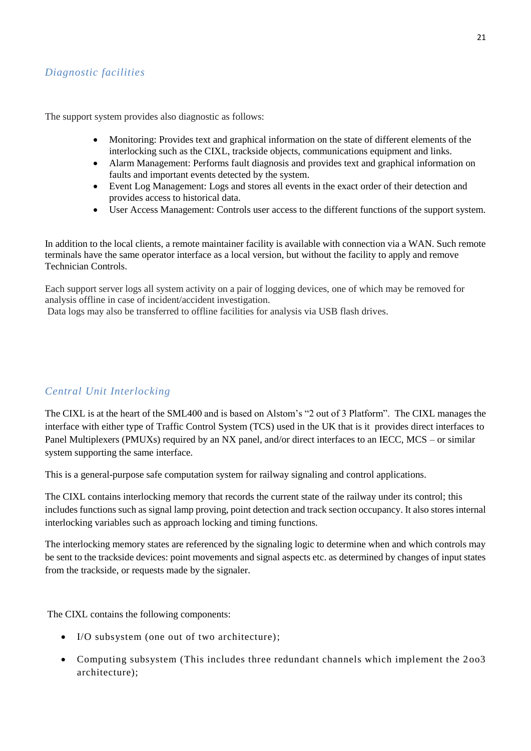## *Diagnostic facilities*

The support system provides also diagnostic as follows:

- Monitoring: Provides text and graphical information on the state of different elements of the interlocking such as the CIXL, trackside objects, communications equipment and links.
- Alarm Management: Performs fault diagnosis and provides text and graphical information on faults and important events detected by the system.
- Event Log Management: Logs and stores all events in the exact order of their detection and provides access to historical data.
- User Access Management: Controls user access to the different functions of the support system.

In addition to the local clients, a remote maintainer facility is available with connection via a WAN. Such remote terminals have the same operator interface as a local version, but without the facility to apply and remove Technician Controls.

Each support server logs all system activity on a pair of logging devices, one of which may be removed for analysis offline in case of incident/accident investigation.
Data logs may also be transferred to offline facilities for analysis via USB flash drives.

## *Central Unit Interlocking*

The CIXL is at the heart of the SML400 and is based on Alstom's "2 out of 3 Platform". The CIXL manages the interface with either type of Traffic Control System (TCS) used in the UK that is it provides direct interfaces to Panel Multiplexers (PMUXs) required by an NX panel, and/or direct interfaces to an IECC, MCS – or similar system supporting the same interface.

This is a general-purpose safe computation system for railway signaling and control applications.

The CIXL contains interlocking memory that records the current state of the railway under its control; this includes functions such as signal lamp proving, point detection and track section occupancy. It also stores internal interlocking variables such as approach locking and timing functions.

The interlocking memory states are referenced by the signaling logic to determine when and which controls may be sent to the trackside devices: point movements and signal aspects etc. as determined by changes of input states from the trackside, or requests made by the signaler.

The CIXL contains the following components:

- I/O subsystem (one out of two architecture);
- Computing subsystem (This includes three redundant channels which implement the 2oo3 architecture);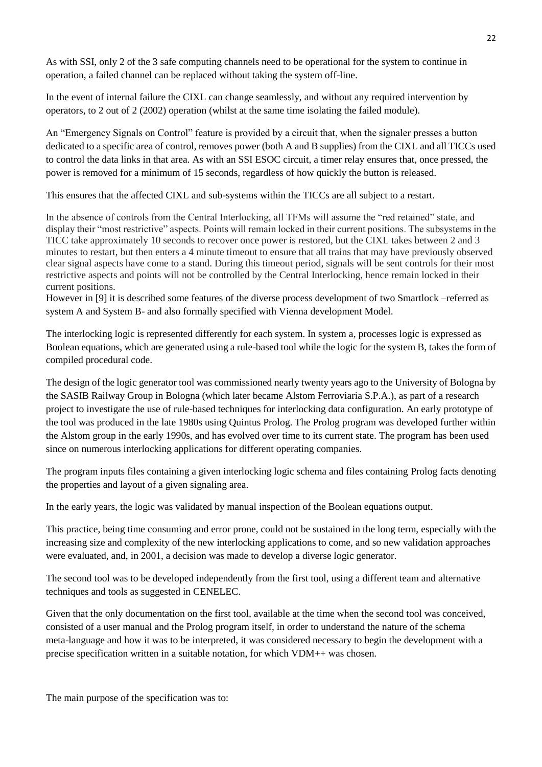As with SSI, only 2 of the 3 safe computing channels need to be operational for the system to continue in operation, a failed channel can be replaced without taking the system off-line.

In the event of internal failure the CIXL can change seamlessly, and without any required intervention by operators, to 2 out of 2 (2oo2) operation (whilst at the same time isolating the failed module).

An "Emergency Signals on Control" feature is provided by a circuit that, when the signaler presses a button dedicated to a specific area of control, removes power (both A and B supplies) from the CIXL and all TICCs used to control the data links in that area. As with an SSI ESOC circuit, a timer relay ensures that, once pressed, the power is removed for a minimum of 15 seconds, regardless of how quickly the button is released.

This ensures that the affected CIXL and sub-systems within the TICCs are all subject to a restart.

In the absence of controls from the Central Interlocking, all TFMs will assume the "red retained" state, and display their "most restrictive" aspects. Points will remain locked in their current positions. The subsystems in the TICC take approximately 10 seconds to recover once power is restored, but the CIXL takes between 2 and 3 minutes to restart, but then enters a 4 minute timeout to ensure that all trains that may have previously observed clear signal aspects have come to a stand. During this timeout period, signals will be sent controls for their most restrictive aspects and points will not be controlled by the Central Interlocking, hence remain locked in their current positions.

However in [9] it is described some features of the diverse process development of two Smartlock –referred as system A and System B- and also formally specified with Vienna development Model.

The interlocking logic is represented differently for each system. In system a, processes logic is expressed as Boolean equations, which are generated using a rule-based tool while the logic for the system B, takes the form of compiled procedural code.

The design of the logic generator tool was commissioned nearly twenty years ago to the University of Bologna by the SASIB Railway Group in Bologna (which later became Alstom Ferroviaria S.P.A.), as part of a research project to investigate the use of rule-based techniques for interlocking data configuration. An early prototype of the tool was produced in the late 1980s using Quintus Prolog. The Prolog program was developed further within the Alstom group in the early 1990s, and has evolved over time to its current state. The program has been used since on numerous interlocking applications for different operating companies.

The program inputs files containing a given interlocking logic schema and files containing Prolog facts denoting the properties and layout of a given signaling area.

In the early years, the logic was validated by manual inspection of the Boolean equations output.

This practice, being time consuming and error prone, could not be sustained in the long term, especially with the increasing size and complexity of the new interlocking applications to come, and so new validation approaches were evaluated, and, in 2001, a decision was made to develop a diverse logic generator.

The second tool was to be developed independently from the first tool, using a different team and alternative techniques and tools as suggested in CENELEC.

Given that the only documentation on the first tool, available at the time when the second tool was conceived, consisted of a user manual and the Prolog program itself, in order to understand the nature of the schema meta-language and how it was to be interpreted, it was considered necessary to begin the development with a precise specification written in a suitable notation, for which VDM++ was chosen.

The main purpose of the specification was to: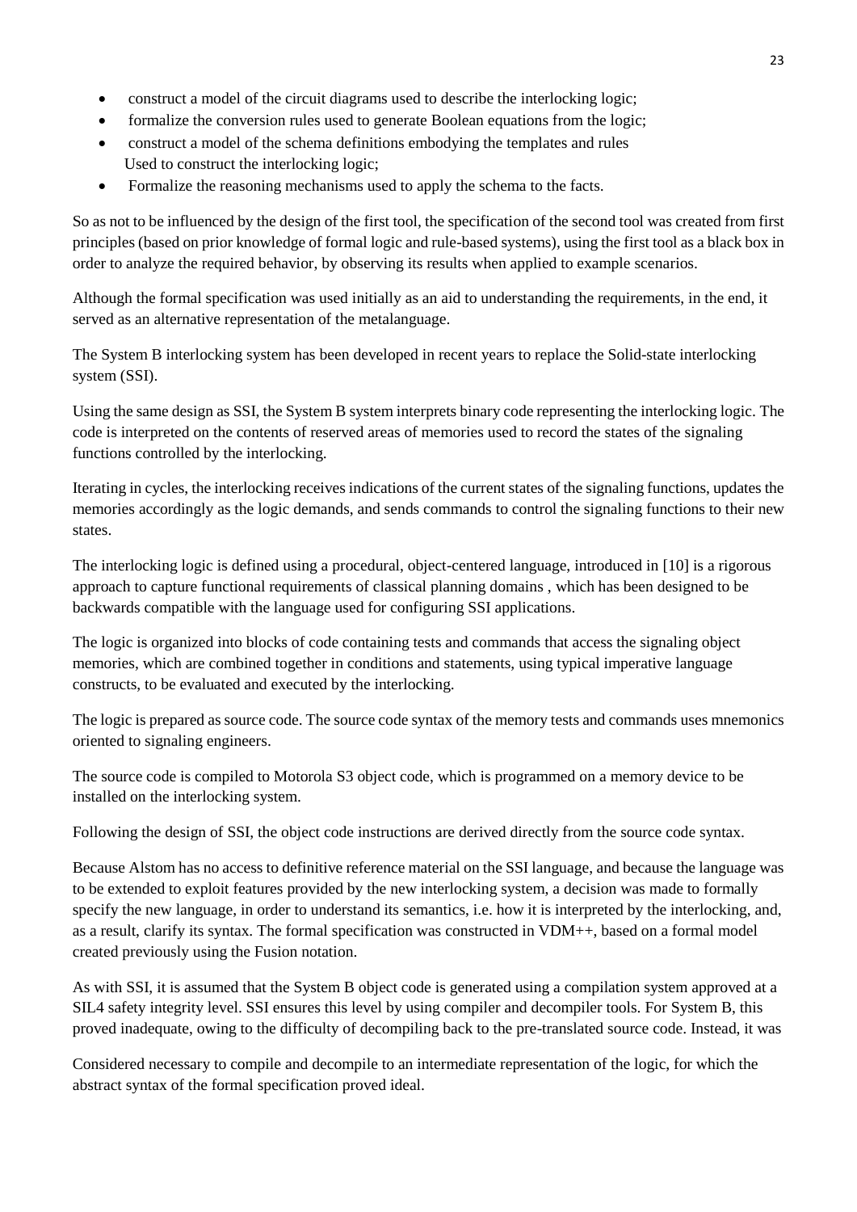- construct a model of the circuit diagrams used to describe the interlocking logic;
- formalize the conversion rules used to generate Boolean equations from the logic;
- construct a model of the schema definitions embodying the templates and rules Used to construct the interlocking logic;
- Formalize the reasoning mechanisms used to apply the schema to the facts.

So as not to be influenced by the design of the first tool, the specification of the second tool was created from first principles (based on prior knowledge of formal logic and rule-based systems), using the first tool as a black box in order to analyze the required behavior, by observing its results when applied to example scenarios.

Although the formal specification was used initially as an aid to understanding the requirements, in the end, it served as an alternative representation of the metalanguage.

The System B interlocking system has been developed in recent years to replace the Solid-state interlocking system (SSI).

Using the same design as SSI, the System B system interprets binary code representing the interlocking logic. The code is interpreted on the contents of reserved areas of memories used to record the states of the signaling functions controlled by the interlocking.

Iterating in cycles, the interlocking receives indications of the current states of the signaling functions, updates the memories accordingly as the logic demands, and sends commands to control the signaling functions to their new states.

The interlocking logic is defined using a procedural, object-centered language, introduced in [10] is a rigorous approach to capture functional requirements of classical planning domains , which has been designed to be backwards compatible with the language used for configuring SSI applications.

The logic is organized into blocks of code containing tests and commands that access the signaling object memories, which are combined together in conditions and statements, using typical imperative language constructs, to be evaluated and executed by the interlocking.

The logic is prepared as source code. The source code syntax of the memory tests and commands uses mnemonics oriented to signaling engineers.

The source code is compiled to Motorola S3 object code, which is programmed on a memory device to be installed on the interlocking system.

Following the design of SSI, the object code instructions are derived directly from the source code syntax.

Because Alstom has no access to definitive reference material on the SSI language, and because the language was to be extended to exploit features provided by the new interlocking system, a decision was made to formally specify the new language, in order to understand its semantics, i.e. how it is interpreted by the interlocking, and, as a result, clarify its syntax. The formal specification was constructed in VDM++, based on a formal model created previously using the Fusion notation.

As with SSI, it is assumed that the System B object code is generated using a compilation system approved at a SIL4 safety integrity level. SSI ensures this level by using compiler and decompiler tools. For System B, this proved inadequate, owing to the difficulty of decompiling back to the pre-translated source code. Instead, it was

Considered necessary to compile and decompile to an intermediate representation of the logic, for which the abstract syntax of the formal specification proved ideal.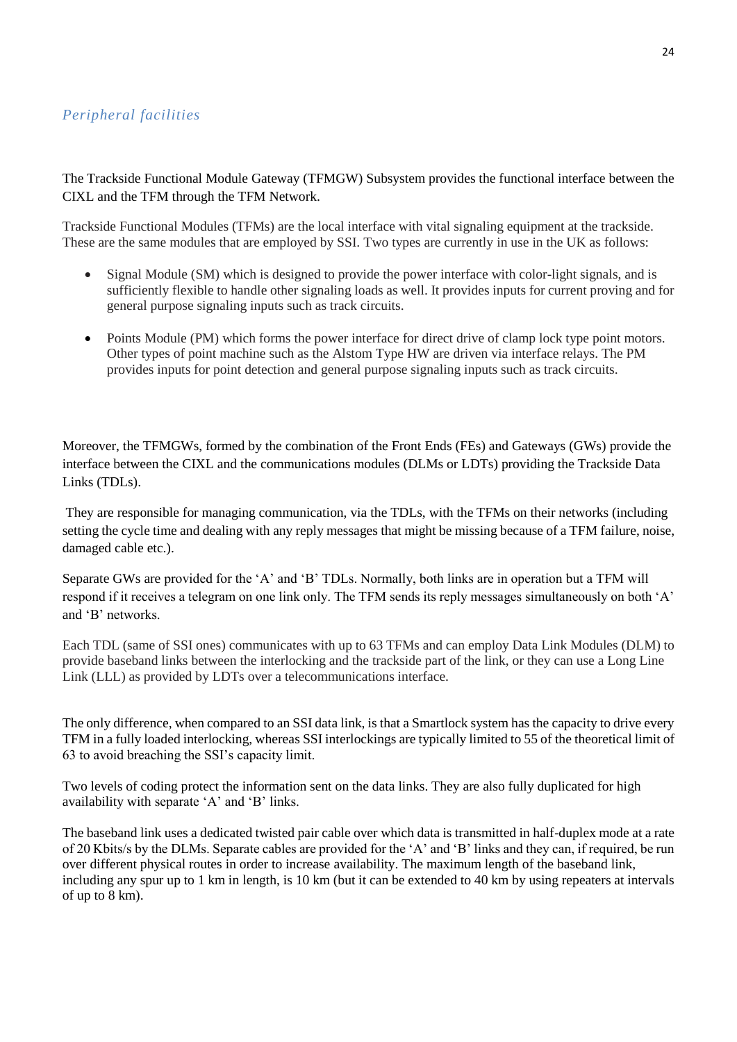## *Peripheral facilities*

The Trackside Functional Module Gateway (TFMGW) Subsystem provides the functional interface between the CIXL and the TFM through the TFM Network.

Trackside Functional Modules (TFMs) are the local interface with vital signaling equipment at the trackside. These are the same modules that are employed by SSI. Two types are currently in use in the UK as follows:

- Signal Module (SM) which is designed to provide the power interface with color-light signals, and is sufficiently flexible to handle other signaling loads as well. It provides inputs for current proving and for general purpose signaling inputs such as track circuits.
- Points Module (PM) which forms the power interface for direct drive of clamp lock type point motors. Other types of point machine such as the Alstom Type HW are driven via interface relays. The PM provides inputs for point detection and general purpose signaling inputs such as track circuits.

Moreover, the TFMGWs, formed by the combination of the Front Ends (FEs) and Gateways (GWs) provide the interface between the CIXL and the communications modules (DLMs or LDTs) providing the Trackside Data Links (TDLs).

They are responsible for managing communication, via the TDLs, with the TFMs on their networks (including setting the cycle time and dealing with any reply messages that might be missing because of a TFM failure, noise, damaged cable etc.).

Separate GWs are provided for the 'A' and 'B' TDLs. Normally, both links are in operation but a TFM will respond if it receives a telegram on one link only. The TFM sends its reply messages simultaneously on both 'A' and 'B' networks.

Each TDL (same of SSI ones) communicates with up to 63 TFMs and can employ Data Link Modules (DLM) to provide baseband links between the interlocking and the trackside part of the link, or they can use a Long Line Link (LLL) as provided by LDTs over a telecommunications interface.

The only difference, when compared to an SSI data link, is that a Smartlock system has the capacity to drive every TFM in a fully loaded interlocking, whereas SSI interlockings are typically limited to 55 of the theoretical limit of 63 to avoid breaching the SSI's capacity limit.

Two levels of coding protect the information sent on the data links. They are also fully duplicated for high availability with separate 'A' and 'B' links.

The baseband link uses a dedicated twisted pair cable over which data is transmitted in half-duplex mode at a rate of 20 Kbits/s by the DLMs. Separate cables are provided for the 'A' and 'B' links and they can, if required, be run over different physical routes in order to increase availability. The maximum length of the baseband link, including any spur up to 1 km in length, is 10 km (but it can be extended to 40 km by using repeaters at intervals of up to 8 km).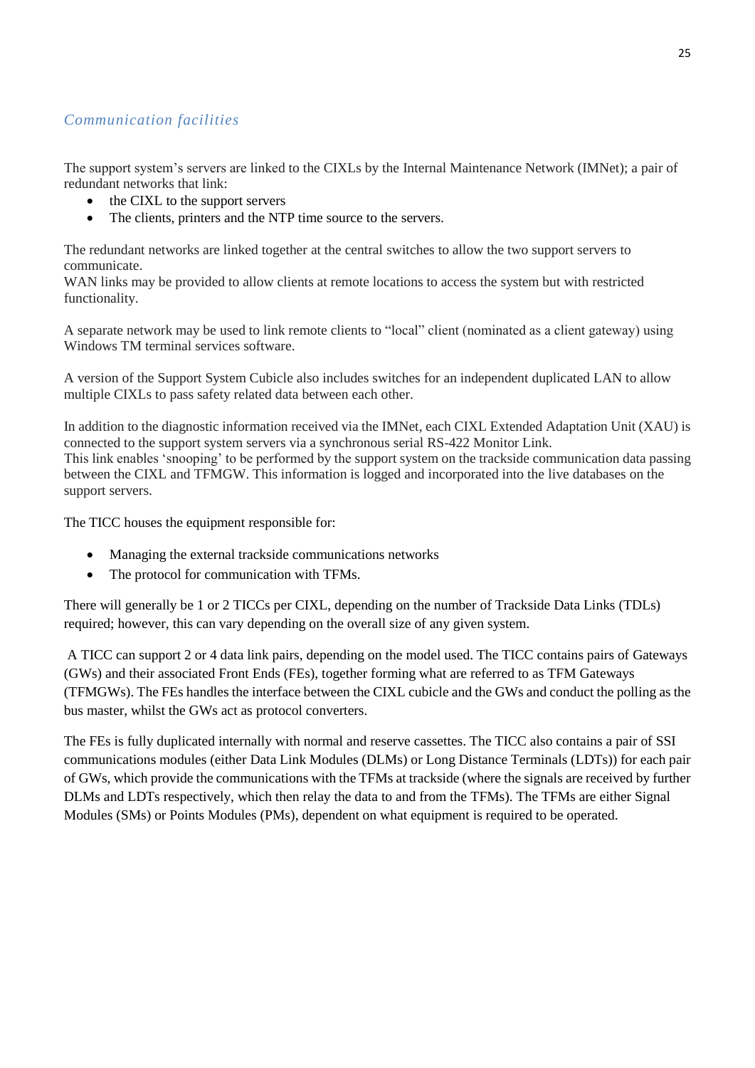## *Communication facilities*

The support system's servers are linked to the CIXLs by the Internal Maintenance Network (IMNet); a pair of redundant networks that link:

- the CIXL to the support servers
- The clients, printers and the NTP time source to the servers.

The redundant networks are linked together at the central switches to allow the two support servers to communicate.
WAN links may be provided to allow clients at remote locations to access the system but with restricted functionality.

A separate network may be used to link remote clients to "local" client (nominated as a client gateway) using Windows TM terminal services software.

A version of the Support System Cubicle also includes switches for an independent duplicated LAN to allow multiple CIXLs to pass safety related data between each other.

In addition to the diagnostic information received via the IMNet, each CIXL Extended Adaptation Unit (XAU) is connected to the support system servers via a synchronous serial RS-422 Monitor Link.
This link enables 'snooping' to be performed by the support system on the trackside communication data passing between the CIXL and TFMGW. This information is logged and incorporated into the live databases on the support servers.

The TICC houses the equipment responsible for:

- Managing the external trackside communications networks
- The protocol for communication with TFMs.

There will generally be 1 or 2 TICCs per CIXL, depending on the number of Trackside Data Links (TDLs) required; however, this can vary depending on the overall size of any given system.

A TICC can support 2 or 4 data link pairs, depending on the model used. The TICC contains pairs of Gateways (GWs) and their associated Front Ends (FEs), together forming what are referred to as TFM Gateways (TFMGWs). The FEs handles the interface between the CIXL cubicle and the GWs and conduct the polling as the bus master, whilst the GWs act as protocol converters.

The FEs is fully duplicated internally with normal and reserve cassettes. The TICC also contains a pair of SSI communications modules (either Data Link Modules (DLMs) or Long Distance Terminals (LDTs)) for each pair of GWs, which provide the communications with the TFMs at trackside (where the signals are received by further DLMs and LDTs respectively, which then relay the data to and from the TFMs). The TFMs are either Signal Modules (SMs) or Points Modules (PMs), dependent on what equipment is required to be operated.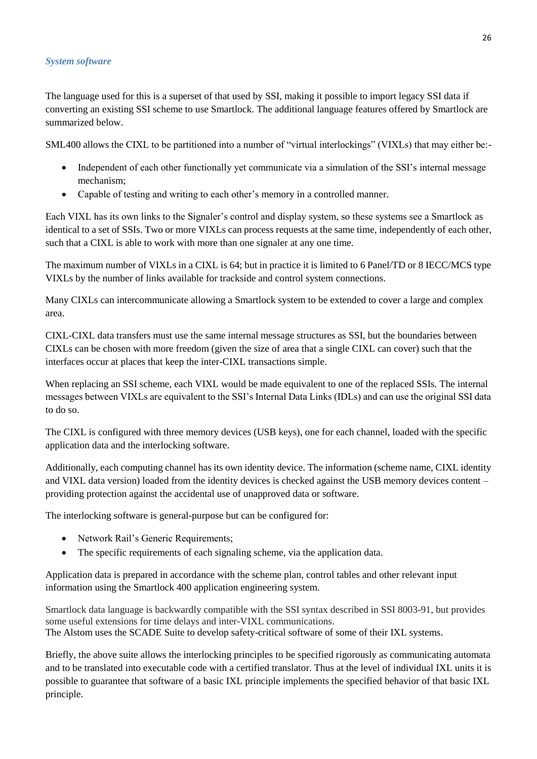*System software*

The language used for this is a superset of that used by SSI, making it possible to import legacy SSI data if converting an existing SSI scheme to use Smartlock. The additional language features offered by Smartlock are summarized below.

SML400 allows the CIXL to be partitioned into a number of "virtual interlockings" (VIXLs) that may either be:-

- Independent of each other functionally yet communicate via a simulation of the SSI's internal message mechanism;
- Capable of testing and writing to each other's memory in a controlled manner.

Each VIXL has its own links to the Signaler's control and display system, so these systems see a Smartlock as identical to a set of SSIs. Two or more VIXLs can process requests at the same time, independently of each other, such that a CIXL is able to work with more than one signaler at any one time.

The maximum number of VIXLs in a CIXL is 64; but in practice it is limited to 6 Panel/TD or 8 IECC/MCS type VIXLs by the number of links available for trackside and control system connections.

Many CIXLs can intercommunicate allowing a Smartlock system to be extended to cover a large and complex area.

CIXL-CIXL data transfers must use the same internal message structures as SSI, but the boundaries between CIXLs can be chosen with more freedom (given the size of area that a single CIXL can cover) such that the interfaces occur at places that keep the inter-CIXL transactions simple.

When replacing an SSI scheme, each VIXL would be made equivalent to one of the replaced SSIs. The internal messages between VIXLs are equivalent to the SSI's Internal Data Links (IDLs) and can use the original SSI data to do so.

The CIXL is configured with three memory devices (USB keys), one for each channel, loaded with the specific application data and the interlocking software.

Additionally, each computing channel has its own identity device. The information (scheme name, CIXL identity and VIXL data version) loaded from the identity devices is checked against the USB memory devices content – providing protection against the accidental use of unapproved data or software.

The interlocking software is general-purpose but can be configured for:

- Network Rail's Generic Requirements;
- The specific requirements of each signaling scheme, via the application data.

Application data is prepared in accordance with the scheme plan, control tables and other relevant input information using the Smartlock 400 application engineering system.

Smartlock data language is backwardly compatible with the SSI syntax described in SSI 8003-91, but provides some useful extensions for time delays and inter-VIXL communications.
The Alstom uses the SCADE Suite to develop safety-critical software of some of their IXL systems.

Briefly, the above suite allows the interlocking principles to be specified rigorously as communicating automata and to be translated into executable code with a certified translator. Thus at the level of individual IXL units it is possible to guarantee that software of a basic IXL principle implements the specified behavior of that basic IXL principle.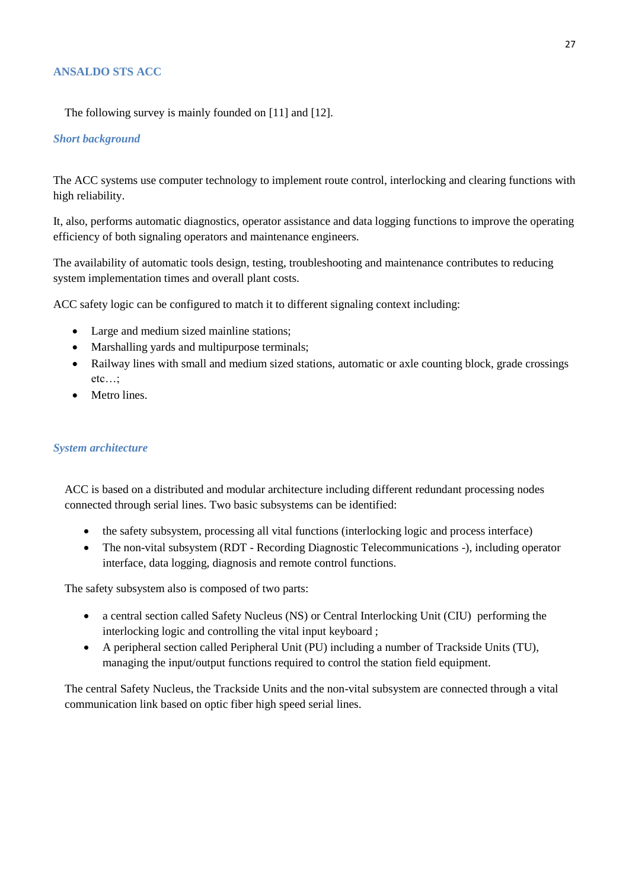## ANSALDO STS ACC

The following survey is mainly founded on [11] and [12].

### *Short background*

The ACC systems use computer technology to implement route control, interlocking and clearing functions with high reliability.

It, also, performs automatic diagnostics, operator assistance and data logging functions to improve the operating efficiency of both signaling operators and maintenance engineers.

The availability of automatic tools design, testing, troubleshooting and maintenance contributes to reducing system implementation times and overall plant costs.

ACC safety logic can be configured to match it to different signaling context including:

- Large and medium sized mainline stations;
- Marshalling yards and multipurpose terminals;
- Railway lines with small and medium sized stations, automatic or axle counting block, grade crossings etc…;
- Metro lines.

### *System architecture*

ACC is based on a distributed and modular architecture including different redundant processing nodes connected through serial lines. Two basic subsystems can be identified:

- the safety subsystem, processing all vital functions (interlocking logic and process interface)
- The non-vital subsystem (RDT - Recording Diagnostic Telecommunications -), including operator interface, data logging, diagnosis and remote control functions.

The safety subsystem also is composed of two parts:

- a central section called Safety Nucleus (NS) or Central Interlocking Unit (CIU) performing the interlocking logic and controlling the vital input keyboard ;
- A peripheral section called Peripheral Unit (PU) including a number of Trackside Units (TU), managing the input/output functions required to control the station field equipment.

The central Safety Nucleus, the Trackside Units and the non-vital subsystem are connected through a vital communication link based on optic fiber high speed serial lines.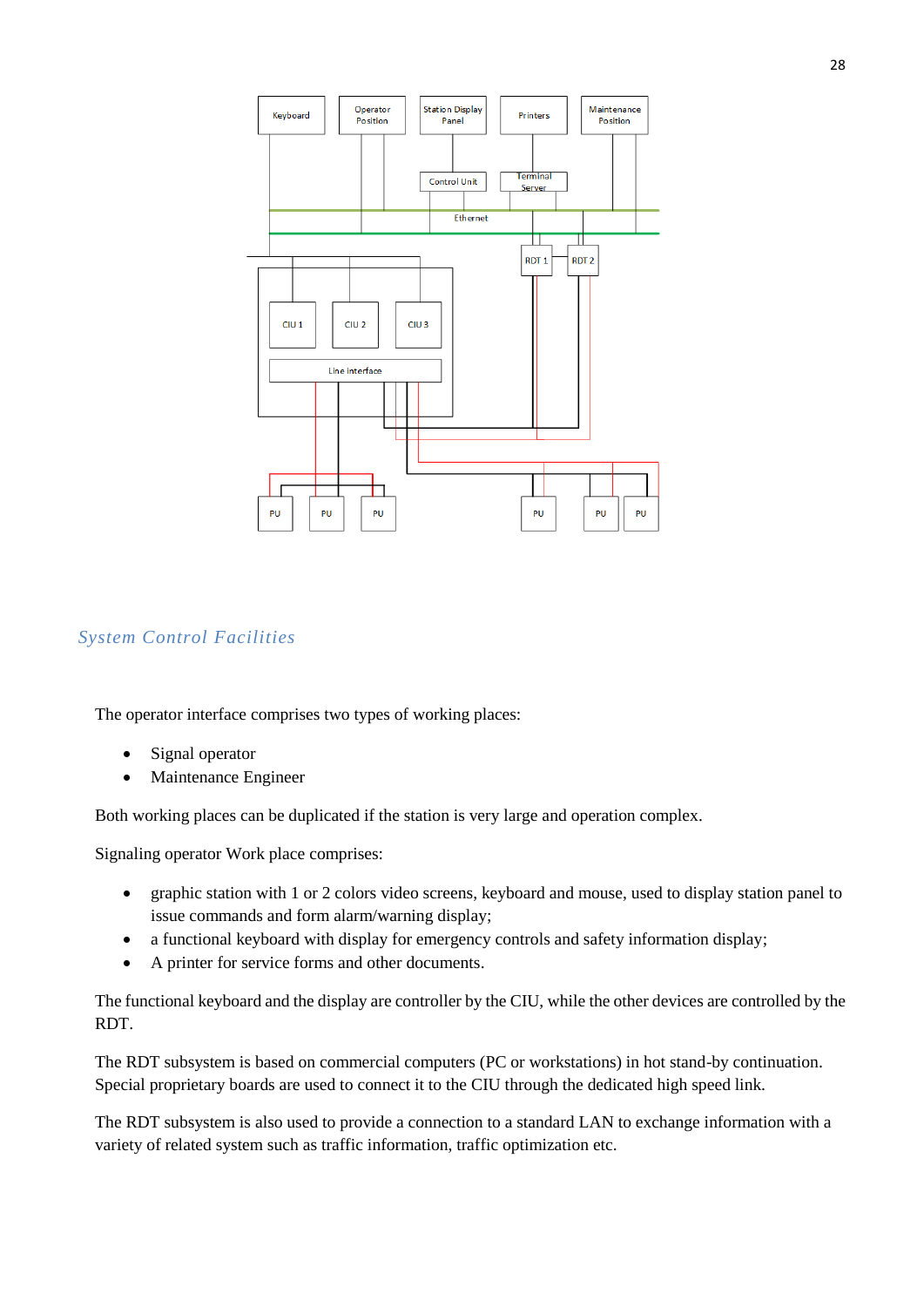## System Control Facilities

The operator interface comprises two types of working places:

- Signal operator
- Maintenance Engineer

Both working places can be duplicated if the station is very large and operation complex.

Signaling operator Work place comprises:

- graphic station with 1 or 2 colors video screens, keyboard and mouse, used to display station panel to issue commands and form alarm/warning display;
- a functional keyboard with display for emergency controls and safety information display;
- A printer for service forms and other documents.

The functional keyboard and the display are controller by the CIU, while the other devices are controlled by the RDT.

The RDT subsystem is based on commercial computers (PC or workstations) in hot stand-by continuation. Special proprietary boards are used to connect it to the CIU through the dedicated high speed link.

The RDT subsystem is also used to provide a connection to a standard LAN to exchange information with a variety of related system such as traffic information, traffic optimization etc.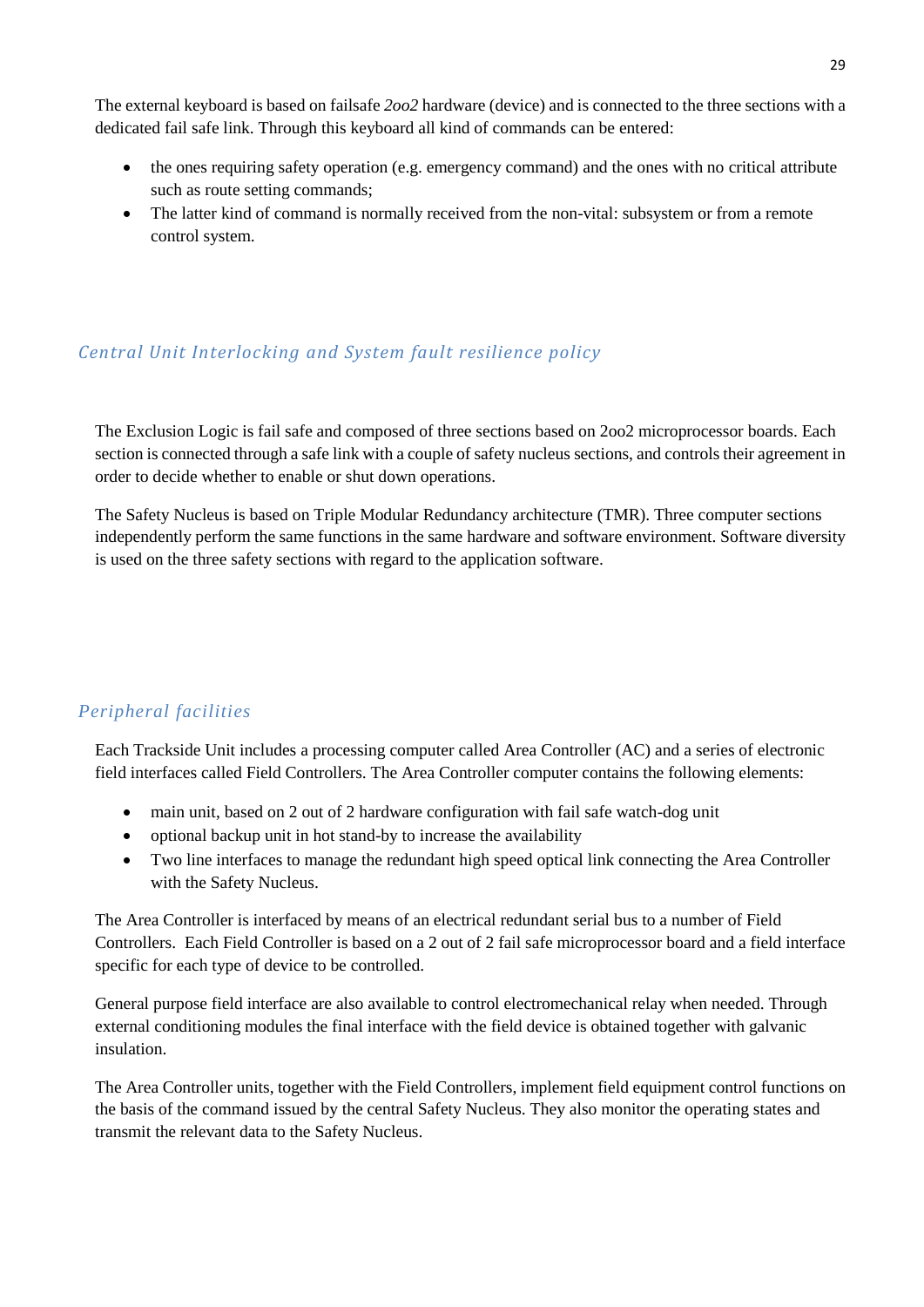The external keyboard is based on failsafe *2oo2* hardware (device) and is connected to the three sections with a dedicated fail safe link. Through this keyboard all kind of commands can be entered:

- the ones requiring safety operation (e.g. emergency command) and the ones with no critical attribute such as route setting commands;
- The latter kind of command is normally received from the non-vital: subsystem or from a remote control system.

### *Central Unit Interlocking and System fault resilience policy*

The Exclusion Logic is fail safe and composed of three sections based on 2oo2 microprocessor boards. Each section is connected through a safe link with a couple of safety nucleus sections, and controls their agreement in order to decide whether to enable or shut down operations.

The Safety Nucleus is based on Triple Modular Redundancy architecture (TMR). Three computer sections independently perform the same functions in the same hardware and software environment. Software diversity is used on the three safety sections with regard to the application software.

### *Peripheral facilities*

Each Trackside Unit includes a processing computer called Area Controller (AC) and a series of electronic field interfaces called Field Controllers. The Area Controller computer contains the following elements:

- main unit, based on 2 out of 2 hardware configuration with fail safe watch-dog unit
- optional backup unit in hot stand-by to increase the availability
- Two line interfaces to manage the redundant high speed optical link connecting the Area Controller with the Safety Nucleus.

The Area Controller is interfaced by means of an electrical redundant serial bus to a number of Field Controllers. Each Field Controller is based on a 2 out of 2 fail safe microprocessor board and a field interface specific for each type of device to be controlled.

General purpose field interface are also available to control electromechanical relay when needed. Through external conditioning modules the final interface with the field device is obtained together with galvanic insulation.

The Area Controller units, together with the Field Controllers, implement field equipment control functions on the basis of the command issued by the central Safety Nucleus. They also monitor the operating states and transmit the relevant data to the Safety Nucleus.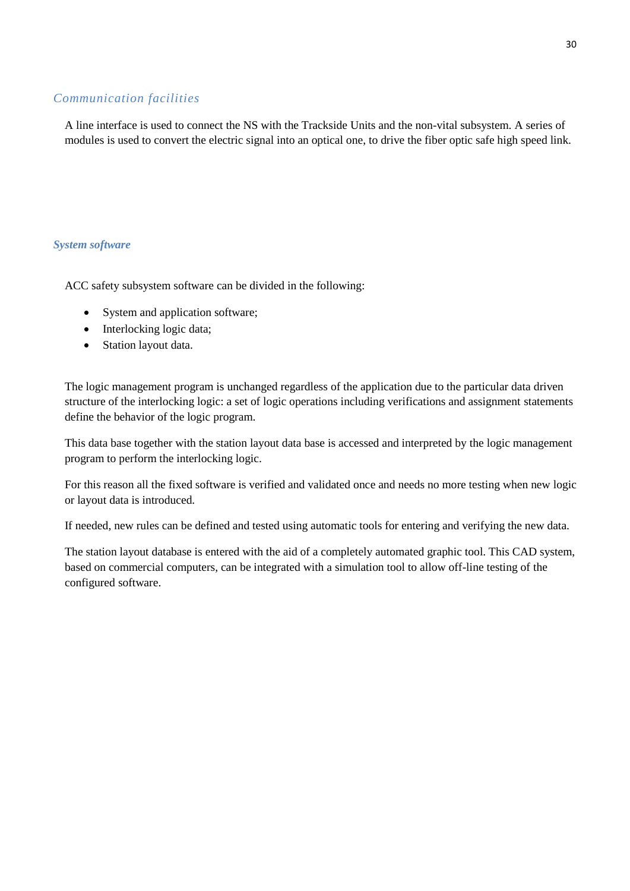### *Communication facilities*

A line interface is used to connect the NS with the Trackside Units and the non-vital subsystem. A series of modules is used to convert the electric signal into an optical one, to drive the fiber optic safe high speed link.

### ***System software***

ACC safety subsystem software can be divided in the following:

- System and application software;
- Interlocking logic data;
- Station layout data.

The logic management program is unchanged regardless of the application due to the particular data driven structure of the interlocking logic: a set of logic operations including verifications and assignment statements define the behavior of the logic program.

This data base together with the station layout data base is accessed and interpreted by the logic management program to perform the interlocking logic.

For this reason all the fixed software is verified and validated once and needs no more testing when new logic or layout data is introduced.

If needed, new rules can be defined and tested using automatic tools for entering and verifying the new data.

The station layout database is entered with the aid of a completely automated graphic tool. This CAD system, based on commercial computers, can be integrated with a simulation tool to allow off-line testing of the configured software.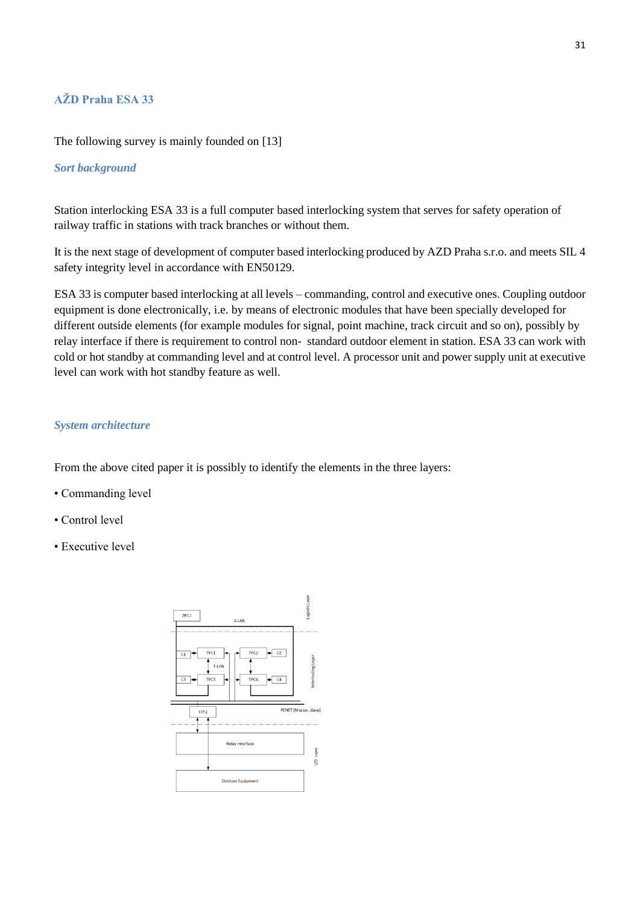## AŽD Praha ESA 33

The following survey is mainly founded on [13]

### *Sort background*

Station interlocking ESA 33 is a full computer based interlocking system that serves for safety operation of railway traffic in stations with track branches or without them.

It is the next stage of development of computer based interlocking produced by AZD Praha s.r.o. and meets SIL 4 safety integrity level in accordance with EN50129.

ESA 33 is computer based interlocking at all levels – commanding, control and executive ones. Coupling outdoor equipment is done electronically, i.e. by means of electronic modules that have been specially developed for different outside elements (for example modules for signal, point machine, track circuit and so on), possibly by relay interface if there is requirement to control non- standard outdoor element in station. ESA 33 can work with cold or hot standby at commanding level and at control level. A processor unit and power supply unit at executive level can work with hot standby feature as well.

### *System architecture*

From the above cited paper it is possibly to identify the elements in the three layers:

- Commanding level
- Control level
- Executive level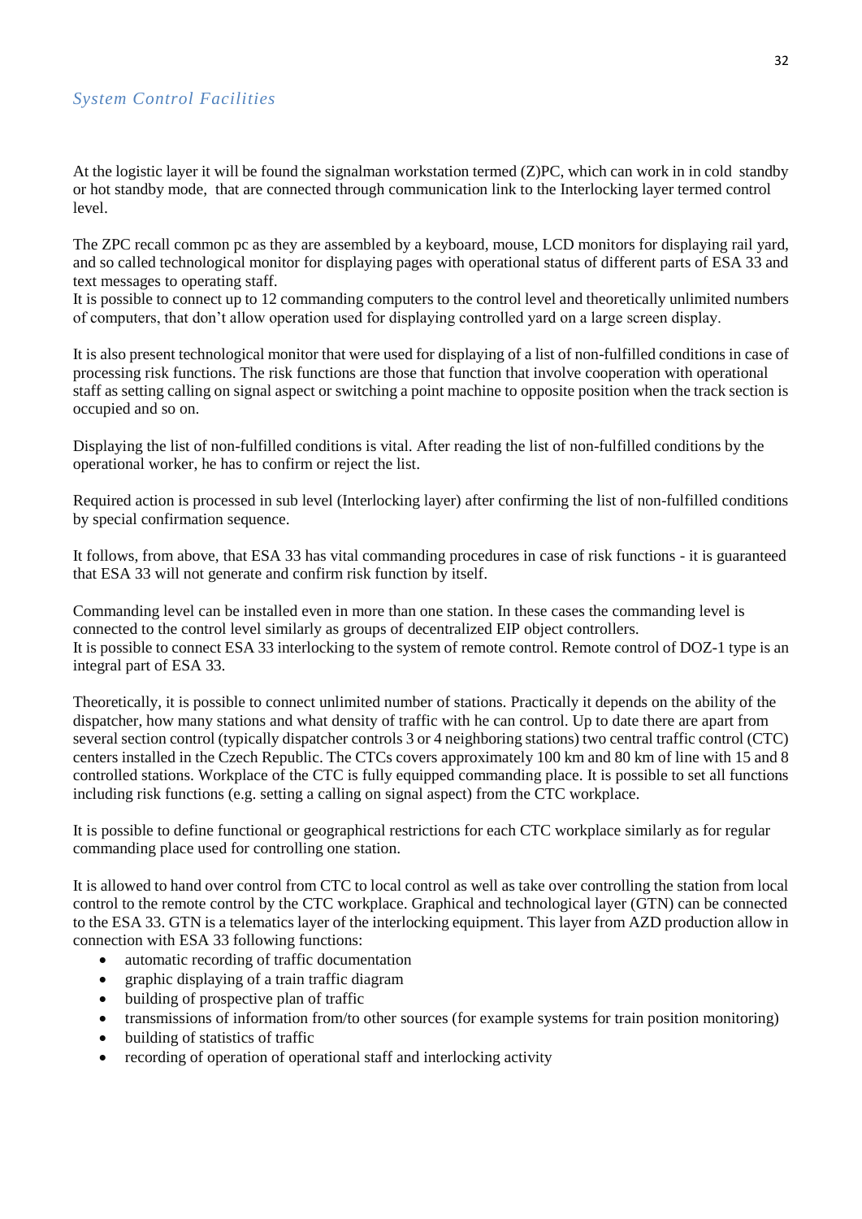### *System Control Facilities*

At the logistic layer it will be found the signalman workstation termed (Z)PC, which can work in in cold standby or hot standby mode, that are connected through communication link to the Interlocking layer termed control level.

The ZPC recall common pc as they are assembled by a keyboard, mouse, LCD monitors for displaying rail yard, and so called technological monitor for displaying pages with operational status of different parts of ESA 33 and text messages to operating staff.
It is possible to connect up to 12 commanding computers to the control level and theoretically unlimited numbers of computers, that don't allow operation used for displaying controlled yard on a large screen display.

It is also present technological monitor that were used for displaying of a list of non-fulfilled conditions in case of processing risk functions. The risk functions are those that function that involve cooperation with operational staff as setting calling on signal aspect or switching a point machine to opposite position when the track section is occupied and so on.

Displaying the list of non-fulfilled conditions is vital. After reading the list of non-fulfilled conditions by the operational worker, he has to confirm or reject the list.

Required action is processed in sub level (Interlocking layer) after confirming the list of non-fulfilled conditions by special confirmation sequence.

It follows, from above, that ESA 33 has vital commanding procedures in case of risk functions - it is guaranteed that ESA 33 will not generate and confirm risk function by itself.

Commanding level can be installed even in more than one station. In these cases the commanding level is connected to the control level similarly as groups of decentralized EIP object controllers.
It is possible to connect ESA 33 interlocking to the system of remote control. Remote control of DOZ-1 type is an integral part of ESA 33.

Theoretically, it is possible to connect unlimited number of stations. Practically it depends on the ability of the dispatcher, how many stations and what density of traffic with he can control. Up to date there are apart from several section control (typically dispatcher controls 3 or 4 neighboring stations) two central traffic control (CTC) centers installed in the Czech Republic. The CTCs covers approximately 100 km and 80 km of line with 15 and 8 controlled stations. Workplace of the CTC is fully equipped commanding place. It is possible to set all functions including risk functions (e.g. setting a calling on signal aspect) from the CTC workplace.

It is possible to define functional or geographical restrictions for each CTC workplace similarly as for regular commanding place used for controlling one station.

It is allowed to hand over control from CTC to local control as well as take over controlling the station from local control to the remote control by the CTC workplace. Graphical and technological layer (GTN) can be connected to the ESA 33. GTN is a telematics layer of the interlocking equipment. This layer from AZD production allow in connection with ESA 33 following functions:

- automatic recording of traffic documentation
- graphic displaying of a train traffic diagram
- building of prospective plan of traffic
- transmissions of information from/to other sources (for example systems for train position monitoring)
- building of statistics of traffic
- recording of operation of operational staff and interlocking activity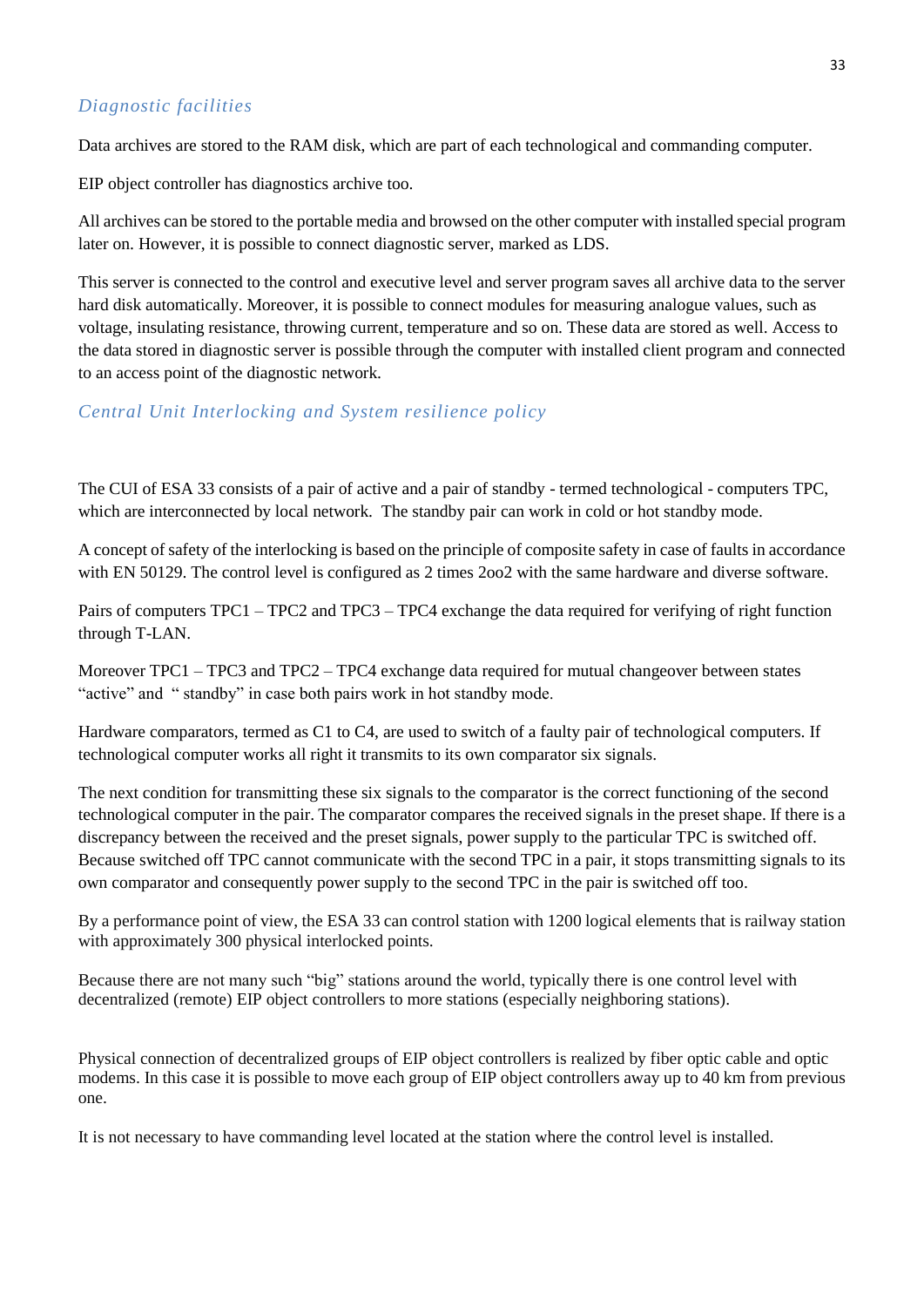### *Diagnostic facilities*

Data archives are stored to the RAM disk, which are part of each technological and commanding computer.

EIP object controller has diagnostics archive too.

All archives can be stored to the portable media and browsed on the other computer with installed special program later on. However, it is possible to connect diagnostic server, marked as LDS.

This server is connected to the control and executive level and server program saves all archive data to the server hard disk automatically. Moreover, it is possible to connect modules for measuring analogue values, such as voltage, insulating resistance, throwing current, temperature and so on. These data are stored as well. Access to the data stored in diagnostic server is possible through the computer with installed client program and connected to an access point of the diagnostic network.

### *Central Unit Interlocking and System resilience policy*

The CUI of ESA 33 consists of a pair of active and a pair of standby - termed technological - computers TPC, which are interconnected by local network. The standby pair can work in cold or hot standby mode.

A concept of safety of the interlocking is based on the principle of composite safety in case of faults in accordance with EN 50129. The control level is configured as 2 times 2oo2 with the same hardware and diverse software.

Pairs of computers TPC1 – TPC2 and TPC3 – TPC4 exchange the data required for verifying of right function through T-LAN.

Moreover TPC1 – TPC3 and TPC2 – TPC4 exchange data required for mutual changeover between states "active" and " standby" in case both pairs work in hot standby mode.

Hardware comparators, termed as C1 to C4, are used to switch of a faulty pair of technological computers. If technological computer works all right it transmits to its own comparator six signals.

The next condition for transmitting these six signals to the comparator is the correct functioning of the second technological computer in the pair. The comparator compares the received signals in the preset shape. If there is a discrepancy between the received and the preset signals, power supply to the particular TPC is switched off. Because switched off TPC cannot communicate with the second TPC in a pair, it stops transmitting signals to its own comparator and consequently power supply to the second TPC in the pair is switched off too.

By a performance point of view, the ESA 33 can control station with 1200 logical elements that is railway station with approximately 300 physical interlocked points.

Because there are not many such "big" stations around the world, typically there is one control level with decentralized (remote) EIP object controllers to more stations (especially neighboring stations).

Physical connection of decentralized groups of EIP object controllers is realized by fiber optic cable and optic modems. In this case it is possible to move each group of EIP object controllers away up to 40 km from previous one.

It is not necessary to have commanding level located at the station where the control level is installed.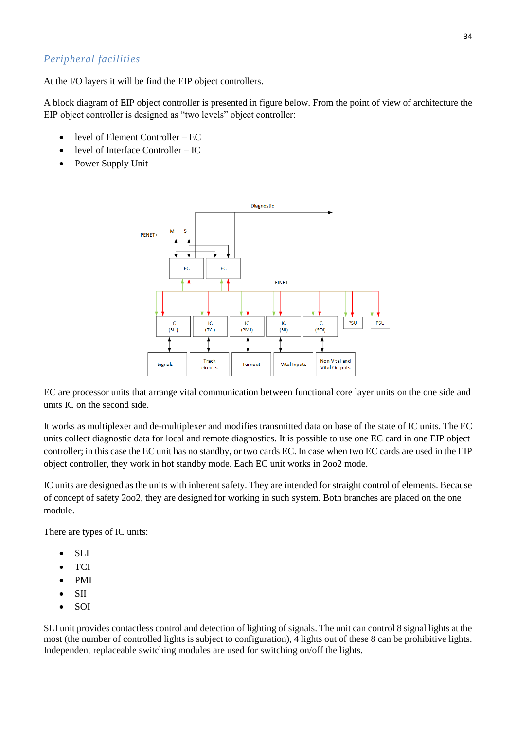### *Peripheral facilities*

At the I/O layers it will be find the EIP object controllers.

A block diagram of EIP object controller is presented in figure below. From the point of view of architecture the EIP object controller is designed as “two levels” object controller:

- level of Element Controller – EC
- level of Interface Controller – IC
- Power Supply Unit

EC are processor units that arrange vital communication between functional core layer units on the one side and units IC on the second side.

It works as multiplexer and de-multiplexer and modifies transmitted data on base of the state of IC units. The EC units collect diagnostic data for local and remote diagnostics. It is possible to use one EC card in one EIP object controller; in this case the EC unit has no standby, or two cards EC. In case when two EC cards are used in the EIP object controller, they work in hot standby mode. Each EC unit works in 2oo2 mode.

IC units are designed as the units with inherent safety. They are intended for straight control of elements. Because of concept of safety 2oo2, they are designed for working in such system. Both branches are placed on the one module.

There are types of IC units:

- SLI
- TCI
- PMI
- SII
- SOI

SLI unit provides contactless control and detection of lighting of signals. The unit can control 8 signal lights at the most (the number of controlled lights is subject to configuration), 4 lights out of these 8 can be prohibitive lights. Independent replaceable switching modules are used for switching on/off the lights.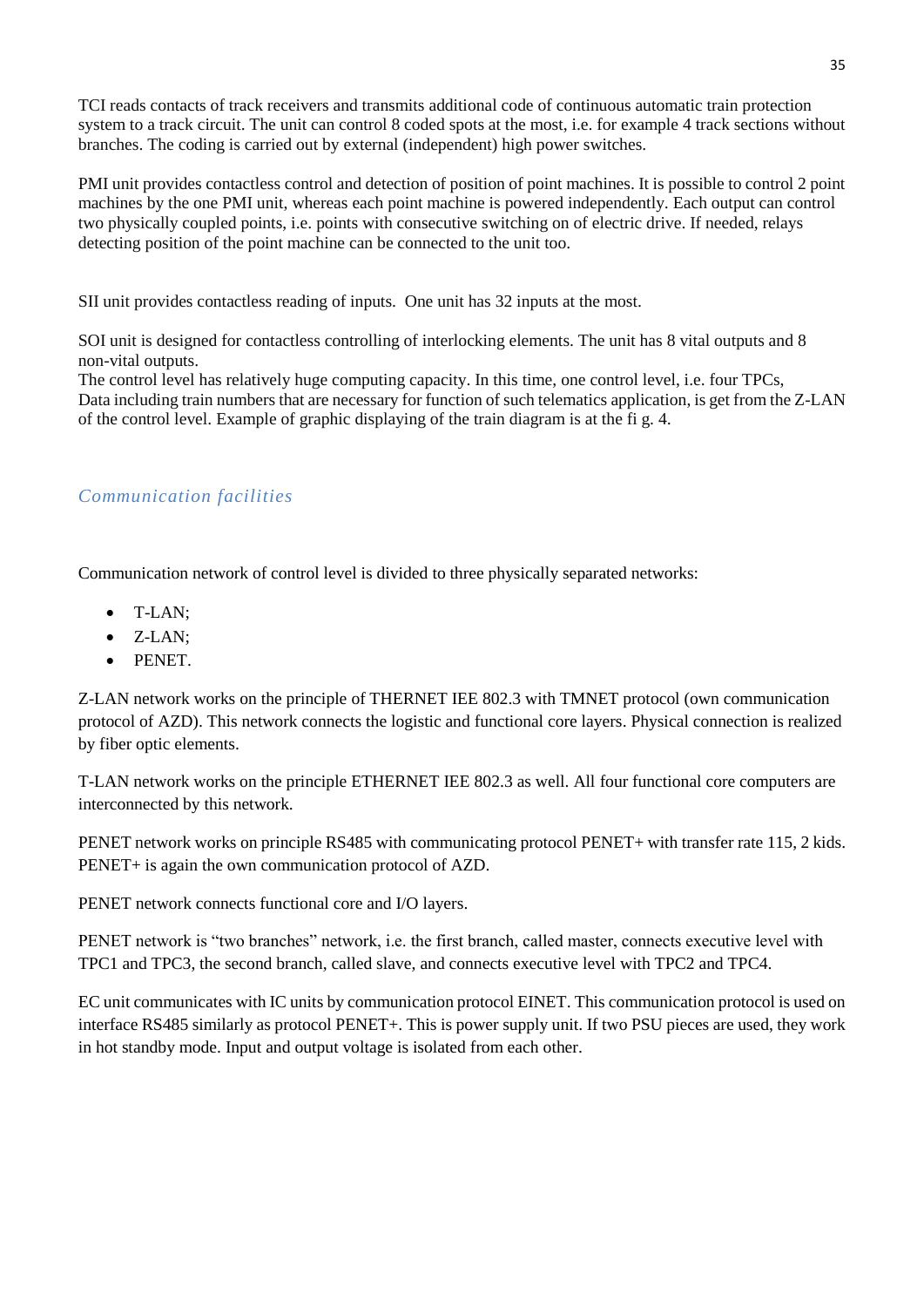TCI reads contacts of track receivers and transmits additional code of continuous automatic train protection system to a track circuit. The unit can control 8 coded spots at the most, i.e. for example 4 track sections without branches. The coding is carried out by external (independent) high power switches.

PMI unit provides contactless control and detection of position of point machines. It is possible to control 2 point machines by the one PMI unit, whereas each point machine is powered independently. Each output can control two physically coupled points, i.e. points with consecutive switching on of electric drive. If needed, relays detecting position of the point machine can be connected to the unit too.

SII unit provides contactless reading of inputs. One unit has 32 inputs at the most.

SOI unit is designed for contactless controlling of interlocking elements. The unit has 8 vital outputs and 8 non-vital outputs.
The control level has relatively huge computing capacity. In this time, one control level, i.e. four TPCs,
Data including train numbers that are necessary for function of such telematics application, is get from the Z-LAN of the control level. Example of graphic displaying of the train diagram is at the fi g. 4.

## *Communication facilities*

Communication network of control level is divided to three physically separated networks:

- T-LAN;
- Z-LAN;
- PENET.

Z-LAN network works on the principle of THERNET IEE 802.3 with TMNET protocol (own communication protocol of AZD). This network connects the logistic and functional core layers. Physical connection is realized by fiber optic elements.

T-LAN network works on the principle ETHERNET IEE 802.3 as well. All four functional core computers are interconnected by this network.

PENET network works on principle RS485 with communicating protocol PENET+ with transfer rate 115, 2 kids. PENET+ is again the own communication protocol of AZD.

PENET network connects functional core and I/O layers.

PENET network is “two branches” network, i.e. the first branch, called master, connects executive level with TPC1 and TPC3, the second branch, called slave, and connects executive level with TPC2 and TPC4.

EC unit communicates with IC units by communication protocol EINET. This communication protocol is used on interface RS485 similarly as protocol PENET+. This is power supply unit. If two PSU pieces are used, they work in hot standby mode. Input and output voltage is isolated from each other.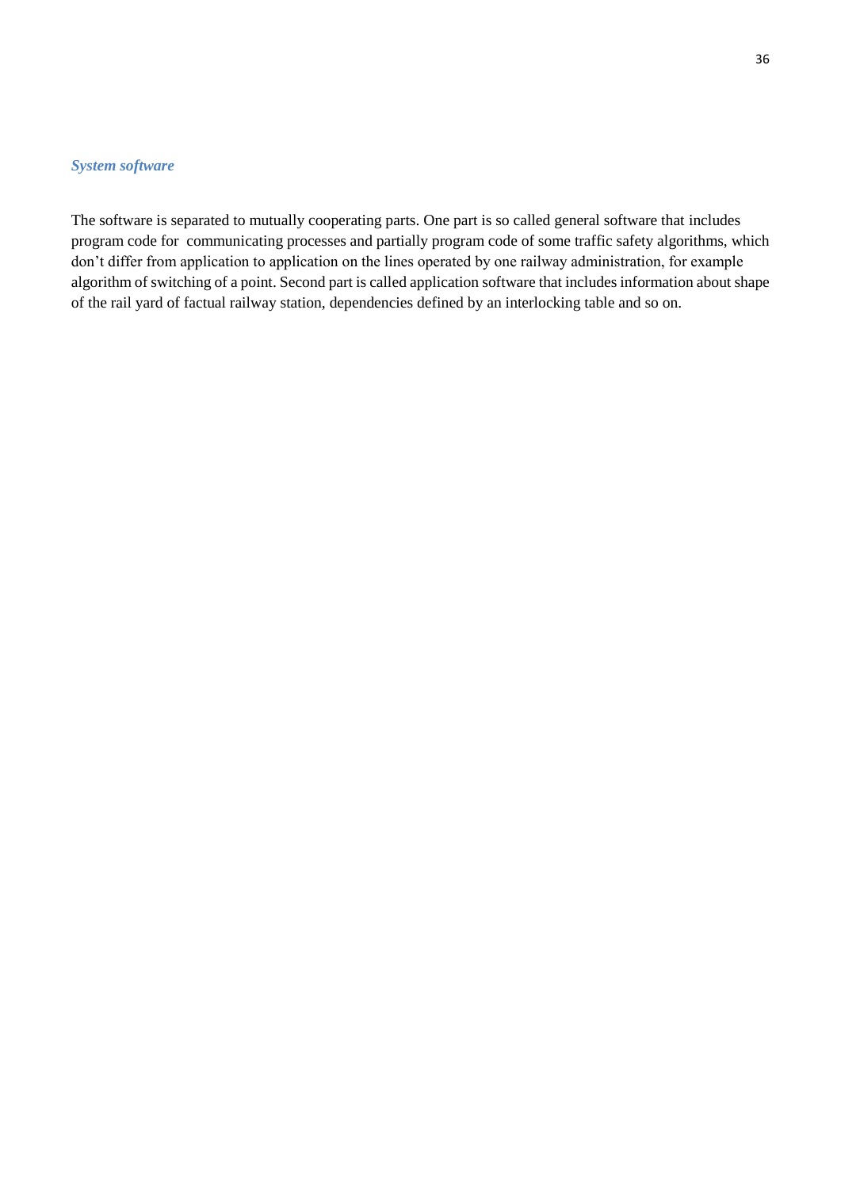### *System software*

The software is separated to mutually cooperating parts. One part is so called general software that includes program code for communicating processes and partially program code of some traffic safety algorithms, which don't differ from application to application on the lines operated by one railway administration, for example algorithm of switching of a point. Second part is called application software that includes information about shape of the rail yard of factual railway station, dependencies defined by an interlocking table and so on.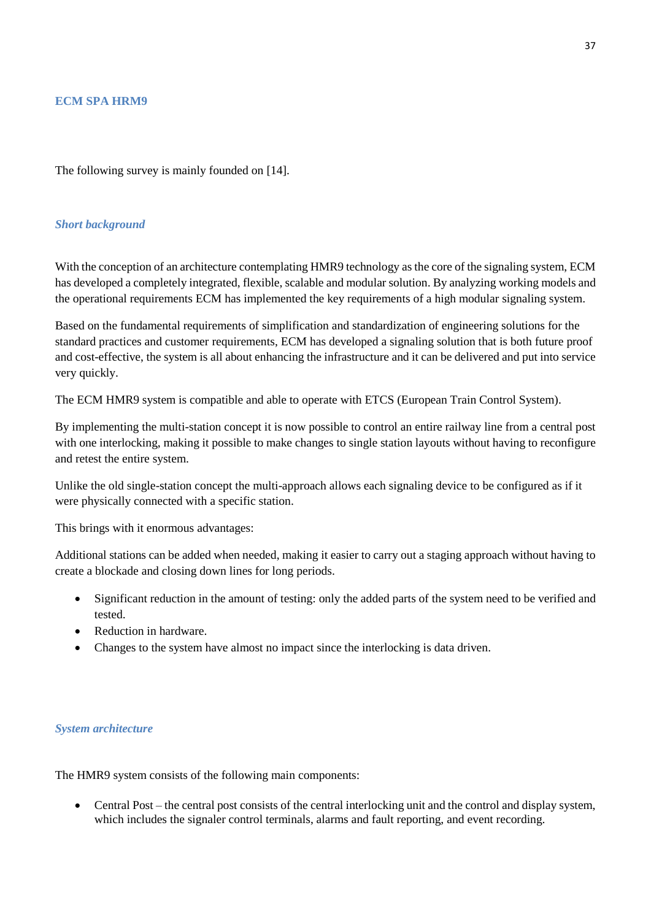## ECM SPA HRM9

The following survey is mainly founded on [14].

### *Short background*

With the conception of an architecture contemplating HMR9 technology as the core of the signaling system, ECM has developed a completely integrated, flexible, scalable and modular solution. By analyzing working models and the operational requirements ECM has implemented the key requirements of a high modular signaling system.

Based on the fundamental requirements of simplification and standardization of engineering solutions for the standard practices and customer requirements, ECM has developed a signaling solution that is both future proof and cost-effective, the system is all about enhancing the infrastructure and it can be delivered and put into service very quickly.

The ECM HMR9 system is compatible and able to operate with ETCS (European Train Control System).

By implementing the multi-station concept it is now possible to control an entire railway line from a central post with one interlocking, making it possible to make changes to single station layouts without having to reconfigure and retest the entire system.

Unlike the old single-station concept the multi-approach allows each signaling device to be configured as if it were physically connected with a specific station.

This brings with it enormous advantages:

Additional stations can be added when needed, making it easier to carry out a staging approach without having to create a blockade and closing down lines for long periods.

- Significant reduction in the amount of testing: only the added parts of the system need to be verified and tested.
- Reduction in hardware.
- Changes to the system have almost no impact since the interlocking is data driven.

### *System architecture*

The HMR9 system consists of the following main components:

- Central Post – the central post consists of the central interlocking unit and the control and display system, which includes the signaler control terminals, alarms and fault reporting, and event recording.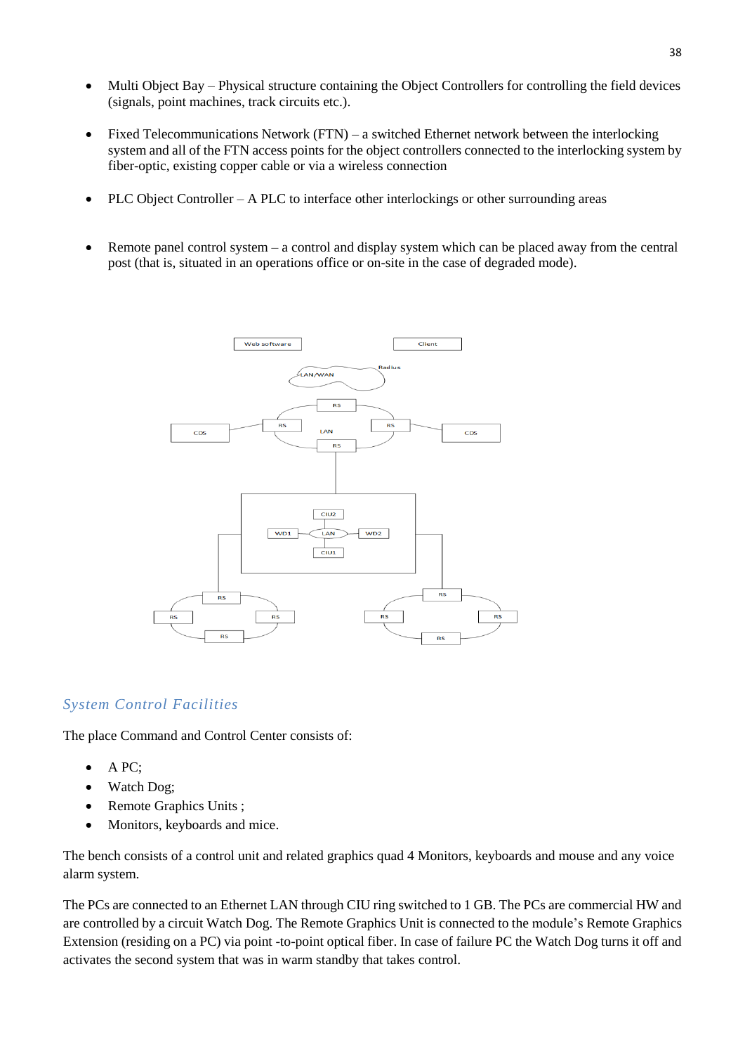- Multi Object Bay – Physical structure containing the Object Controllers for controlling the field devices (signals, point machines, track circuits etc.).

- Fixed Telecommunications Network (FTN) – a switched Ethernet network between the interlocking system and all of the FTN access points for the object controllers connected to the interlocking system by fiber-optic, existing copper cable or via a wireless connection

- PLC Object Controller – A PLC to interface other interlockings or other surrounding areas

- Remote panel control system – a control and display system which can be placed away from the central post (that is, situated in an operations office or on-site in the case of degraded mode).

### *System Control Facilities*

The place Command and Control Center consists of:

- A PC;
- Watch Dog;
- Remote Graphics Units ;
- Monitors, keyboards and mice.

The bench consists of a control unit and related graphics quad 4 Monitors, keyboards and mouse and any voice alarm system.

The PCs are connected to an Ethernet LAN through CIU ring switched to 1 GB. The PCs are commercial HW and are controlled by a circuit Watch Dog. The Remote Graphics Unit is connected to the module's Remote Graphics Extension (residing on a PC) via point -to-point optical fiber. In case of failure PC the Watch Dog turns it off and activates the second system that was in warm standby that takes control.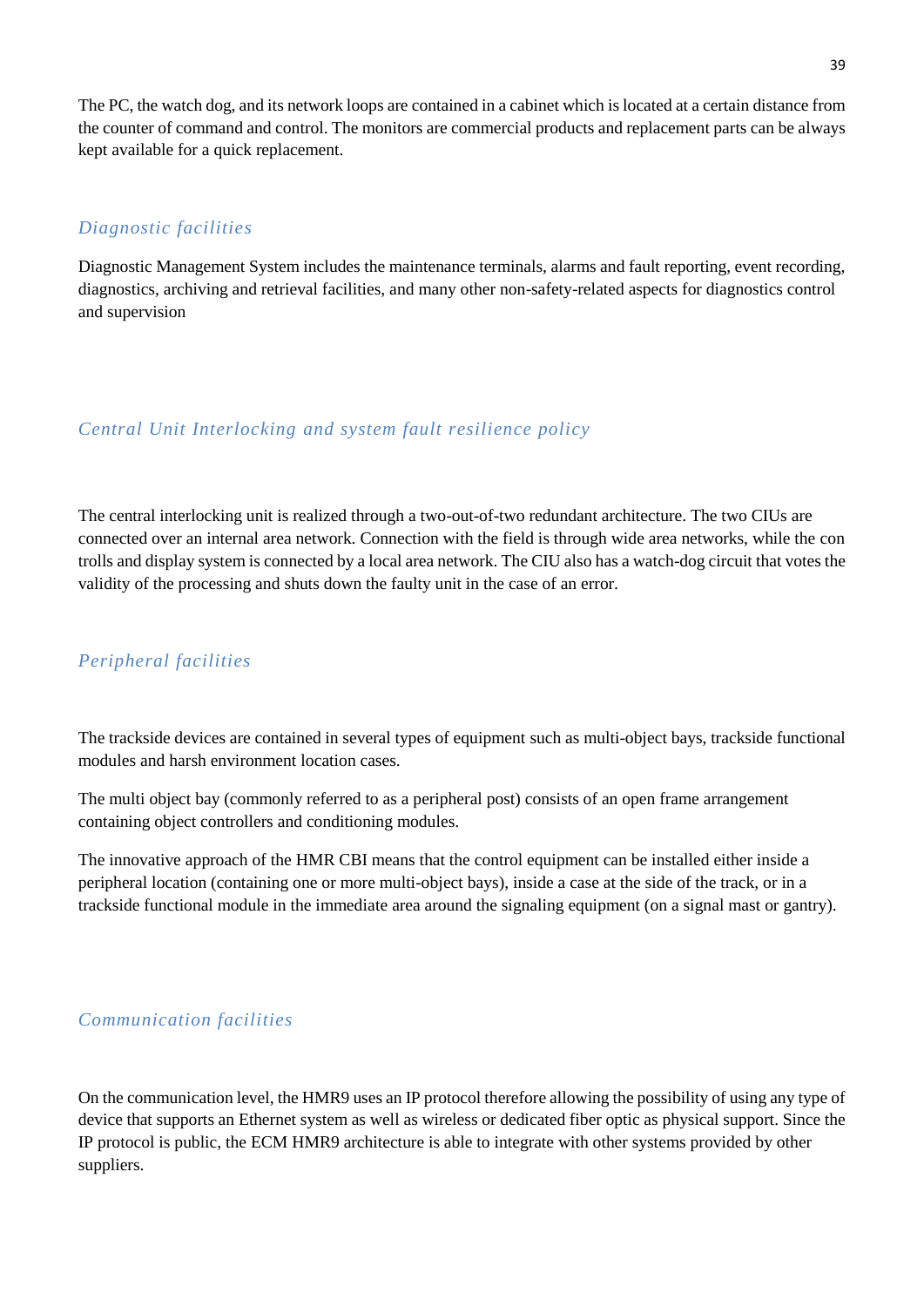The PC, the watch dog, and its network loops are contained in a cabinet which is located at a certain distance from the counter of command and control. The monitors are commercial products and replacement parts can be always kept available for a quick replacement.

### *Diagnostic facilities*

Diagnostic Management System includes the maintenance terminals, alarms and fault reporting, event recording, diagnostics, archiving and retrieval facilities, and many other non-safety-related aspects for diagnostics control and supervision

### *Central Unit Interlocking and system fault resilience policy*

The central interlocking unit is realized through a two-out-of-two redundant architecture. The two CIUs are connected over an internal area network. Connection with the field is through wide area networks, while the con trolls and display system is connected by a local area network. The CIU also has a watch-dog circuit that votes the validity of the processing and shuts down the faulty unit in the case of an error.

### *Peripheral facilities*

The trackside devices are contained in several types of equipment such as multi-object bays, trackside functional modules and harsh environment location cases.

The multi object bay (commonly referred to as a peripheral post) consists of an open frame arrangement containing object controllers and conditioning modules.

The innovative approach of the HMR CBI means that the control equipment can be installed either inside a peripheral location (containing one or more multi-object bays), inside a case at the side of the track, or in a trackside functional module in the immediate area around the signaling equipment (on a signal mast or gantry).

### *Communication facilities*

On the communication level, the HMR9 uses an IP protocol therefore allowing the possibility of using any type of device that supports an Ethernet system as well as wireless or dedicated fiber optic as physical support. Since the IP protocol is public, the ECM HMR9 architecture is able to integrate with other systems provided by other suppliers.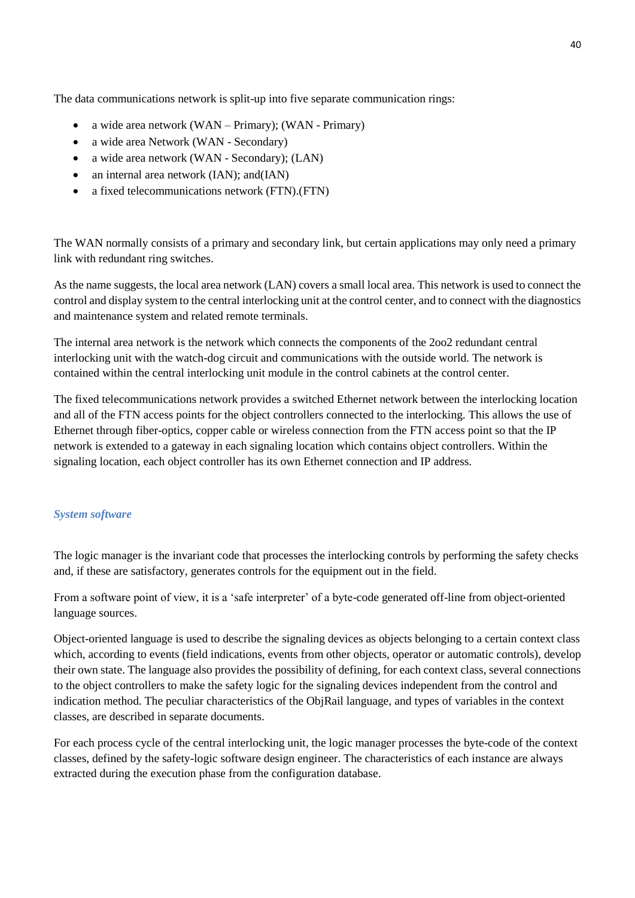The data communications network is split-up into five separate communication rings:

- a wide area network (WAN – Primary); (WAN - Primary)
- a wide area Network (WAN - Secondary)
- a wide area network (WAN - Secondary); (LAN)
- an internal area network (IAN); and(IAN)
- a fixed telecommunications network (FTN).(FTN)

The WAN normally consists of a primary and secondary link, but certain applications may only need a primary link with redundant ring switches.

As the name suggests, the local area network (LAN) covers a small local area. This network is used to connect the control and display system to the central interlocking unit at the control center, and to connect with the diagnostics and maintenance system and related remote terminals.

The internal area network is the network which connects the components of the 2oo2 redundant central interlocking unit with the watch-dog circuit and communications with the outside world. The network is contained within the central interlocking unit module in the control cabinets at the control center.

The fixed telecommunications network provides a switched Ethernet network between the interlocking location and all of the FTN access points for the object controllers connected to the interlocking. This allows the use of Ethernet through fiber-optics, copper cable or wireless connection from the FTN access point so that the IP network is extended to a gateway in each signaling location which contains object controllers. Within the signaling location, each object controller has its own Ethernet connection and IP address.

### *System software*

The logic manager is the invariant code that processes the interlocking controls by performing the safety checks and, if these are satisfactory, generates controls for the equipment out in the field.

From a software point of view, it is a 'safe interpreter' of a byte-code generated off-line from object-oriented language sources.

Object-oriented language is used to describe the signaling devices as objects belonging to a certain context class which, according to events (field indications, events from other objects, operator or automatic controls), develop their own state. The language also provides the possibility of defining, for each context class, several connections to the object controllers to make the safety logic for the signaling devices independent from the control and indication method. The peculiar characteristics of the ObjRail language, and types of variables in the context classes, are described in separate documents.

For each process cycle of the central interlocking unit, the logic manager processes the byte-code of the context classes, defined by the safety-logic software design engineer. The characteristics of each instance are always extracted during the execution phase from the configuration database.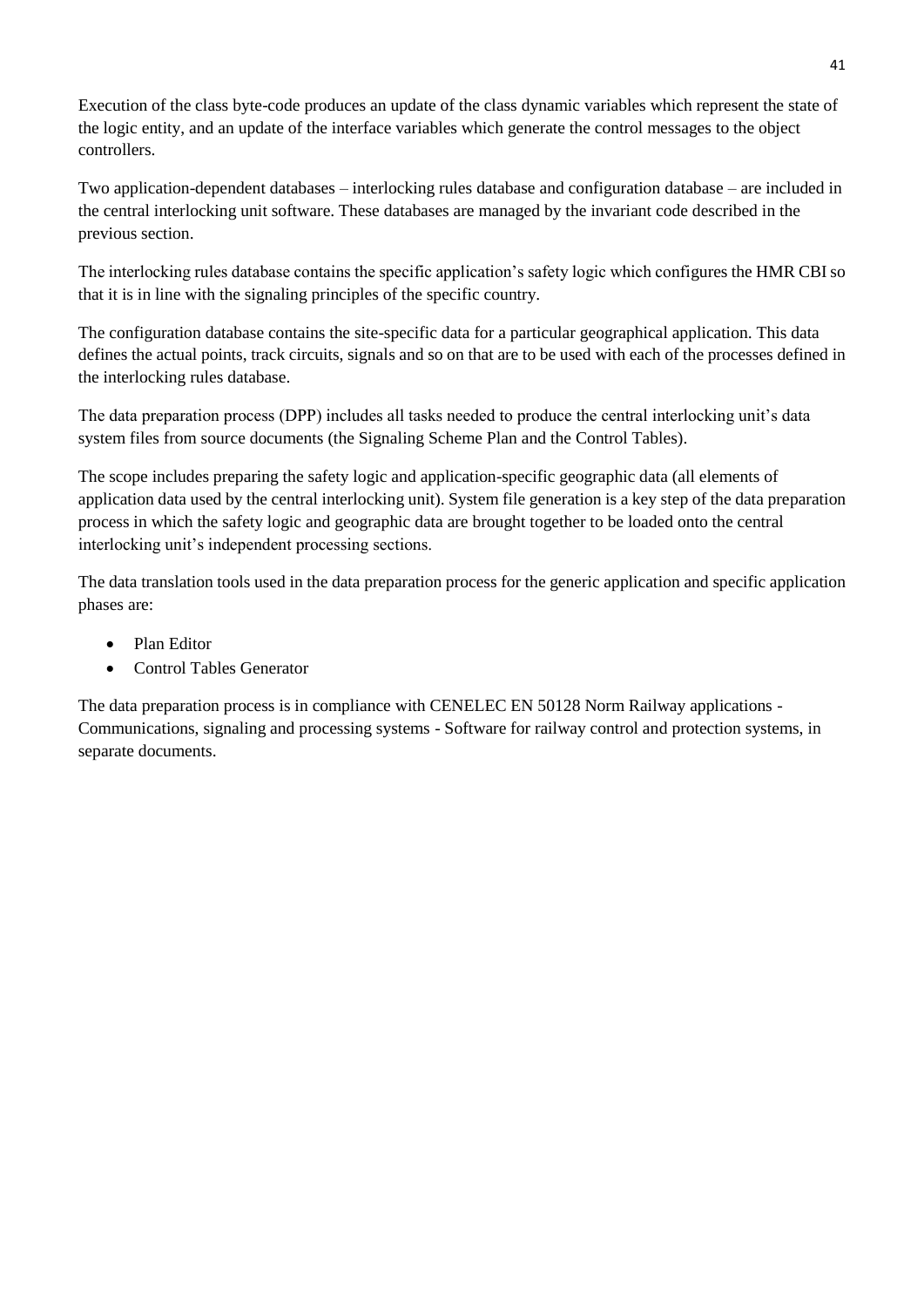Execution of the class byte-code produces an update of the class dynamic variables which represent the state of the logic entity, and an update of the interface variables which generate the control messages to the object controllers.

Two application-dependent databases – interlocking rules database and configuration database – are included in the central interlocking unit software. These databases are managed by the invariant code described in the previous section.

The interlocking rules database contains the specific application's safety logic which configures the HMR CBI so that it is in line with the signaling principles of the specific country.

The configuration database contains the site-specific data for a particular geographical application. This data defines the actual points, track circuits, signals and so on that are to be used with each of the processes defined in the interlocking rules database.

The data preparation process (DPP) includes all tasks needed to produce the central interlocking unit's data system files from source documents (the Signaling Scheme Plan and the Control Tables).

The scope includes preparing the safety logic and application-specific geographic data (all elements of application data used by the central interlocking unit). System file generation is a key step of the data preparation process in which the safety logic and geographic data are brought together to be loaded onto the central interlocking unit's independent processing sections.

The data translation tools used in the data preparation process for the generic application and specific application phases are:

- Plan Editor
- Control Tables Generator

The data preparation process is in compliance with CENELEC EN 50128 Norm Railway applications - Communications, signaling and processing systems - Software for railway control and protection systems, in separate documents.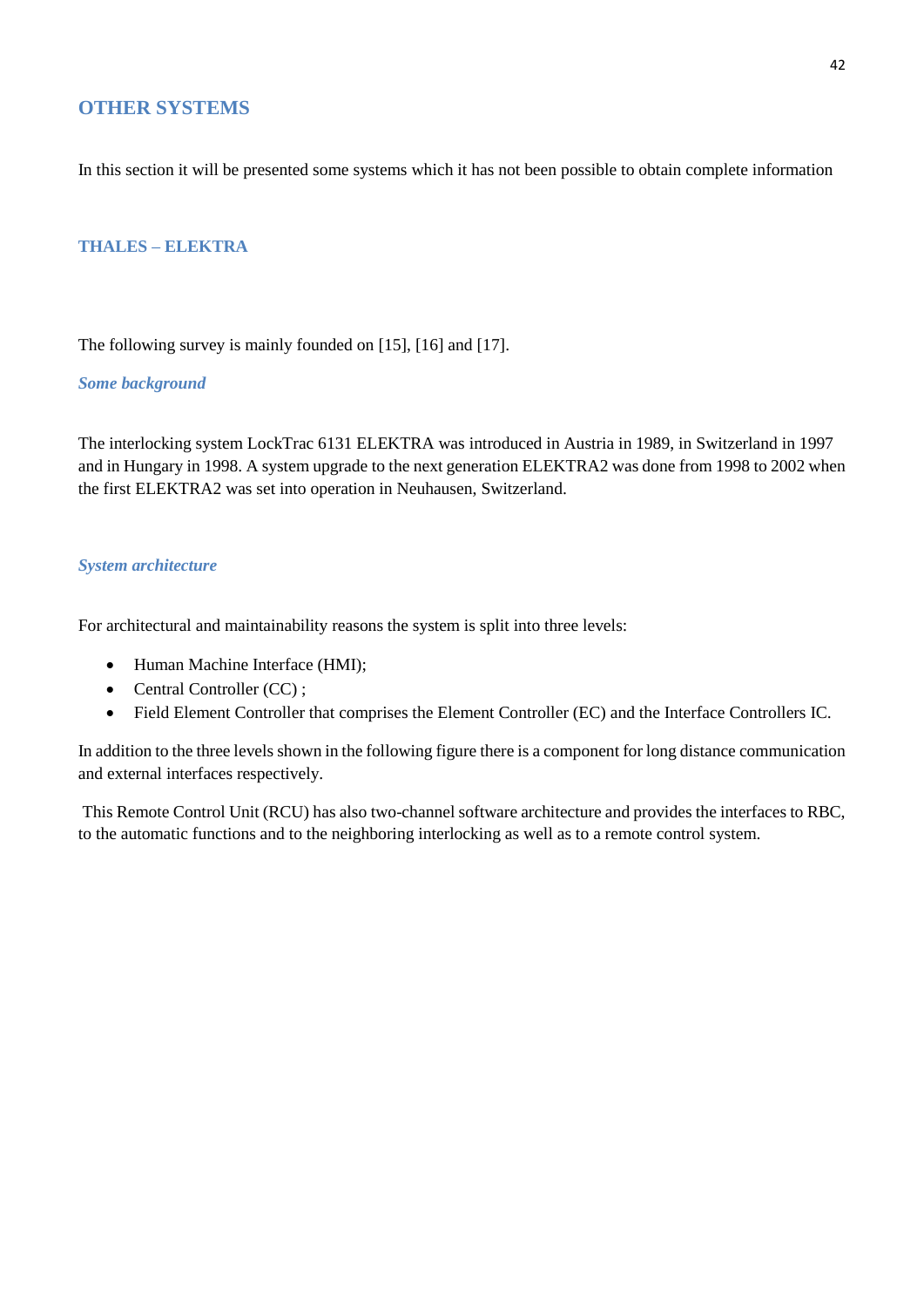## OTHER SYSTEMS

In this section it will be presented some systems which it has not been possible to obtain complete information

### THALES – ELEKTRA

The following survey is mainly founded on [15], [16] and [17].

#### *Some background*

The interlocking system LockTrac 6131 ELEKTRA was introduced in Austria in 1989, in Switzerland in 1997 and in Hungary in 1998. A system upgrade to the next generation ELEKTRA2 was done from 1998 to 2002 when the first ELEKTRA2 was set into operation in Neuhausen, Switzerland.

#### *System architecture*

For architectural and maintainability reasons the system is split into three levels:

- Human Machine Interface (HMI);
- Central Controller (CC) ;
- Field Element Controller that comprises the Element Controller (EC) and the Interface Controllers IC.

In addition to the three levels shown in the following figure there is a component for long distance communication and external interfaces respectively.

This Remote Control Unit (RCU) has also two-channel software architecture and provides the interfaces to RBC, to the automatic functions and to the neighboring interlocking as well as to a remote control system.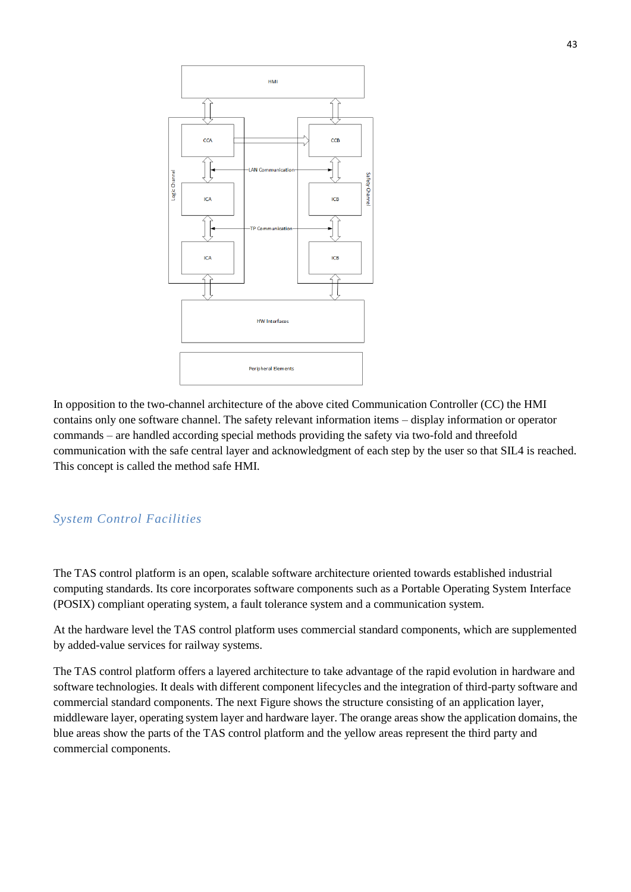In opposition to the two-channel architecture of the above cited Communication Controller (CC) the HMI contains only one software channel. The safety relevant information items – display information or operator commands – are handled according special methods providing the safety via two-fold and threefold communication with the safe central layer and acknowledgment of each step by the user so that SIL4 is reached. This concept is called the method safe HMI.

## *System Control Facilities*

The TAS control platform is an open, scalable software architecture oriented towards established industrial computing standards. Its core incorporates software components such as a Portable Operating System Interface (POSIX) compliant operating system, a fault tolerance system and a communication system.

At the hardware level the TAS control platform uses commercial standard components, which are supplemented by added-value services for railway systems.

The TAS control platform offers a layered architecture to take advantage of the rapid evolution in hardware and software technologies. It deals with different component lifecycles and the integration of third-party software and commercial standard components. The next Figure shows the structure consisting of an application layer, middleware layer, operating system layer and hardware layer. The orange areas show the application domains, the blue areas show the parts of the TAS control platform and the yellow areas represent the third party and commercial components.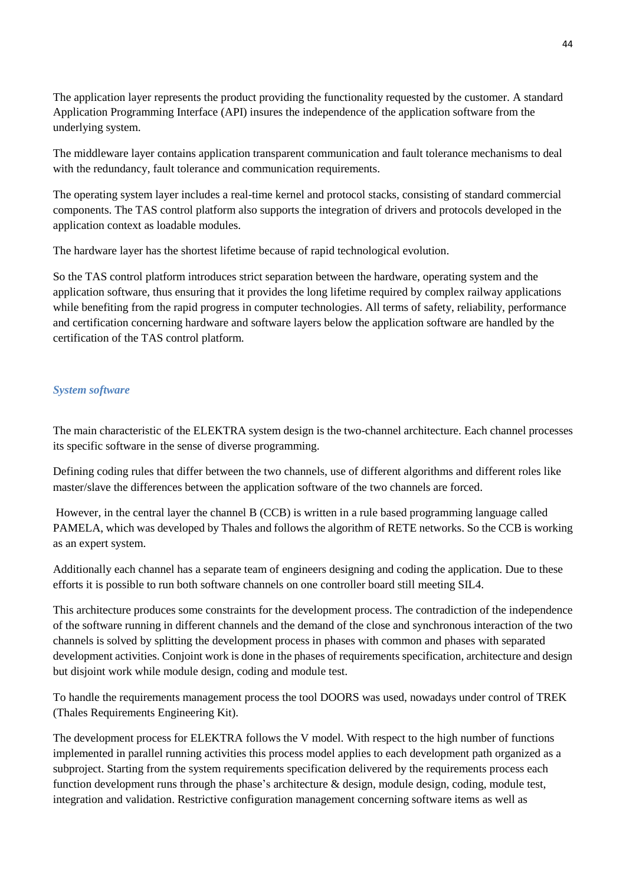The application layer represents the product providing the functionality requested by the customer. A standard Application Programming Interface (API) insures the independence of the application software from the underlying system.

The middleware layer contains application transparent communication and fault tolerance mechanisms to deal with the redundancy, fault tolerance and communication requirements.

The operating system layer includes a real-time kernel and protocol stacks, consisting of standard commercial components. The TAS control platform also supports the integration of drivers and protocols developed in the application context as loadable modules.

The hardware layer has the shortest lifetime because of rapid technological evolution.

So the TAS control platform introduces strict separation between the hardware, operating system and the application software, thus ensuring that it provides the long lifetime required by complex railway applications while benefiting from the rapid progress in computer technologies. All terms of safety, reliability, performance and certification concerning hardware and software layers below the application software are handled by the certification of the TAS control platform.

### *System software*

The main characteristic of the ELEKTRA system design is the two-channel architecture. Each channel processes its specific software in the sense of diverse programming.

Defining coding rules that differ between the two channels, use of different algorithms and different roles like master/slave the differences between the application software of the two channels are forced.

However, in the central layer the channel B (CCB) is written in a rule based programming language called PAMELA, which was developed by Thales and follows the algorithm of RETE networks. So the CCB is working as an expert system.

Additionally each channel has a separate team of engineers designing and coding the application. Due to these efforts it is possible to run both software channels on one controller board still meeting SIL4.

This architecture produces some constraints for the development process. The contradiction of the independence of the software running in different channels and the demand of the close and synchronous interaction of the two channels is solved by splitting the development process in phases with common and phases with separated development activities. Conjoint work is done in the phases of requirements specification, architecture and design but disjoint work while module design, coding and module test.

To handle the requirements management process the tool DOORS was used, nowadays under control of TREK (Thales Requirements Engineering Kit).

The development process for ELEKTRA follows the V model. With respect to the high number of functions implemented in parallel running activities this process model applies to each development path organized as a subproject. Starting from the system requirements specification delivered by the requirements process each function development runs through the phase's architecture & design, module design, coding, module test, integration and validation. Restrictive configuration management concerning software items as well as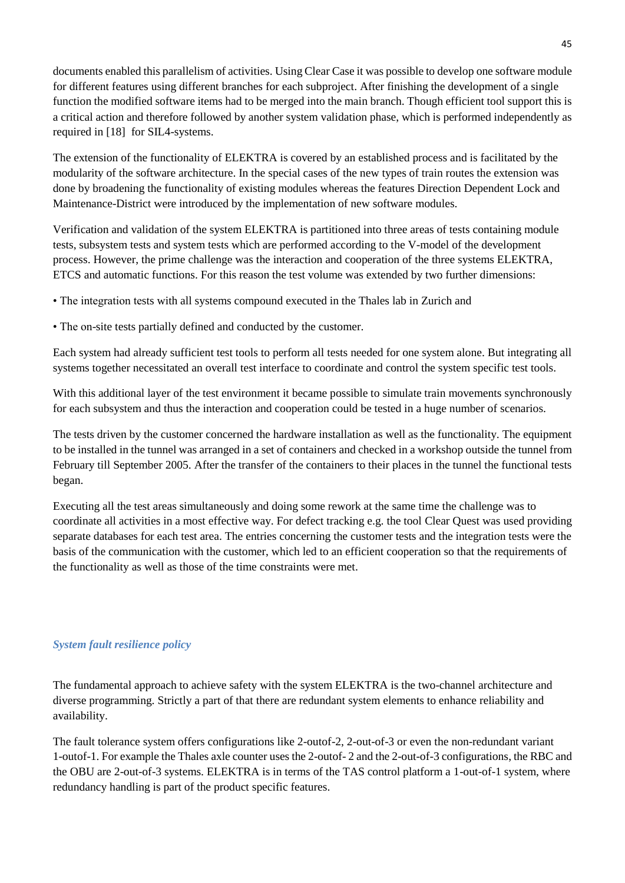documents enabled this parallelism of activities. Using Clear Case it was possible to develop one software module for different features using different branches for each subproject. After finishing the development of a single function the modified software items had to be merged into the main branch. Though efficient tool support this is a critical action and therefore followed by another system validation phase, which is performed independently as required in [18] for SIL4-systems.

The extension of the functionality of ELEKTRA is covered by an established process and is facilitated by the modularity of the software architecture. In the special cases of the new types of train routes the extension was done by broadening the functionality of existing modules whereas the features Direction Dependent Lock and Maintenance-District were introduced by the implementation of new software modules.

Verification and validation of the system ELEKTRA is partitioned into three areas of tests containing module tests, subsystem tests and system tests which are performed according to the V-model of the development process. However, the prime challenge was the interaction and cooperation of the three systems ELEKTRA, ETCS and automatic functions. For this reason the test volume was extended by two further dimensions:

• The integration tests with all systems compound executed in the Thales lab in Zurich and

• The on-site tests partially defined and conducted by the customer.

Each system had already sufficient test tools to perform all tests needed for one system alone. But integrating all systems together necessitated an overall test interface to coordinate and control the system specific test tools.

With this additional layer of the test environment it became possible to simulate train movements synchronously for each subsystem and thus the interaction and cooperation could be tested in a huge number of scenarios.

The tests driven by the customer concerned the hardware installation as well as the functionality. The equipment to be installed in the tunnel was arranged in a set of containers and checked in a workshop outside the tunnel from February till September 2005. After the transfer of the containers to their places in the tunnel the functional tests began.

Executing all the test areas simultaneously and doing some rework at the same time the challenge was to coordinate all activities in a most effective way. For defect tracking e.g. the tool Clear Quest was used providing separate databases for each test area. The entries concerning the customer tests and the integration tests were the basis of the communication with the customer, which led to an efficient cooperation so that the requirements of the functionality as well as those of the time constraints were met.

### *System fault resilience policy*

The fundamental approach to achieve safety with the system ELEKTRA is the two-channel architecture and diverse programming. Strictly a part of that there are redundant system elements to enhance reliability and availability.

The fault tolerance system offers configurations like 2-outof-2, 2-out-of-3 or even the non-redundant variant 1-outof-1. For example the Thales axle counter uses the 2-outof- 2 and the 2-out-of-3 configurations, the RBC and the OBU are 2-out-of-3 systems. ELEKTRA is in terms of the TAS control platform a 1-out-of-1 system, where redundancy handling is part of the product specific features.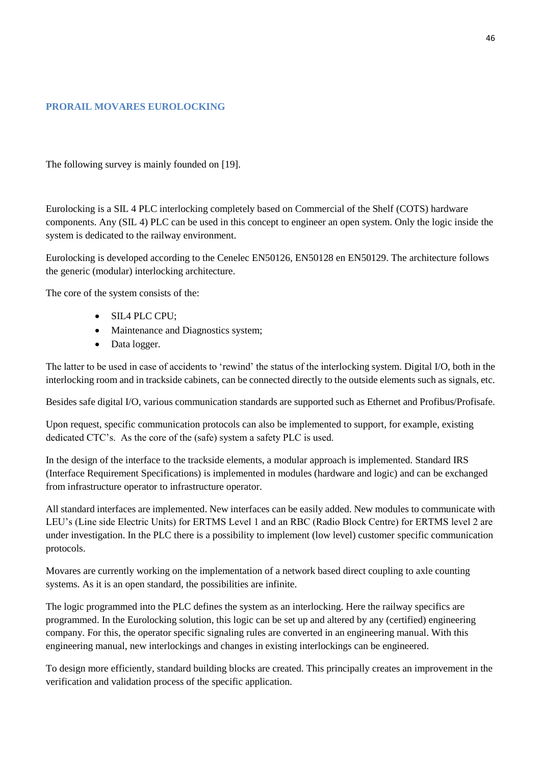## PRORAIL MOVARES EUROLOCKING

The following survey is mainly founded on [19].

Eurolocking is a SIL 4 PLC interlocking completely based on Commercial of the Shelf (COTS) hardware components. Any (SIL 4) PLC can be used in this concept to engineer an open system. Only the logic inside the system is dedicated to the railway environment.

Eurolocking is developed according to the Cenelec EN50126, EN50128 en EN50129. The architecture follows the generic (modular) interlocking architecture.

The core of the system consists of the:

- SIL4 PLC CPU;
- Maintenance and Diagnostics system;
- Data logger.

The latter to be used in case of accidents to 'rewind' the status of the interlocking system. Digital I/O, both in the interlocking room and in trackside cabinets, can be connected directly to the outside elements such as signals, etc.

Besides safe digital I/O, various communication standards are supported such as Ethernet and Profibus/Profisafe.

Upon request, specific communication protocols can also be implemented to support, for example, existing dedicated CTC's. As the core of the (safe) system a safety PLC is used.

In the design of the interface to the trackside elements, a modular approach is implemented. Standard IRS (Interface Requirement Specifications) is implemented in modules (hardware and logic) and can be exchanged from infrastructure operator to infrastructure operator.

All standard interfaces are implemented. New interfaces can be easily added. New modules to communicate with LEU's (Line side Electric Units) for ERTMS Level 1 and an RBC (Radio Block Centre) for ERTMS level 2 are under investigation. In the PLC there is a possibility to implement (low level) customer specific communication protocols.

Movares are currently working on the implementation of a network based direct coupling to axle counting systems. As it is an open standard, the possibilities are infinite.

The logic programmed into the PLC defines the system as an interlocking. Here the railway specifics are programmed. In the Eurolocking solution, this logic can be set up and altered by any (certified) engineering company. For this, the operator specific signaling rules are converted in an engineering manual. With this engineering manual, new interlockings and changes in existing interlockings can be engineered.

To design more efficiently, standard building blocks are created. This principally creates an improvement in the verification and validation process of the specific application.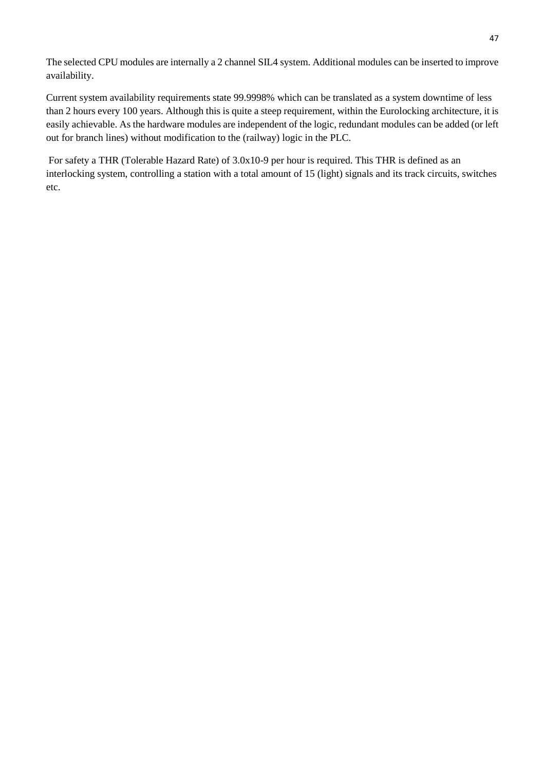The selected CPU modules are internally a 2 channel SIL4 system. Additional modules can be inserted to improve availability.

Current system availability requirements state 99.9998% which can be translated as a system downtime of less than 2 hours every 100 years. Although this is quite a steep requirement, within the Eurolocking architecture, it is easily achievable. As the hardware modules are independent of the logic, redundant modules can be added (or left out for branch lines) without modification to the (railway) logic in the PLC.

For safety a THR (Tolerable Hazard Rate) of 3.0x10-9 per hour is required. This THR is defined as an interlocking system, controlling a station with a total amount of 15 (light) signals and its track circuits, switches etc.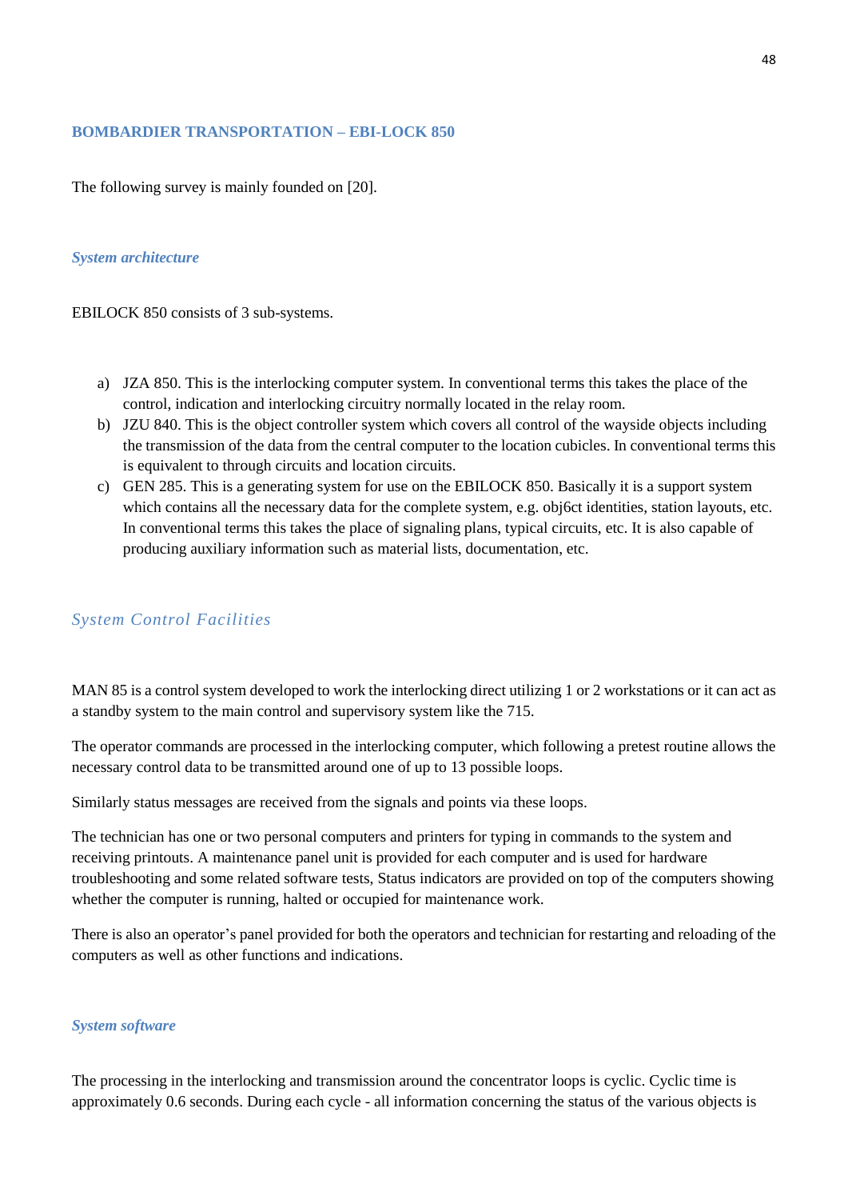## BOMBARDIER TRANSPORTATION – EBI-LOCK 850

The following survey is mainly founded on [20].

### *System architecture*

EBILOCK 850 consists of 3 sub-systems.

a) JZA 850. This is the interlocking computer system. In conventional terms this takes the place of the control, indication and interlocking circuitry normally located in the relay room.
b) JZU 840. This is the object controller system which covers all control of the wayside objects including the transmission of the data from the central computer to the location cubicles. In conventional terms this is equivalent to through circuits and location circuits.
c) GEN 285. This is a generating system for use on the EBILOCK 850. Basically it is a support system which contains all the necessary data for the complete system, e.g. obj6ct identities, station layouts, etc. In conventional terms this takes the place of signaling plans, typical circuits, etc. It is also capable of producing auxiliary information such as material lists, documentation, etc.

### *System Control Facilities*

MAN 85 is a control system developed to work the interlocking direct utilizing 1 or 2 workstations or it can act as a standby system to the main control and supervisory system like the 715.

The operator commands are processed in the interlocking computer, which following a pretest routine allows the necessary control data to be transmitted around one of up to 13 possible loops.

Similarly status messages are received from the signals and points via these loops.

The technician has one or two personal computers and printers for typing in commands to the system and receiving printouts. A maintenance panel unit is provided for each computer and is used for hardware troubleshooting and some related software tests, Status indicators are provided on top of the computers showing whether the computer is running, halted or occupied for maintenance work.

There is also an operator's panel provided for both the operators and technician for restarting and reloading of the computers as well as other functions and indications.

### *System software*

The processing in the interlocking and transmission around the concentrator loops is cyclic. Cyclic time is approximately 0.6 seconds. During each cycle - all information concerning the status of the various objects is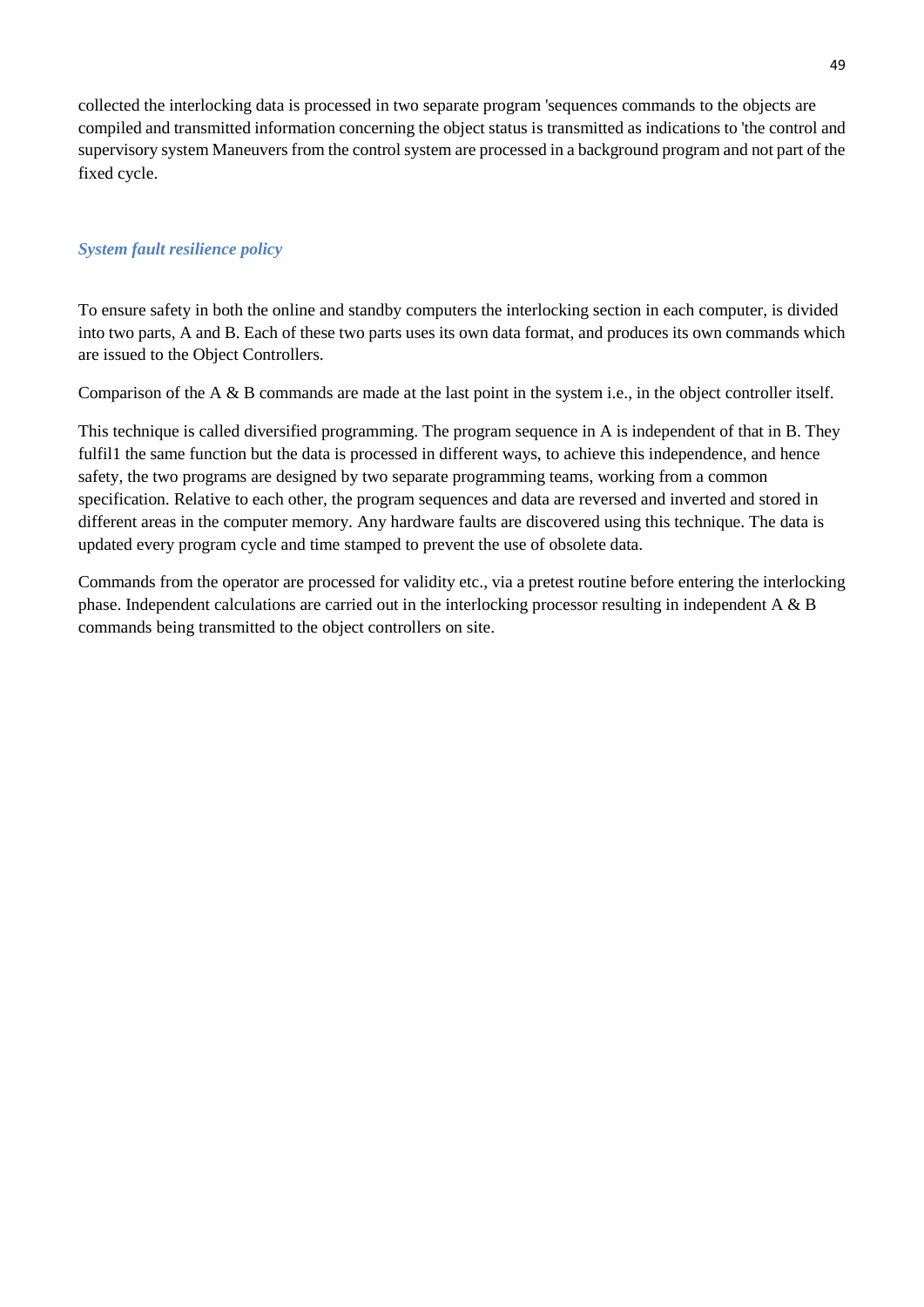collected the interlocking data is processed in two separate program 'sequences commands to the objects are compiled and transmitted information concerning the object status is transmitted as indications to 'the control and supervisory system Maneuvers from the control system are processed in a background program and not part of the fixed cycle.

### *System fault resilience policy*

To ensure safety in both the online and standby computers the interlocking section in each computer, is divided into two parts, A and B. Each of these two parts uses its own data format, and produces its own commands which are issued to the Object Controllers.

Comparison of the A & B commands are made at the last point in the system i.e., in the object controller itself.

This technique is called diversified programming. The program sequence in A is independent of that in B. They fulfil1 the same function but the data is processed in different ways, to achieve this independence, and hence safety, the two programs are designed by two separate programming teams, working from a common specification. Relative to each other, the program sequences and data are reversed and inverted and stored in different areas in the computer memory. Any hardware faults are discovered using this technique. The data is updated every program cycle and time stamped to prevent the use of obsolete data.

Commands from the operator are processed for validity etc., via a pretest routine before entering the interlocking phase. Independent calculations are carried out in the interlocking processor resulting in independent A & B commands being transmitted to the object controllers on site.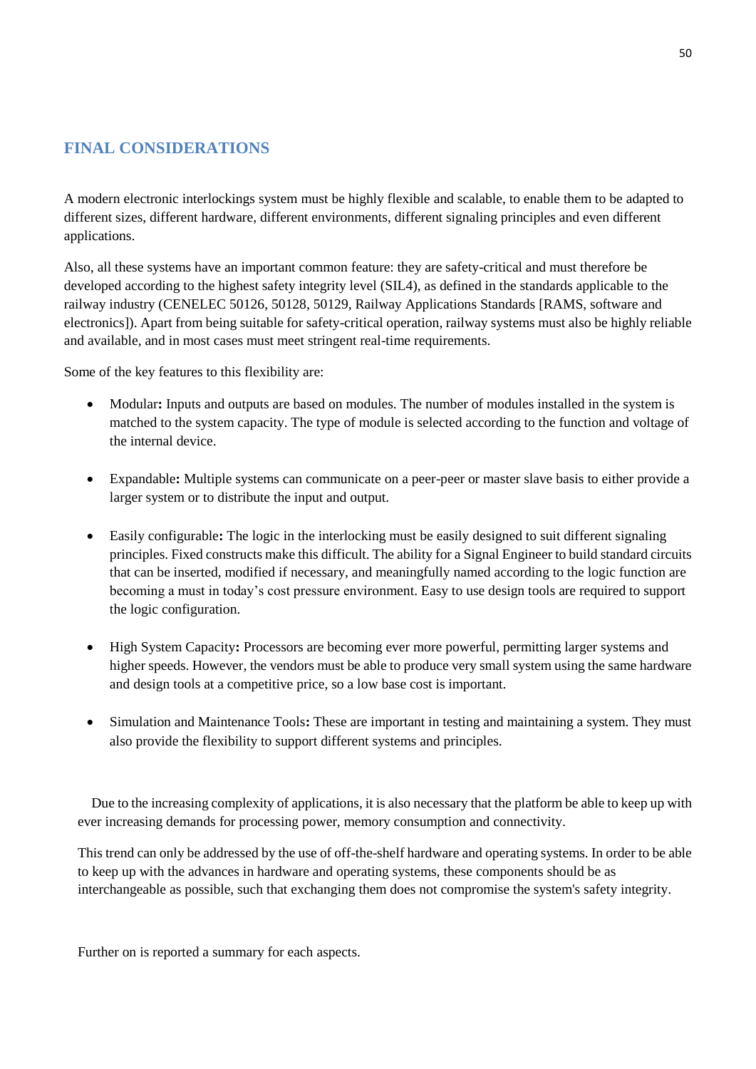## FINAL CONSIDERATIONS

A modern electronic interlockings system must be highly flexible and scalable, to enable them to be adapted to different sizes, different hardware, different environments, different signaling principles and even different applications.

Also, all these systems have an important common feature: they are safety-critical and must therefore be developed according to the highest safety integrity level (SIL4), as defined in the standards applicable to the railway industry (CENELEC 50126, 50128, 50129, Railway Applications Standards [RAMS, software and electronics]). Apart from being suitable for safety-critical operation, railway systems must also be highly reliable and available, and in most cases must meet stringent real-time requirements.

Some of the key features to this flexibility are:

- Modular**:** Inputs and outputs are based on modules. The number of modules installed in the system is matched to the system capacity. The type of module is selected according to the function and voltage of the internal device.
- Expandable**:** Multiple systems can communicate on a peer-peer or master slave basis to either provide a larger system or to distribute the input and output.
- Easily configurable**:** The logic in the interlocking must be easily designed to suit different signaling principles. Fixed constructs make this difficult. The ability for a Signal Engineer to build standard circuits that can be inserted, modified if necessary, and meaningfully named according to the logic function are becoming a must in today's cost pressure environment. Easy to use design tools are required to support the logic configuration.
- High System Capacity**:** Processors are becoming ever more powerful, permitting larger systems and higher speeds. However, the vendors must be able to produce very small system using the same hardware and design tools at a competitive price, so a low base cost is important.
- Simulation and Maintenance Tools**:** These are important in testing and maintaining a system. They must also provide the flexibility to support different systems and principles.

Due to the increasing complexity of applications, it is also necessary that the platform be able to keep up with ever increasing demands for processing power, memory consumption and connectivity.

This trend can only be addressed by the use of off-the-shelf hardware and operating systems. In order to be able to keep up with the advances in hardware and operating systems, these components should be as interchangeable as possible, such that exchanging them does not compromise the system's safety integrity.

Further on is reported a summary for each aspects.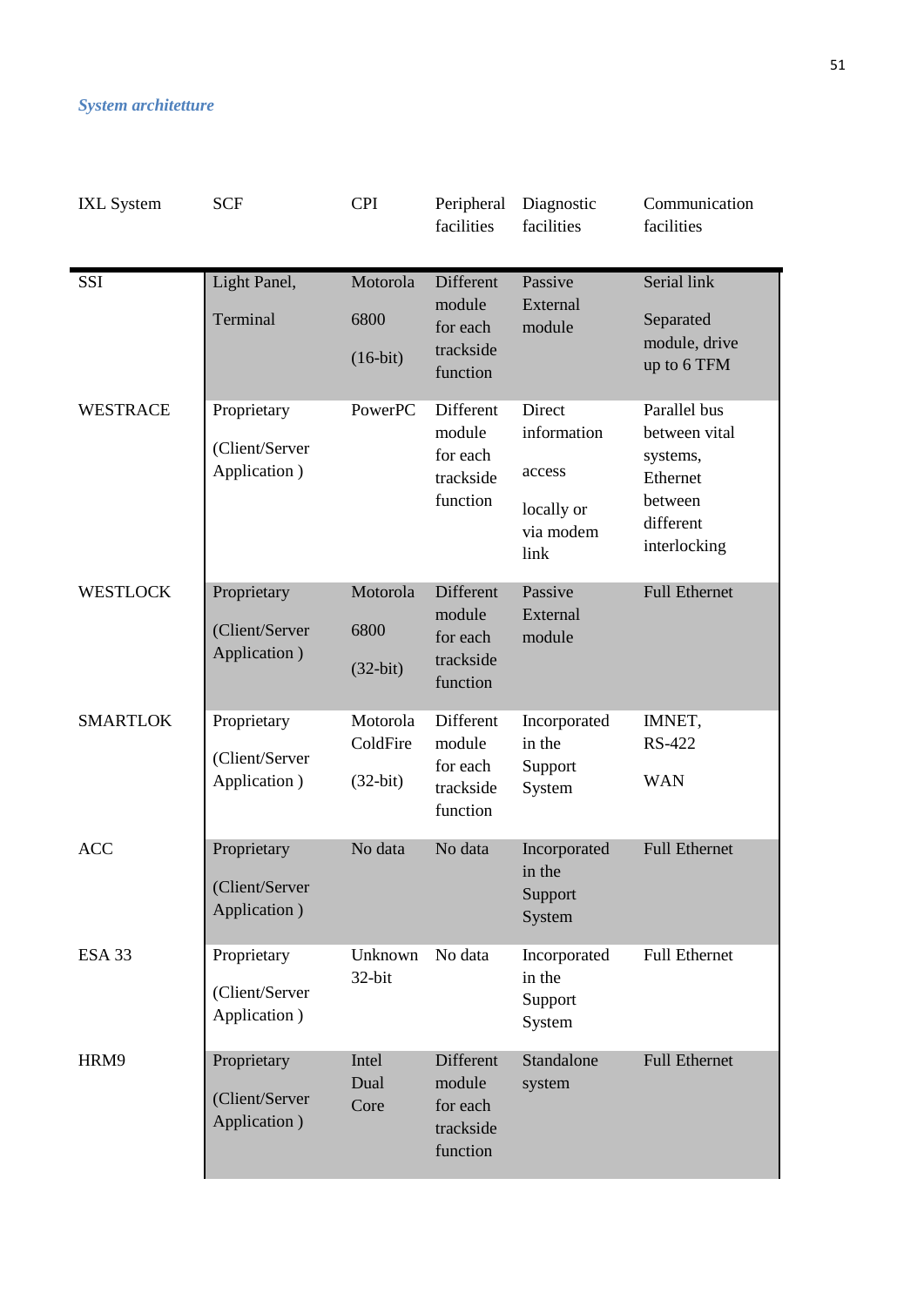*System architetture*

| IXL System | SCF | CPI | Peripheral facilities | Diagnostic facilities | Communication facilities |
|---|---|---|---|---|---|
| SSI | Light Panel, Terminal | Motorola 6800 (16-bit) | Different module for each trackside function | Passive External module | Serial link Separated module, drive up to 6 TFM |
| WESTRACE | Proprietary (Client/Server Application ) | PowerPC | Different module for each trackside function | Direct information access locally or via modem link | Parallel bus between vital systems, Ethernet between different interlocking |
| WESTLOCK | Proprietary (Client/Server Application ) | Motorola 6800 (32-bit) | Different module for each trackside function | Passive External module | Full Ethernet |
| SMARTLOK | Proprietary (Client/Server Application ) | Motorola ColdFire (32-bit) | Different module for each trackside function | Incorporated in the Support System | IMNET, RS-422 WAN |
| ACC | Proprietary (Client/Server Application ) | No data | No data | Incorporated in the Support System | Full Ethernet |
| ESA 33 | Proprietary (Client/Server Application ) | Unknown 32-bit | No data | Incorporated in the Support System | Full Ethernet |
| HRM9 | Proprietary (Client/Server Application ) | Intel Dual Core | Different module for each trackside function | Standalone system | Full Ethernet |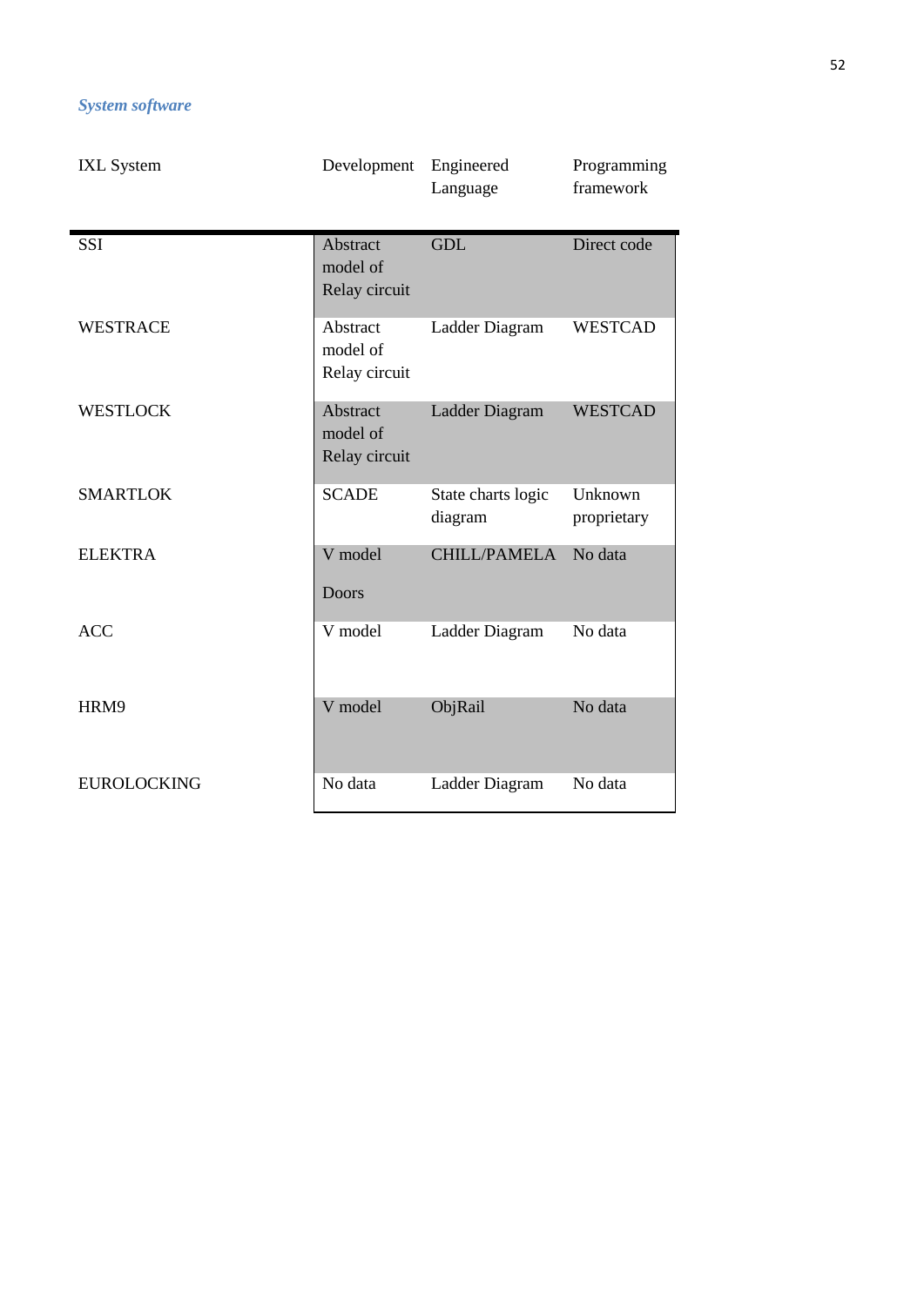*System software*

| IXL System | Development | Engineered Language | Programming framework |
|---|---|---|---|
| SSI | Abstract model of Relay circuit | GDL | Direct code |
| WESTRACE | Abstract model of Relay circuit | Ladder Diagram | WESTCAD |
| WESTLOCK | Abstract model of Relay circuit | Ladder Diagram | WESTCAD |
| SMARTLOK | SCADE | State charts logic diagram | Unknown proprietary |
| ELEKTRA | V model<br><br>Doors | CHILL/PAMELA | No data |
| ACC | V model | Ladder Diagram | No data |
| HRM9 | V model | ObjRail | No data |
| EUROLOCKING | No data | Ladder Diagram | No data |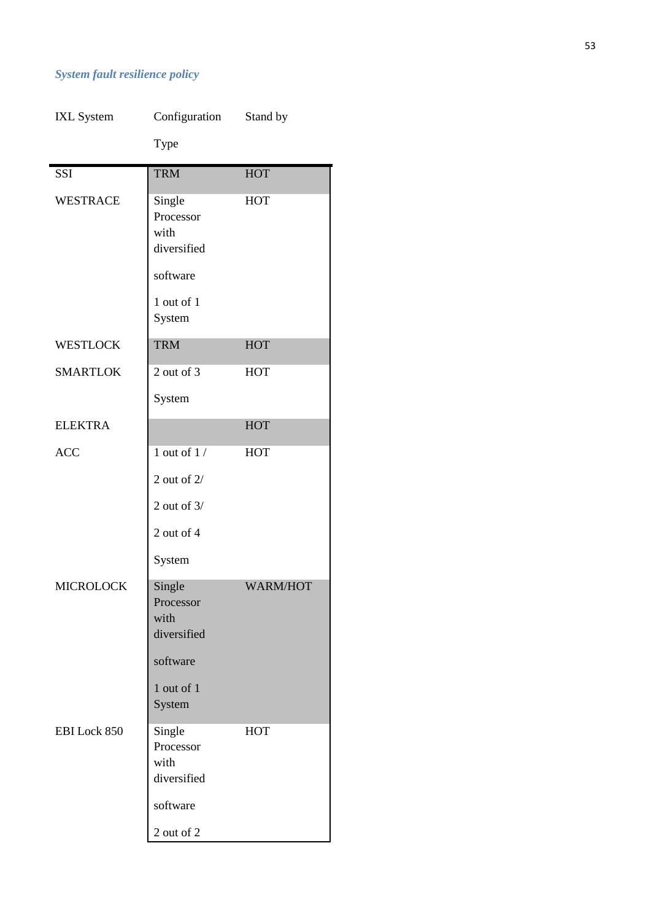*System fault resilience policy*

| IXL System | Configuration Type | Stand by |
|---|---|---|
| SSI | TRM | HOT |
| WESTRACE | Single Processor with diversified software 1 out of 1 System | HOT |
| WESTLOCK | TRM | HOT |
| SMARTLOK | 2 out of 3 System | HOT |
| ELEKTRA | | HOT |
| ACC | 1 out of 1 / 2 out of 2/ 2 out of 3/ 2 out of 4 System | HOT |
| MICROLOCK | Single Processor with diversified software 1 out of 1 System | WARM/HOT |
| EBI Lock 850 | Single Processor with diversified software 2 out of 2 | HOT |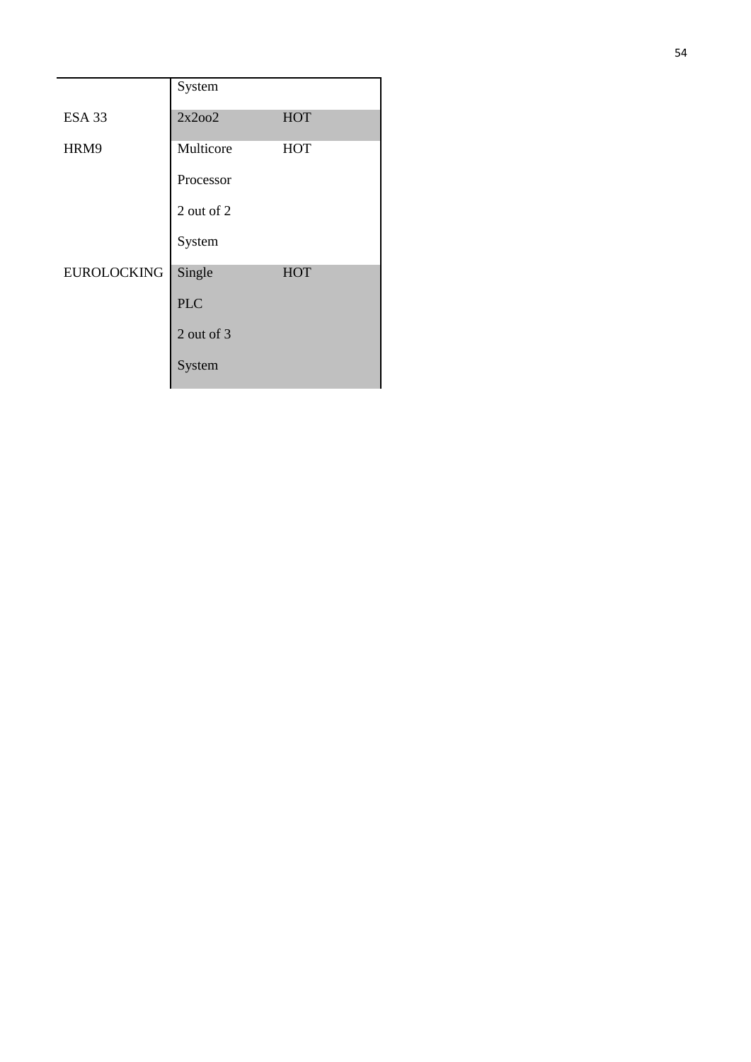| | | |
|---|---|---|
| | System | |
| ESA 33 | 2x2oo2 | HOT |
| HRM9 | Multicore Processor 2 out of 2 System | HOT |
| EUROLOCKING | Single PLC 2 out of 3 System | HOT |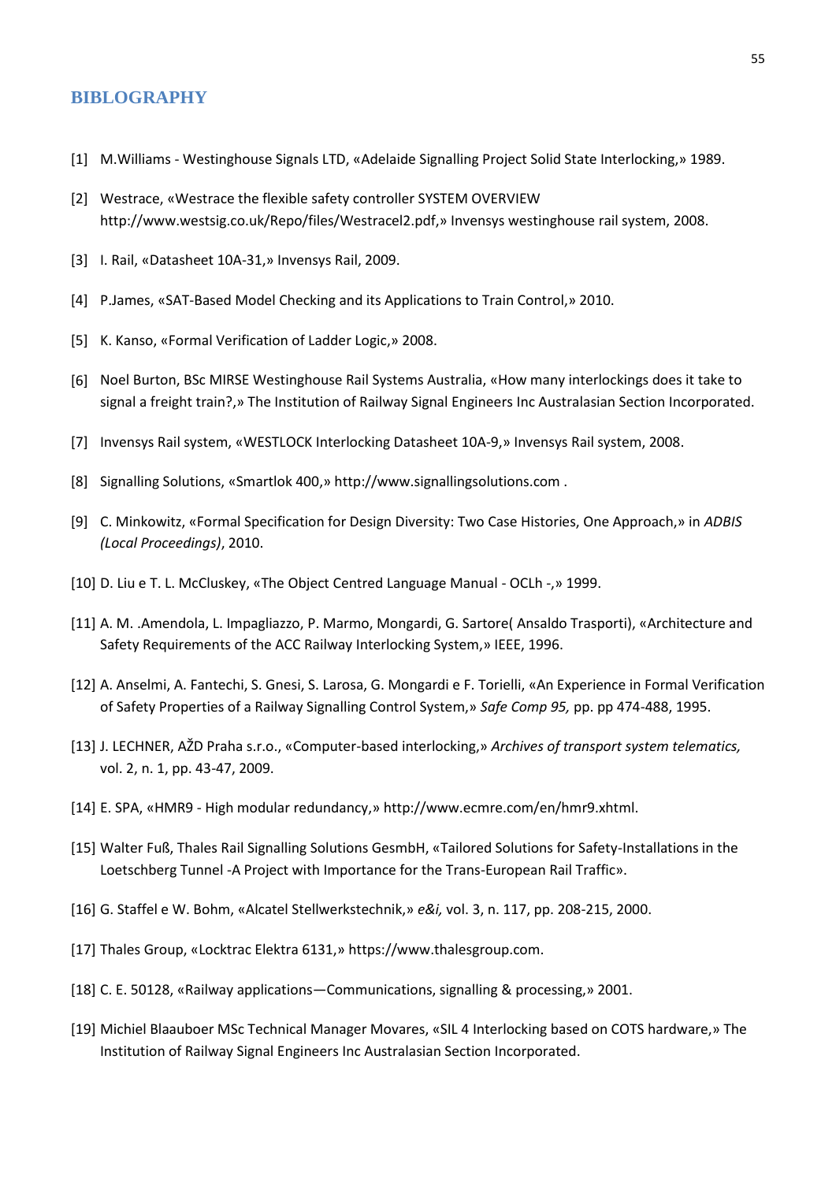# BIBLOGRAPHY

[1] M.Williams - Westinghouse Signals LTD, «Adelaide Signalling Project Solid State Interlocking,» 1989.

[2] Westrace, «Westrace the flexible safety controller SYSTEM OVERVIEW http://www.westsig.co.uk/Repo/files/Westracel2.pdf,» Invensys westinghouse rail system, 2008.

[3] I. Rail, «Datasheet 10A-31,» Invensys Rail, 2009.

[4] P.James, «SAT-Based Model Checking and its Applications to Train Control,» 2010.

[5] K. Kanso, «Formal Verification of Ladder Logic,» 2008.

[6] Noel Burton, BSc MIRSE Westinghouse Rail Systems Australia, «How many interlockings does it take to signal a freight train?,» The Institution of Railway Signal Engineers Inc Australasian Section Incorporated.

[7] Invensys Rail system, «WESTLOCK Interlocking Datasheet 10A-9,» Invensys Rail system, 2008.

[8] Signalling Solutions, «Smartlok 400,» http://www.signallingsolutions.com .

[9] C. Minkowitz, «Formal Specification for Design Diversity: Two Case Histories, One Approach,» in *ADBIS (Local Proceedings)*, 2010.

[10] D. Liu e T. L. McCluskey, «The Object Centred Language Manual - OCLh -,» 1999.

[11] A. M. .Amendola, L. Impagliazzo, P. Marmo, Mongardi, G. Sartore( Ansaldo Trasporti), «Architecture and Safety Requirements of the ACC Railway Interlocking System,» IEEE, 1996.

[12] A. Anselmi, A. Fantechi, S. Gnesi, S. Larosa, G. Mongardi e F. Torielli, «An Experience in Formal Verification of Safety Properties of a Railway Signalling Control System,» *Safe Comp 95,* pp. pp 474-488, 1995.

[13] J. LECHNER, AŽD Praha s.r.o., «Computer-based interlocking,» *Archives of transport system telematics,* vol. 2, n. 1, pp. 43-47, 2009.

[14] E. SPA, «HMR9 - High modular redundancy,» http://www.ecmre.com/en/hmr9.xhtml.

[15] Walter Fuß, Thales Rail Signalling Solutions GesmbH, «Tailored Solutions for Safety-Installations in the Loetschberg Tunnel -A Project with Importance for the Trans-European Rail Traffic».

[16] G. Staffel e W. Bohm, «Alcatel Stellwerkstechnik,» *e&i,* vol. 3, n. 117, pp. 208-215, 2000.

[17] Thales Group, «Locktrac Elektra 6131,» https://www.thalesgroup.com.

[18] C. E. 50128, «Railway applications—Communications, signalling & processing,» 2001.

[19] Michiel Blaauboer MSc Technical Manager Movares, «SIL 4 Interlocking based on COTS hardware,» The Institution of Railway Signal Engineers Inc Australasian Section Incorporated.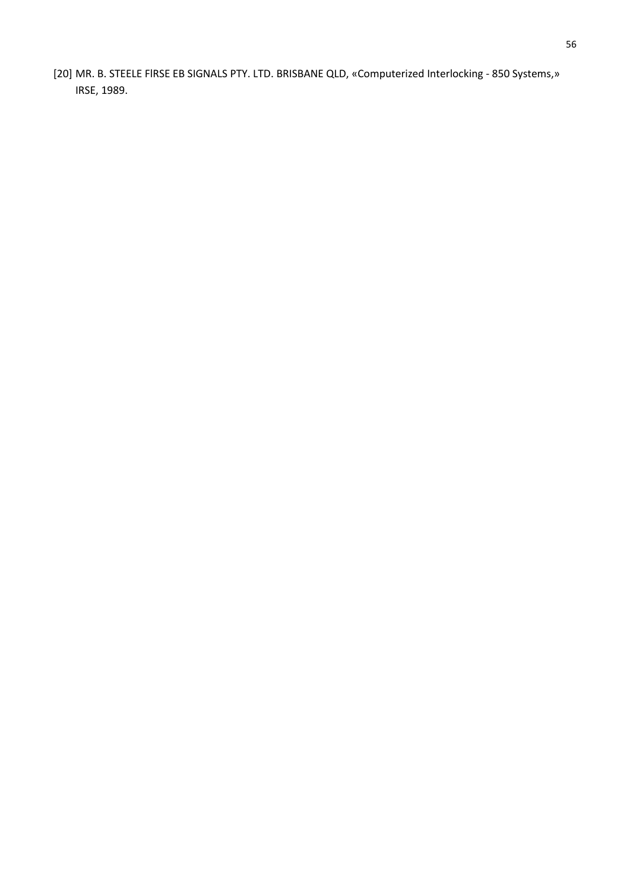[20] MR. B. STEELE FIRSE EB SIGNALS PTY. LTD. BRISBANE QLD, «Computerized Interlocking - 850 Systems,» IRSE, 1989.